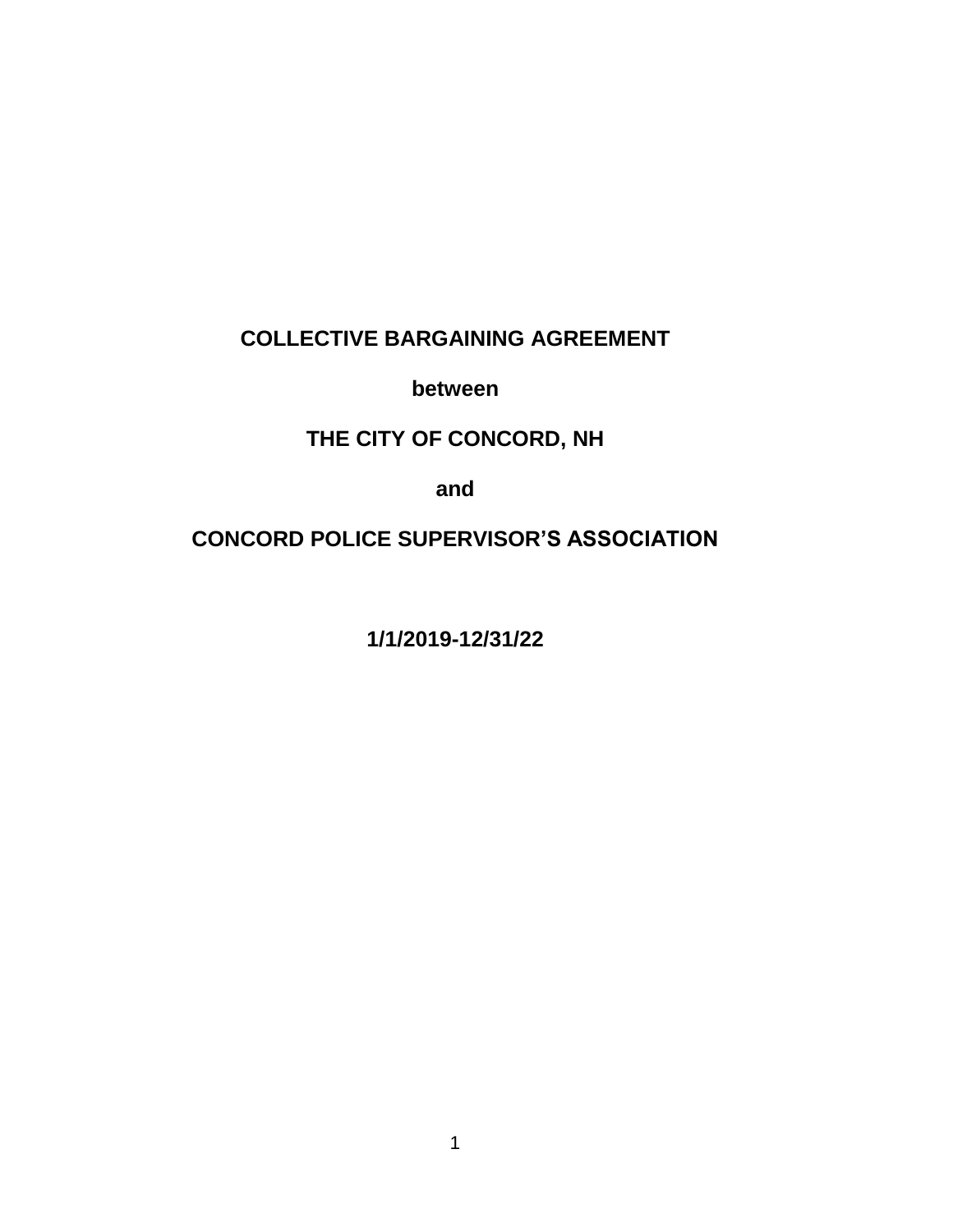**COLLECTIVE BARGAINING AGREEMENT**

**between**

**THE CITY OF CONCORD, NH**

**and**

**CONCORD POLICE SUPERVISOR'S ASSOCIATION**

**1/1/2019-12/31/22**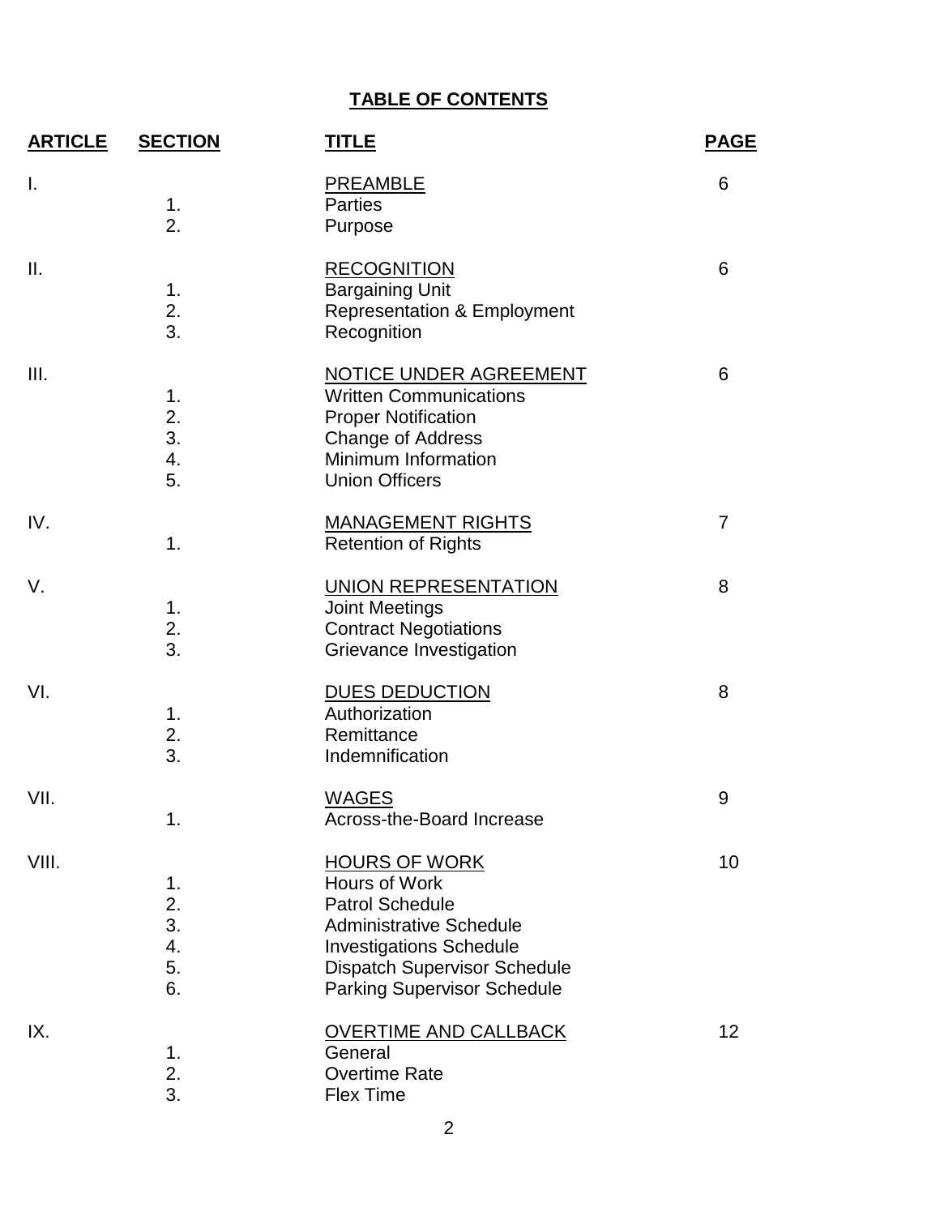## TABLE OF CONTENTS

| ARTICLE | SECTION | TITLE | PAGE |
|---|---|---|---|
| I. | | PREAMBLE | 6 |
| | 1. | Parties | |
| | 2. | Purpose | |
| II. | | RECOGNITION | 6 |
| | 1. | Bargaining Unit | |
| | 2. | Representation & Employment | |
| | 3. | Recognition | |
| III. | | NOTICE UNDER AGREEMENT | 6 |
| | 1. | Written Communications | |
| | 2. | Proper Notification | |
| | 3. | Change of Address | |
| | 4. | Minimum Information | |
| | 5. | Union Officers | |
| IV. | | MANAGEMENT RIGHTS | 7 |
| | 1. | Retention of Rights | |
| V. | | UNION REPRESENTATION | 8 |
| | 1. | Joint Meetings | |
| | 2. | Contract Negotiations | |
| | 3. | Grievance Investigation | |
| VI. | | DUES DEDUCTION | 8 |
| | 1. | Authorization | |
| | 2. | Remittance | |
| | 3. | Indemnification | |
| VII. | | WAGES | 9 |
| | 1. | Across-the-Board Increase | |
| VIII. | | HOURS OF WORK | 10 |
| | 1. | Hours of Work | |
| | 2. | Patrol Schedule | |
| | 3. | Administrative Schedule | |
| | 4. | Investigations Schedule | |
| | 5. | Dispatch Supervisor Schedule | |
| | 6. | Parking Supervisor Schedule | |
| IX. | | OVERTIME AND CALLBACK | 12 |
| | 1. | General | |
| | 2. | Overtime Rate | |
| | 3. | Flex Time | |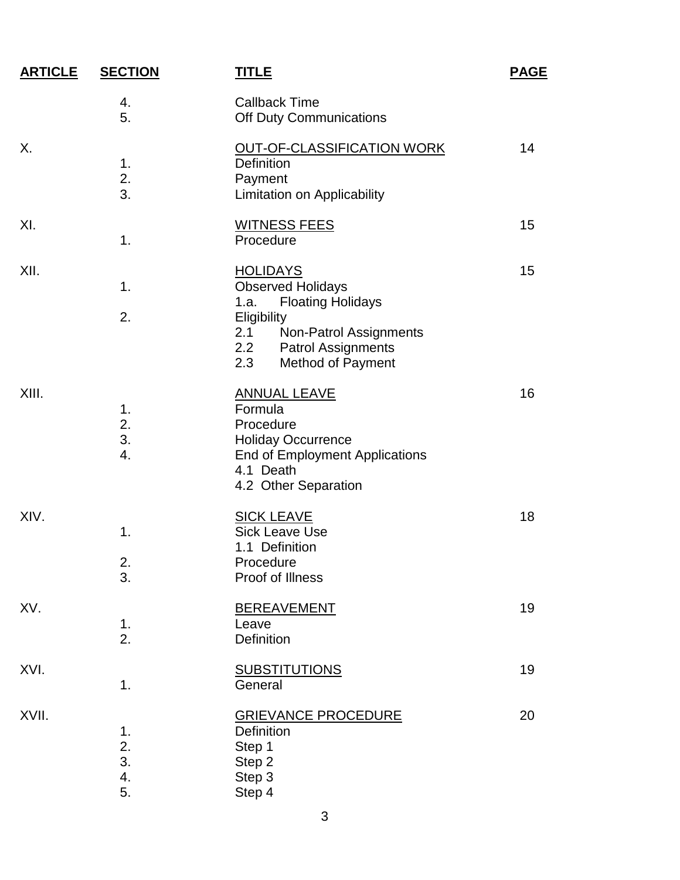| ARTICLE | SECTION | TITLE | PAGE |
|---|---|---|---|
| | 4. | Callback Time | |
| | 5. | Off Duty Communications | |
| X. | | OUT-OF-CLASSIFICATION WORK | 14 |
| | 1. | Definition | |
| | 2. | Payment | |
| | 3. | Limitation on Applicability | |
| XI. | | WITNESS FEES | 15 |
| | 1. | Procedure | |
| XII. | | HOLIDAYS | 15 |
| | 1. | Observed Holidays | |
| | | 1.a. Floating Holidays | |
| | 2. | Eligibility | |
| | | 2.1 Non-Patrol Assignments | |
| | | 2.2 Patrol Assignments | |
| | | 2.3 Method of Payment | |
| XIII. | | ANNUAL LEAVE | 16 |
| | 1. | Formula | |
| | 2. | Procedure | |
| | 3. | Holiday Occurrence | |
| | 4. | End of Employment Applications | |
| | | 4.1 Death | |
| | | 4.2 Other Separation | |
| XIV. | | SICK LEAVE | 18 |
| | 1. | Sick Leave Use | |
| | | 1.1 Definition | |
| | 2. | Procedure | |
| | 3. | Proof of Illness | |
| XV. | | BEREAVEMENT | 19 |
| | 1. | Leave | |
| | 2. | Definition | |
| XVI. | | SUBSTITUTIONS | 19 |
| | 1. | General | |
| XVII. | | GRIEVANCE PROCEDURE | 20 |
| | 1. | Definition | |
| | 2. | Step 1 | |
| | 3. | Step 2 | |
| | 4. | Step 3 | |
| | 5. | Step 4 | |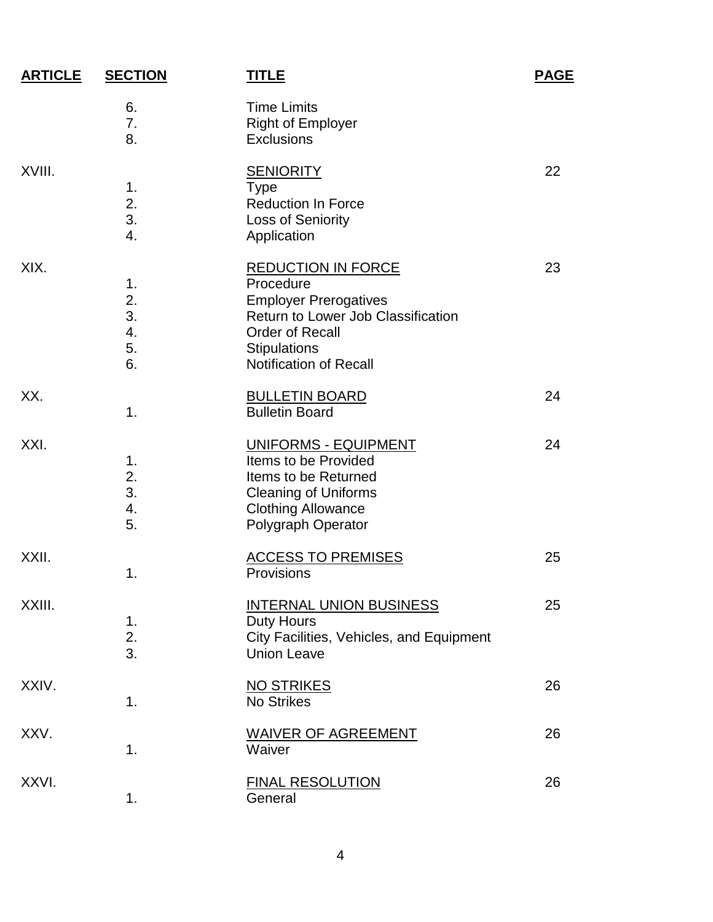| ARTICLE | SECTION | TITLE | PAGE |
|---|---|---|---|
| | 6. | Time Limits | |
| | 7. | Right of Employer | |
| | 8. | Exclusions | |
| XVIII. | | SENIORITY | 22 |
| | 1. | Type | |
| | 2. | Reduction In Force | |
| | 3. | Loss of Seniority | |
| | 4. | Application | |
| XIX. | | REDUCTION IN FORCE | 23 |
| | 1. | Procedure | |
| | 2. | Employer Prerogatives | |
| | 3. | Return to Lower Job Classification | |
| | 4. | Order of Recall | |
| | 5. | Stipulations | |
| | 6. | Notification of Recall | |
| XX. | | BULLETIN BOARD | 24 |
| | 1. | Bulletin Board | |
| XXI. | | UNIFORMS - EQUIPMENT | 24 |
| | 1. | Items to be Provided | |
| | 2. | Items to be Returned | |
| | 3. | Cleaning of Uniforms | |
| | 4. | Clothing Allowance | |
| | 5. | Polygraph Operator | |
| XXII. | | ACCESS TO PREMISES | 25 |
| | 1. | Provisions | |
| XXIII. | | INTERNAL UNION BUSINESS | 25 |
| | 1. | Duty Hours | |
| | 2. | City Facilities, Vehicles, and Equipment | |
| | 3. | Union Leave | |
| XXIV. | | NO STRIKES | 26 |
| | 1. | No Strikes | |
| XXV. | | WAIVER OF AGREEMENT | 26 |
| | 1. | Waiver | |
| XXVI. | | FINAL RESOLUTION | 26 |
| | 1. | General | |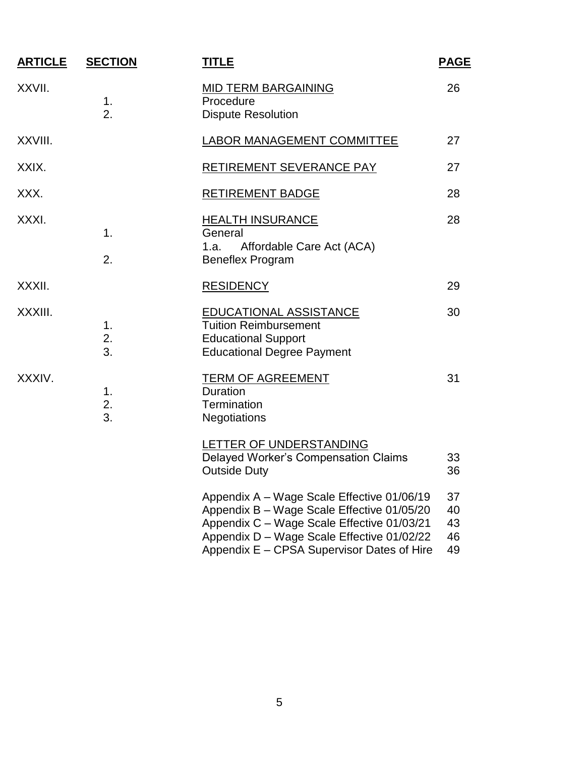| ARTICLE | SECTION | TITLE | PAGE |
|---|---|---|---|
| XXVII. | | MID TERM BARGAINING | 26 |
| | 1. | Procedure | |
| | 2. | Dispute Resolution | |
| XXVIII. | | LABOR MANAGEMENT COMMITTEE | 27 |
| XXIX. | | RETIREMENT SEVERANCE PAY | 27 |
| XXX. | | RETIREMENT BADGE | 28 |
| XXXI. | | HEALTH INSURANCE | 28 |
| | 1. | General | |
| | | 1.a. Affordable Care Act (ACA) | |
| | 2. | Beneflex Program | |
| XXXII. | | RESIDENCY | 29 |
| XXXIII. | | EDUCATIONAL ASSISTANCE | 30 |
| | 1. | Tuition Reimbursement | |
| | 2. | Educational Support | |
| | 3. | Educational Degree Payment | |
| XXXIV. | | TERM OF AGREEMENT | 31 |
| | 1. | Duration | |
| | 2. | Termination | |
| | 3. | Negotiations | |
| | | LETTER OF UNDERSTANDING | |
| | | Delayed Worker's Compensation Claims | 33 |
| | | Outside Duty | 36 |
| | | Appendix A – Wage Scale Effective 01/06/19 | 37 |
| | | Appendix B – Wage Scale Effective 01/05/20 | 40 |
| | | Appendix C – Wage Scale Effective 01/03/21 | 43 |
| | | Appendix D – Wage Scale Effective 01/02/22 | 46 |
| | | Appendix E – CPSA Supervisor Dates of Hire | 49 |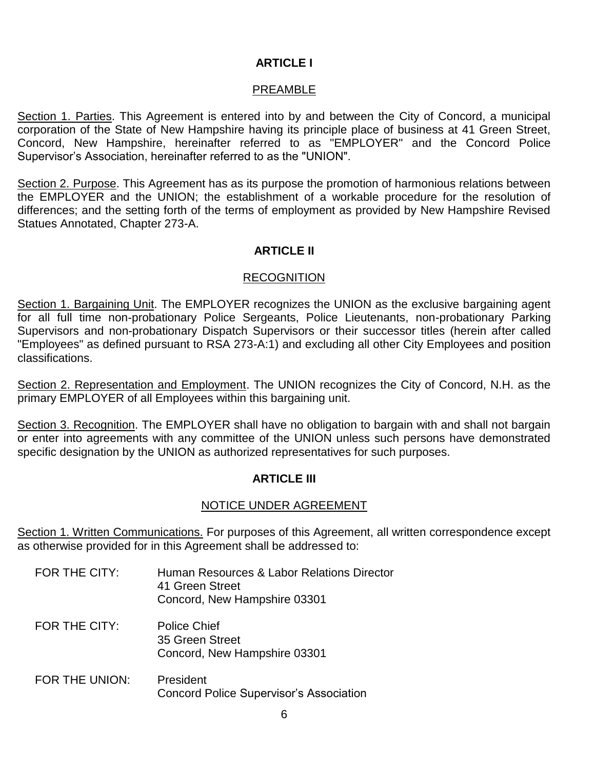## ARTICLE I

### PREAMBLE

Section 1. Parties. This Agreement is entered into by and between the City of Concord, a municipal corporation of the State of New Hampshire having its principle place of business at 41 Green Street, Concord, New Hampshire, hereinafter referred to as "EMPLOYER" and the Concord Police Supervisor's Association, hereinafter referred to as the "UNION".

Section 2. Purpose. This Agreement has as its purpose the promotion of harmonious relations between the EMPLOYER and the UNION; the establishment of a workable procedure for the resolution of differences; and the setting forth of the terms of employment as provided by New Hampshire Revised Statues Annotated, Chapter 273-A.

## ARTICLE II

### RECOGNITION

Section 1. Bargaining Unit. The EMPLOYER recognizes the UNION as the exclusive bargaining agent for all full time non-probationary Police Sergeants, Police Lieutenants, non-probationary Parking Supervisors and non-probationary Dispatch Supervisors or their successor titles (herein after called "Employees" as defined pursuant to RSA 273-A:1) and excluding all other City Employees and position classifications.

Section 2. Representation and Employment. The UNION recognizes the City of Concord, N.H. as the primary EMPLOYER of all Employees within this bargaining unit.

Section 3. Recognition. The EMPLOYER shall have no obligation to bargain with and shall not bargain or enter into agreements with any committee of the UNION unless such persons have demonstrated specific designation by the UNION as authorized representatives for such purposes.

## ARTICLE III

### NOTICE UNDER AGREEMENT

Section 1. Written Communications. For purposes of this Agreement, all written correspondence except as otherwise provided for in this Agreement shall be addressed to:

FOR THE CITY: Human Resources & Labor Relations Director
41 Green Street
Concord, New Hampshire 03301

FOR THE CITY: Police Chief
35 Green Street
Concord, New Hampshire 03301

FOR THE UNION: President
Concord Police Supervisor's Association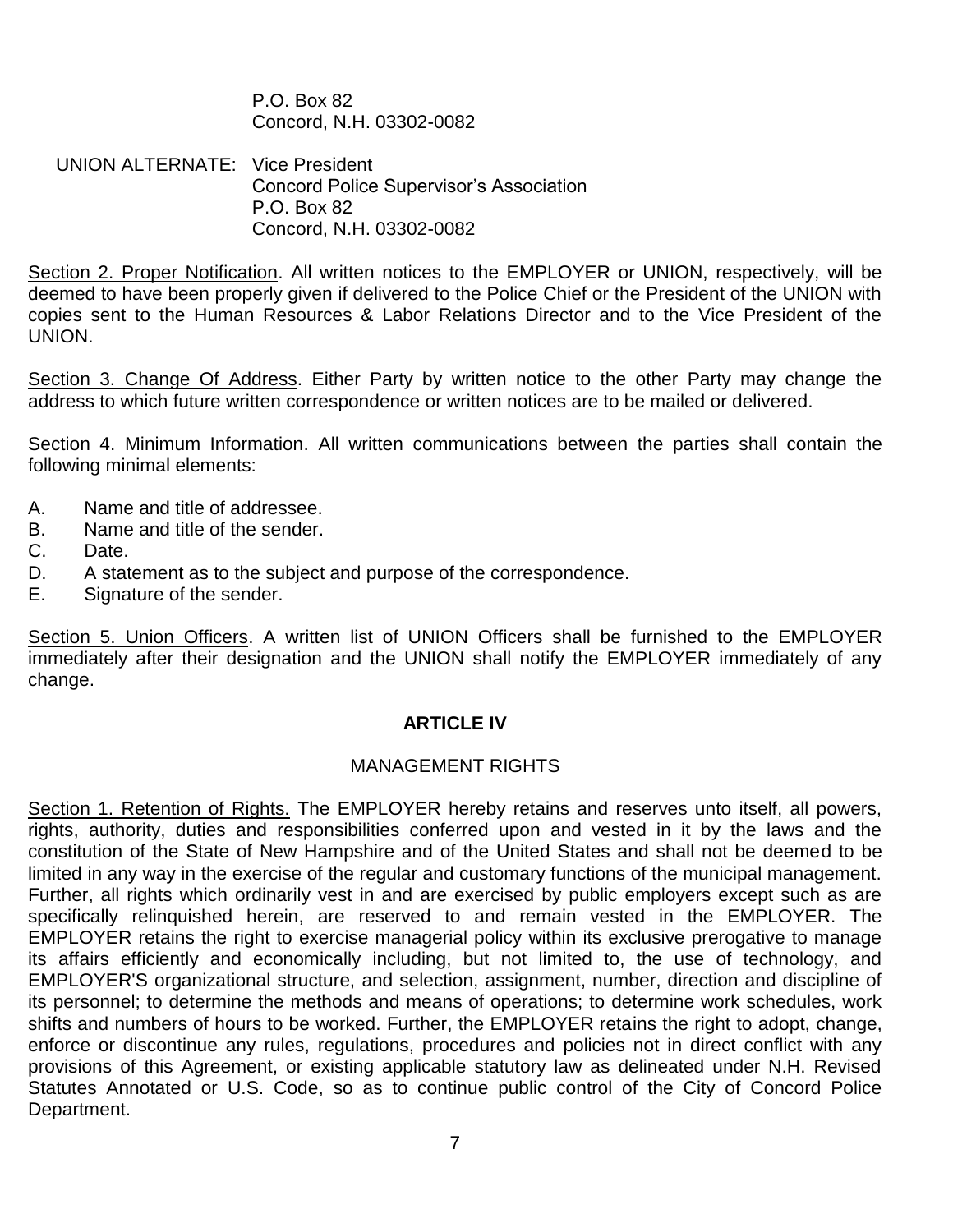P.O. Box 82
Concord, N.H. 03302-0082

UNION ALTERNATE: Vice President
Concord Police Supervisor's Association
P.O. Box 82
Concord, N.H. 03302-0082

Section 2. Proper Notification. All written notices to the EMPLOYER or UNION, respectively, will be deemed to have been properly given if delivered to the Police Chief or the President of the UNION with copies sent to the Human Resources & Labor Relations Director and to the Vice President of the UNION.

Section 3. Change Of Address. Either Party by written notice to the other Party may change the address to which future written correspondence or written notices are to be mailed or delivered.

Section 4. Minimum Information. All written communications between the parties shall contain the following minimal elements:

A. Name and title of addressee.
B. Name and title of the sender.
C. Date.
D. A statement as to the subject and purpose of the correspondence.
E. Signature of the sender.

Section 5. Union Officers. A written list of UNION Officers shall be furnished to the EMPLOYER immediately after their designation and the UNION shall notify the EMPLOYER immediately of any change.

## ARTICLE IV

### MANAGEMENT RIGHTS

Section 1. Retention of Rights. The EMPLOYER hereby retains and reserves unto itself, all powers, rights, authority, duties and responsibilities conferred upon and vested in it by the laws and the constitution of the State of New Hampshire and of the United States and shall not be deemed to be limited in any way in the exercise of the regular and customary functions of the municipal management. Further, all rights which ordinarily vest in and are exercised by public employers except such as are specifically relinquished herein, are reserved to and remain vested in the EMPLOYER. The EMPLOYER retains the right to exercise managerial policy within its exclusive prerogative to manage its affairs efficiently and economically including, but not limited to, the use of technology, and EMPLOYER'S organizational structure, and selection, assignment, number, direction and discipline of its personnel; to determine the methods and means of operations; to determine work schedules, work shifts and numbers of hours to be worked. Further, the EMPLOYER retains the right to adopt, change, enforce or discontinue any rules, regulations, procedures and policies not in direct conflict with any provisions of this Agreement, or existing applicable statutory law as delineated under N.H. Revised Statutes Annotated or U.S. Code, so as to continue public control of the City of Concord Police Department.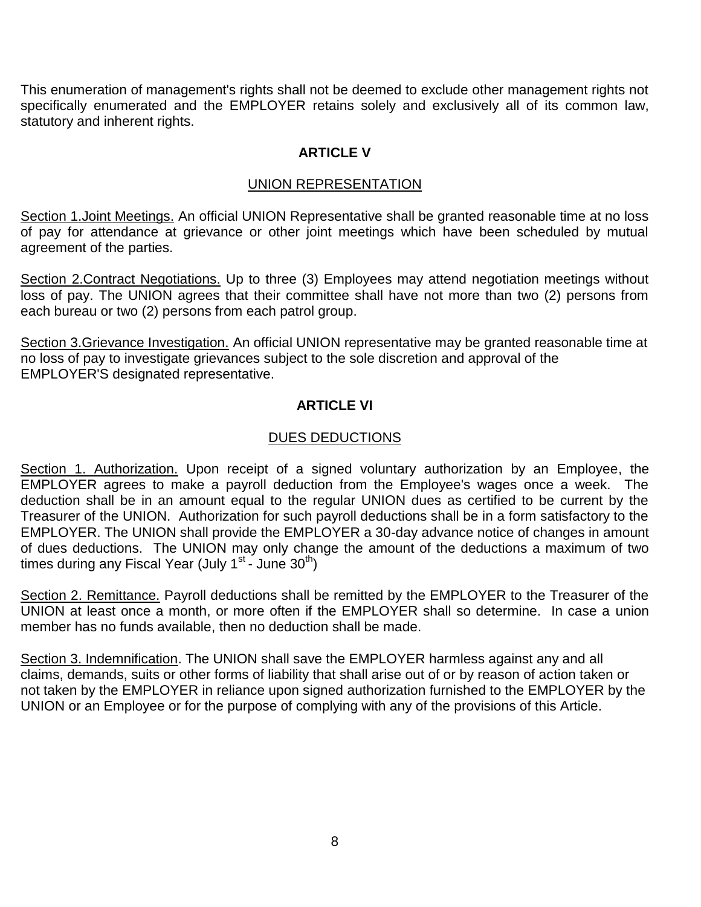This enumeration of management's rights shall not be deemed to exclude other management rights not specifically enumerated and the EMPLOYER retains solely and exclusively all of its common law, statutory and inherent rights.

## ARTICLE V

### UNION REPRESENTATION

Section 1.Joint Meetings. An official UNION Representative shall be granted reasonable time at no loss of pay for attendance at grievance or other joint meetings which have been scheduled by mutual agreement of the parties.

Section 2.Contract Negotiations. Up to three (3) Employees may attend negotiation meetings without loss of pay. The UNION agrees that their committee shall have not more than two (2) persons from each bureau or two (2) persons from each patrol group.

Section 3.Grievance Investigation. An official UNION representative may be granted reasonable time at no loss of pay to investigate grievances subject to the sole discretion and approval of the EMPLOYER'S designated representative.

## ARTICLE VI

### DUES DEDUCTIONS

Section 1. Authorization. Upon receipt of a signed voluntary authorization by an Employee, the EMPLOYER agrees to make a payroll deduction from the Employee's wages once a week. The deduction shall be in an amount equal to the regular UNION dues as certified to be current by the Treasurer of the UNION. Authorization for such payroll deductions shall be in a form satisfactory to the EMPLOYER. The UNION shall provide the EMPLOYER a 30-day advance notice of changes in amount of dues deductions. The UNION may only change the amount of the deductions a maximum of two times during any Fiscal Year (July 1st - June 30th)

Section 2. Remittance. Payroll deductions shall be remitted by the EMPLOYER to the Treasurer of the UNION at least once a month, or more often if the EMPLOYER shall so determine. In case a union member has no funds available, then no deduction shall be made.

Section 3. Indemnification. The UNION shall save the EMPLOYER harmless against any and all claims, demands, suits or other forms of liability that shall arise out of or by reason of action taken or not taken by the EMPLOYER in reliance upon signed authorization furnished to the EMPLOYER by the UNION or an Employee or for the purpose of complying with any of the provisions of this Article.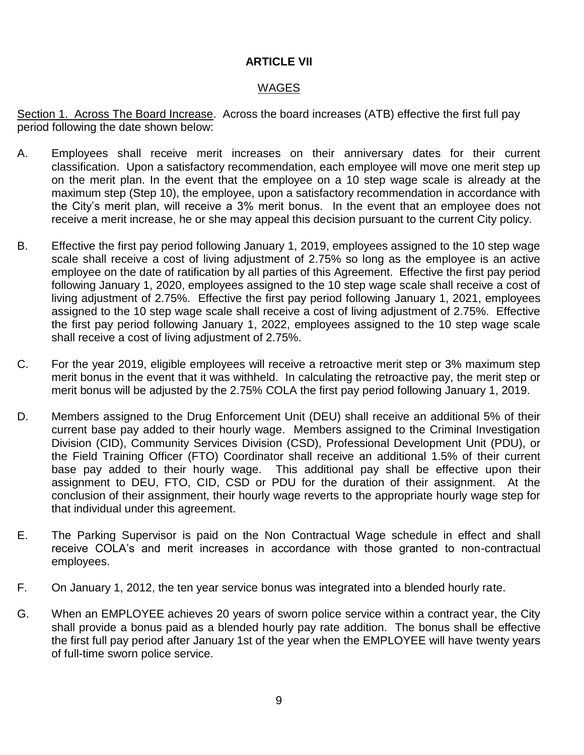# ARTICLE VII

## WAGES

Section 1. Across The Board Increase. Across the board increases (ATB) effective the first full pay period following the date shown below:

A. Employees shall receive merit increases on their anniversary dates for their current classification. Upon a satisfactory recommendation, each employee will move one merit step up on the merit plan. In the event that the employee on a 10 step wage scale is already at the maximum step (Step 10), the employee, upon a satisfactory recommendation in accordance with the City's merit plan, will receive a 3% merit bonus. In the event that an employee does not receive a merit increase, he or she may appeal this decision pursuant to the current City policy.

B. Effective the first pay period following January 1, 2019, employees assigned to the 10 step wage scale shall receive a cost of living adjustment of 2.75% so long as the employee is an active employee on the date of ratification by all parties of this Agreement. Effective the first pay period following January 1, 2020, employees assigned to the 10 step wage scale shall receive a cost of living adjustment of 2.75%. Effective the first pay period following January 1, 2021, employees assigned to the 10 step wage scale shall receive a cost of living adjustment of 2.75%. Effective the first pay period following January 1, 2022, employees assigned to the 10 step wage scale shall receive a cost of living adjustment of 2.75%.

C. For the year 2019, eligible employees will receive a retroactive merit step or 3% maximum step merit bonus in the event that it was withheld. In calculating the retroactive pay, the merit step or merit bonus will be adjusted by the 2.75% COLA the first pay period following January 1, 2019.

D. Members assigned to the Drug Enforcement Unit (DEU) shall receive an additional 5% of their current base pay added to their hourly wage. Members assigned to the Criminal Investigation Division (CID), Community Services Division (CSD), Professional Development Unit (PDU), or the Field Training Officer (FTO) Coordinator shall receive an additional 1.5% of their current base pay added to their hourly wage. This additional pay shall be effective upon their assignment to DEU, FTO, CID, CSD or PDU for the duration of their assignment. At the conclusion of their assignment, their hourly wage reverts to the appropriate hourly wage step for that individual under this agreement.

E. The Parking Supervisor is paid on the Non Contractual Wage schedule in effect and shall receive COLA's and merit increases in accordance with those granted to non-contractual employees.

F. On January 1, 2012, the ten year service bonus was integrated into a blended hourly rate.

G. When an EMPLOYEE achieves 20 years of sworn police service within a contract year, the City shall provide a bonus paid as a blended hourly pay rate addition. The bonus shall be effective the first full pay period after January 1st of the year when the EMPLOYEE will have twenty years of full-time sworn police service.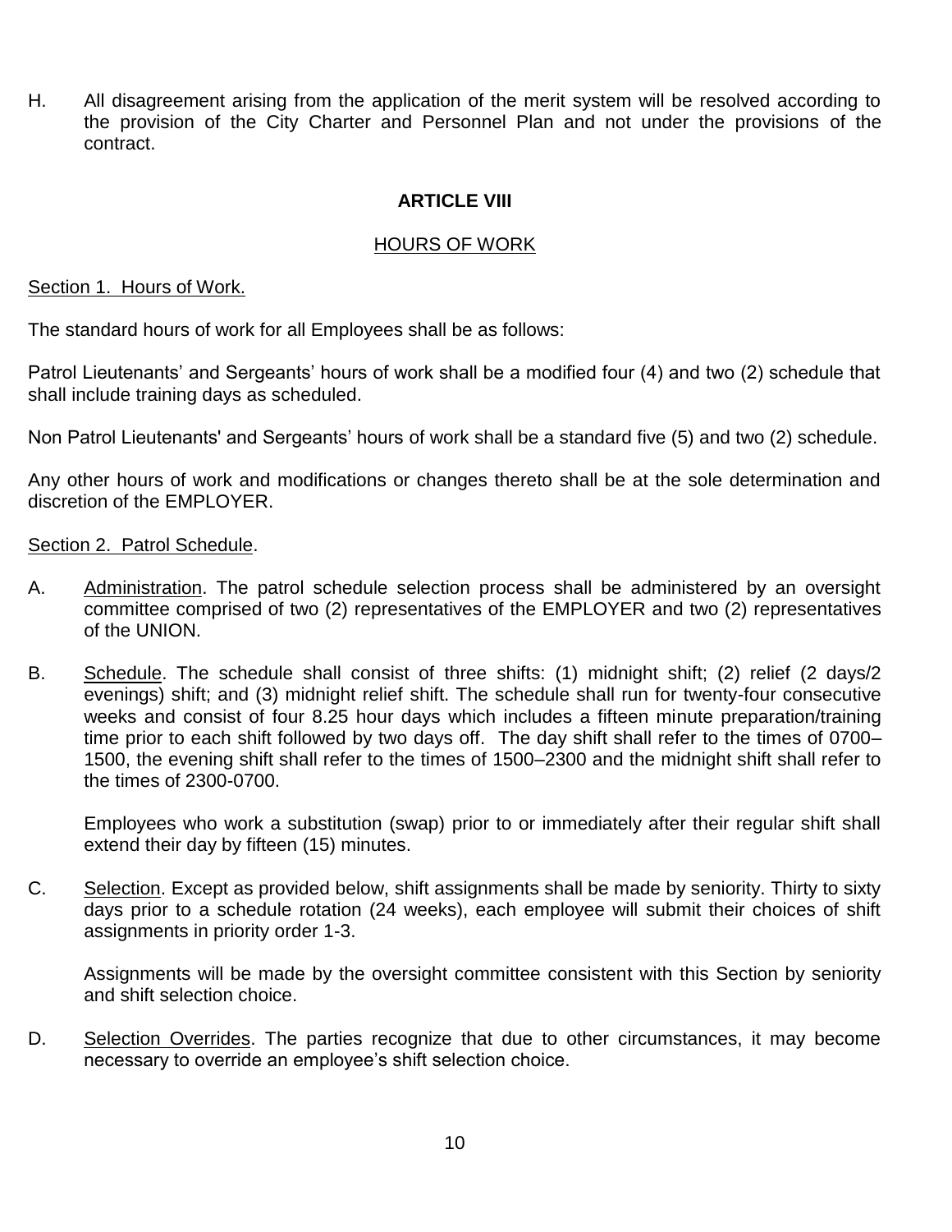H. All disagreement arising from the application of the merit system will be resolved according to the provision of the City Charter and Personnel Plan and not under the provisions of the contract.

## ARTICLE VIII

### HOURS OF WORK

Section 1. Hours of Work.

The standard hours of work for all Employees shall be as follows:

Patrol Lieutenants' and Sergeants' hours of work shall be a modified four (4) and two (2) schedule that shall include training days as scheduled.

Non Patrol Lieutenants' and Sergeants' hours of work shall be a standard five (5) and two (2) schedule.

Any other hours of work and modifications or changes thereto shall be at the sole determination and discretion of the EMPLOYER.

Section 2. Patrol Schedule.

A. Administration. The patrol schedule selection process shall be administered by an oversight committee comprised of two (2) representatives of the EMPLOYER and two (2) representatives of the UNION.

B. Schedule. The schedule shall consist of three shifts: (1) midnight shift; (2) relief (2 days/2 evenings) shift; and (3) midnight relief shift. The schedule shall run for twenty-four consecutive weeks and consist of four 8.25 hour days which includes a fifteen minute preparation/training time prior to each shift followed by two days off. The day shift shall refer to the times of 0700–1500, the evening shift shall refer to the times of 1500–2300 and the midnight shift shall refer to the times of 2300-0700.

   Employees who work a substitution (swap) prior to or immediately after their regular shift shall extend their day by fifteen (15) minutes.

C. Selection. Except as provided below, shift assignments shall be made by seniority. Thirty to sixty days prior to a schedule rotation (24 weeks), each employee will submit their choices of shift assignments in priority order 1-3.

   Assignments will be made by the oversight committee consistent with this Section by seniority and shift selection choice.

D. Selection Overrides. The parties recognize that due to other circumstances, it may become necessary to override an employee's shift selection choice.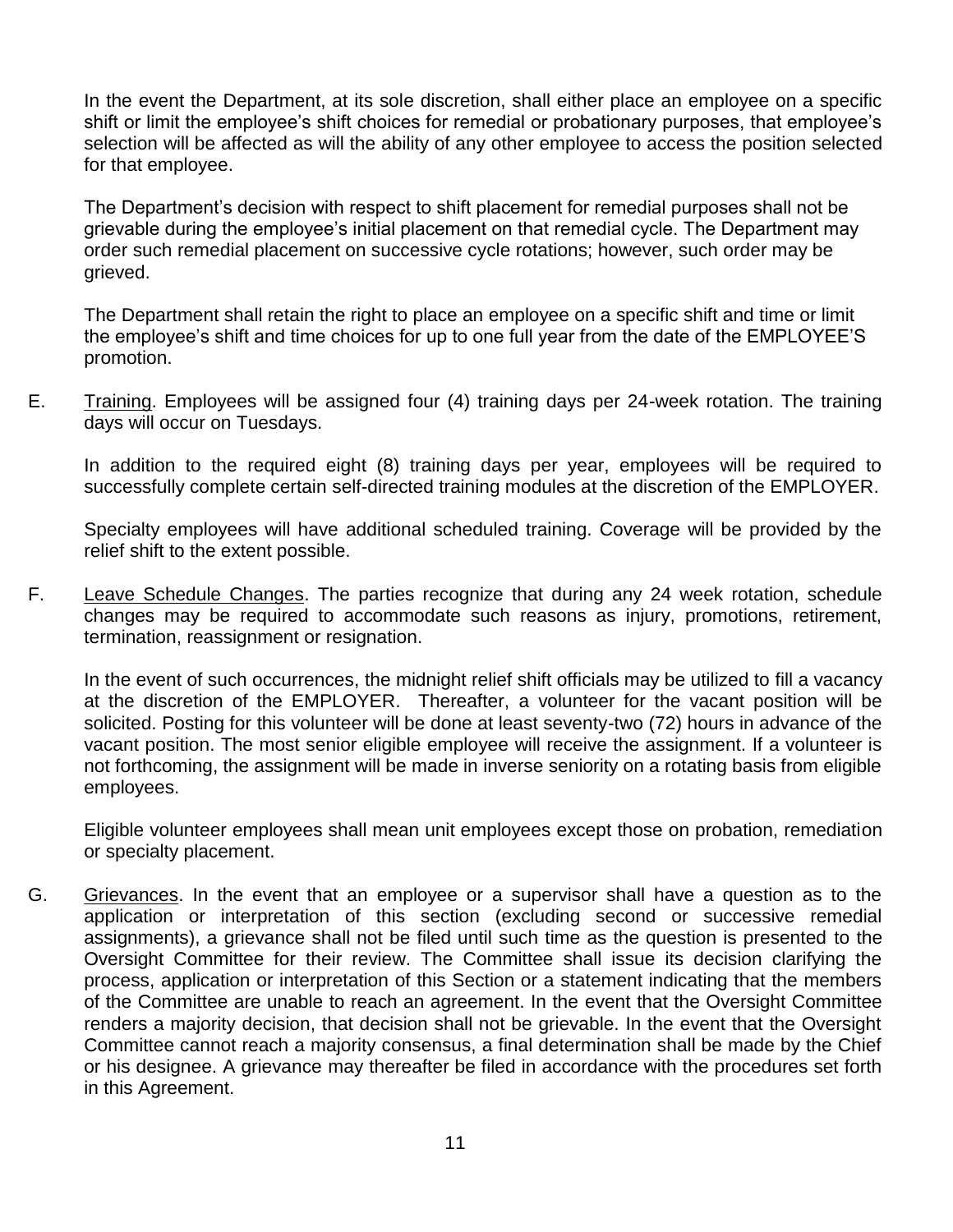In the event the Department, at its sole discretion, shall either place an employee on a specific shift or limit the employee's shift choices for remedial or probationary purposes, that employee's selection will be affected as will the ability of any other employee to access the position selected for that employee.

The Department's decision with respect to shift placement for remedial purposes shall not be grievable during the employee's initial placement on that remedial cycle. The Department may order such remedial placement on successive cycle rotations; however, such order may be grieved.

The Department shall retain the right to place an employee on a specific shift and time or limit the employee's shift and time choices for up to one full year from the date of the EMPLOYEE'S promotion.

E. Training. Employees will be assigned four (4) training days per 24-week rotation. The training days will occur on Tuesdays.

In addition to the required eight (8) training days per year, employees will be required to successfully complete certain self-directed training modules at the discretion of the EMPLOYER.

Specialty employees will have additional scheduled training. Coverage will be provided by the relief shift to the extent possible.

F. Leave Schedule Changes. The parties recognize that during any 24 week rotation, schedule changes may be required to accommodate such reasons as injury, promotions, retirement, termination, reassignment or resignation.

In the event of such occurrences, the midnight relief shift officials may be utilized to fill a vacancy at the discretion of the EMPLOYER. Thereafter, a volunteer for the vacant position will be solicited. Posting for this volunteer will be done at least seventy-two (72) hours in advance of the vacant position. The most senior eligible employee will receive the assignment. If a volunteer is not forthcoming, the assignment will be made in inverse seniority on a rotating basis from eligible employees.

Eligible volunteer employees shall mean unit employees except those on probation, remediation or specialty placement.

G. Grievances. In the event that an employee or a supervisor shall have a question as to the application or interpretation of this section (excluding second or successive remedial assignments), a grievance shall not be filed until such time as the question is presented to the Oversight Committee for their review. The Committee shall issue its decision clarifying the process, application or interpretation of this Section or a statement indicating that the members of the Committee are unable to reach an agreement. In the event that the Oversight Committee renders a majority decision, that decision shall not be grievable. In the event that the Oversight Committee cannot reach a majority consensus, a final determination shall be made by the Chief or his designee. A grievance may thereafter be filed in accordance with the procedures set forth in this Agreement.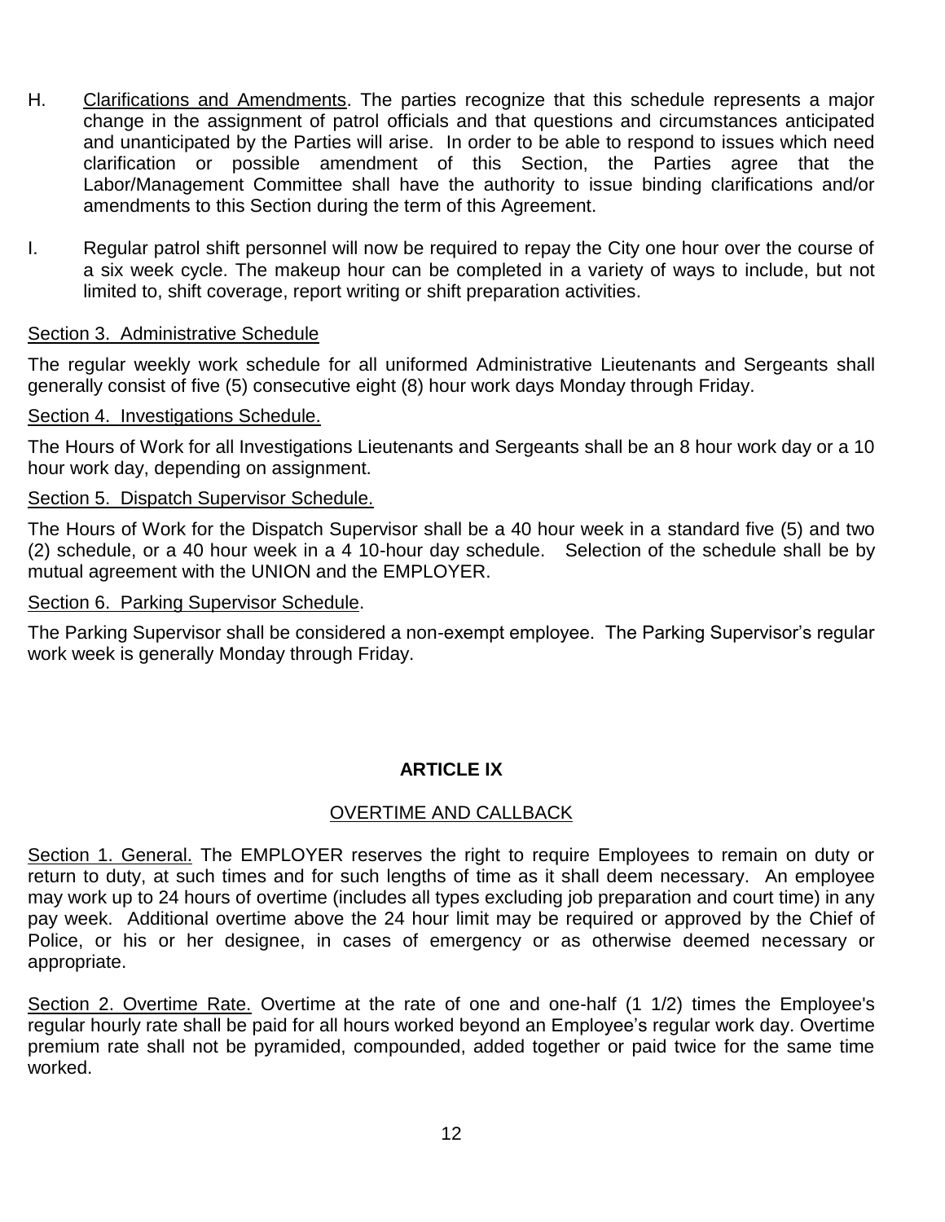H. Clarifications and Amendments. The parties recognize that this schedule represents a major change in the assignment of patrol officials and that questions and circumstances anticipated and unanticipated by the Parties will arise. In order to be able to respond to issues which need clarification or possible amendment of this Section, the Parties agree that the Labor/Management Committee shall have the authority to issue binding clarifications and/or amendments to this Section during the term of this Agreement.

I. Regular patrol shift personnel will now be required to repay the City one hour over the course of a six week cycle. The makeup hour can be completed in a variety of ways to include, but not limited to, shift coverage, report writing or shift preparation activities.

Section 3. Administrative Schedule

The regular weekly work schedule for all uniformed Administrative Lieutenants and Sergeants shall generally consist of five (5) consecutive eight (8) hour work days Monday through Friday.

Section 4. Investigations Schedule.

The Hours of Work for all Investigations Lieutenants and Sergeants shall be an 8 hour work day or a 10 hour work day, depending on assignment.

Section 5. Dispatch Supervisor Schedule.

The Hours of Work for the Dispatch Supervisor shall be a 40 hour week in a standard five (5) and two (2) schedule, or a 40 hour week in a 4 10-hour day schedule. Selection of the schedule shall be by mutual agreement with the UNION and the EMPLOYER.

Section 6. Parking Supervisor Schedule.

The Parking Supervisor shall be considered a non-exempt employee. The Parking Supervisor's regular work week is generally Monday through Friday.

## ARTICLE IX

### OVERTIME AND CALLBACK

Section 1. General. The EMPLOYER reserves the right to require Employees to remain on duty or return to duty, at such times and for such lengths of time as it shall deem necessary. An employee may work up to 24 hours of overtime (includes all types excluding job preparation and court time) in any pay week. Additional overtime above the 24 hour limit may be required or approved by the Chief of Police, or his or her designee, in cases of emergency or as otherwise deemed necessary or appropriate.

Section 2. Overtime Rate. Overtime at the rate of one and one-half (1 1/2) times the Employee's regular hourly rate shall be paid for all hours worked beyond an Employee's regular work day. Overtime premium rate shall not be pyramided, compounded, added together or paid twice for the same time worked.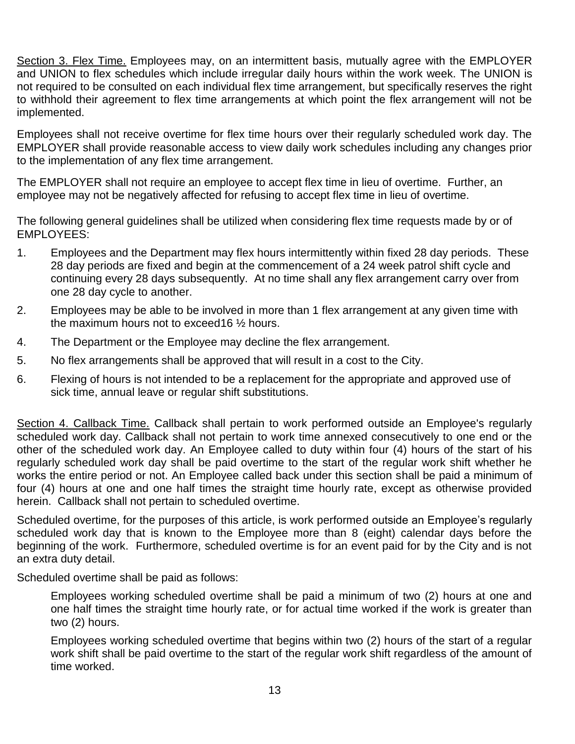<u>Section 3. Flex Time.</u> Employees may, on an intermittent basis, mutually agree with the EMPLOYER and UNION to flex schedules which include irregular daily hours within the work week. The UNION is not required to be consulted on each individual flex time arrangement, but specifically reserves the right to withhold their agreement to flex time arrangements at which point the flex arrangement will not be implemented.

Employees shall not receive overtime for flex time hours over their regularly scheduled work day. The EMPLOYER shall provide reasonable access to view daily work schedules including any changes prior to the implementation of any flex time arrangement.

The EMPLOYER shall not require an employee to accept flex time in lieu of overtime. Further, an employee may not be negatively affected for refusing to accept flex time in lieu of overtime.

The following general guidelines shall be utilized when considering flex time requests made by or of EMPLOYEES:

1. Employees and the Department may flex hours intermittently within fixed 28 day periods. These 28 day periods are fixed and begin at the commencement of a 24 week patrol shift cycle and continuing every 28 days subsequently. At no time shall any flex arrangement carry over from one 28 day cycle to another.
2. Employees may be able to be involved in more than 1 flex arrangement at any given time with the maximum hours not to exceed16 ½ hours.
4. The Department or the Employee may decline the flex arrangement.
5. No flex arrangements shall be approved that will result in a cost to the City.
6. Flexing of hours is not intended to be a replacement for the appropriate and approved use of sick time, annual leave or regular shift substitutions.

<u>Section 4. Callback Time.</u> Callback shall pertain to work performed outside an Employee's regularly scheduled work day. Callback shall not pertain to work time annexed consecutively to one end or the other of the scheduled work day. An Employee called to duty within four (4) hours of the start of his regularly scheduled work day shall be paid overtime to the start of the regular work shift whether he works the entire period or not. An Employee called back under this section shall be paid a minimum of four (4) hours at one and one half times the straight time hourly rate, except as otherwise provided herein. Callback shall not pertain to scheduled overtime.

Scheduled overtime, for the purposes of this article, is work performed outside an Employee's regularly scheduled work day that is known to the Employee more than 8 (eight) calendar days before the beginning of the work. Furthermore, scheduled overtime is for an event paid for by the City and is not an extra duty detail.

Scheduled overtime shall be paid as follows:

> Employees working scheduled overtime shall be paid a minimum of two (2) hours at one and one half times the straight time hourly rate, or for actual time worked if the work is greater than two (2) hours.
>
> Employees working scheduled overtime that begins within two (2) hours of the start of a regular work shift shall be paid overtime to the start of the regular work shift regardless of the amount of time worked.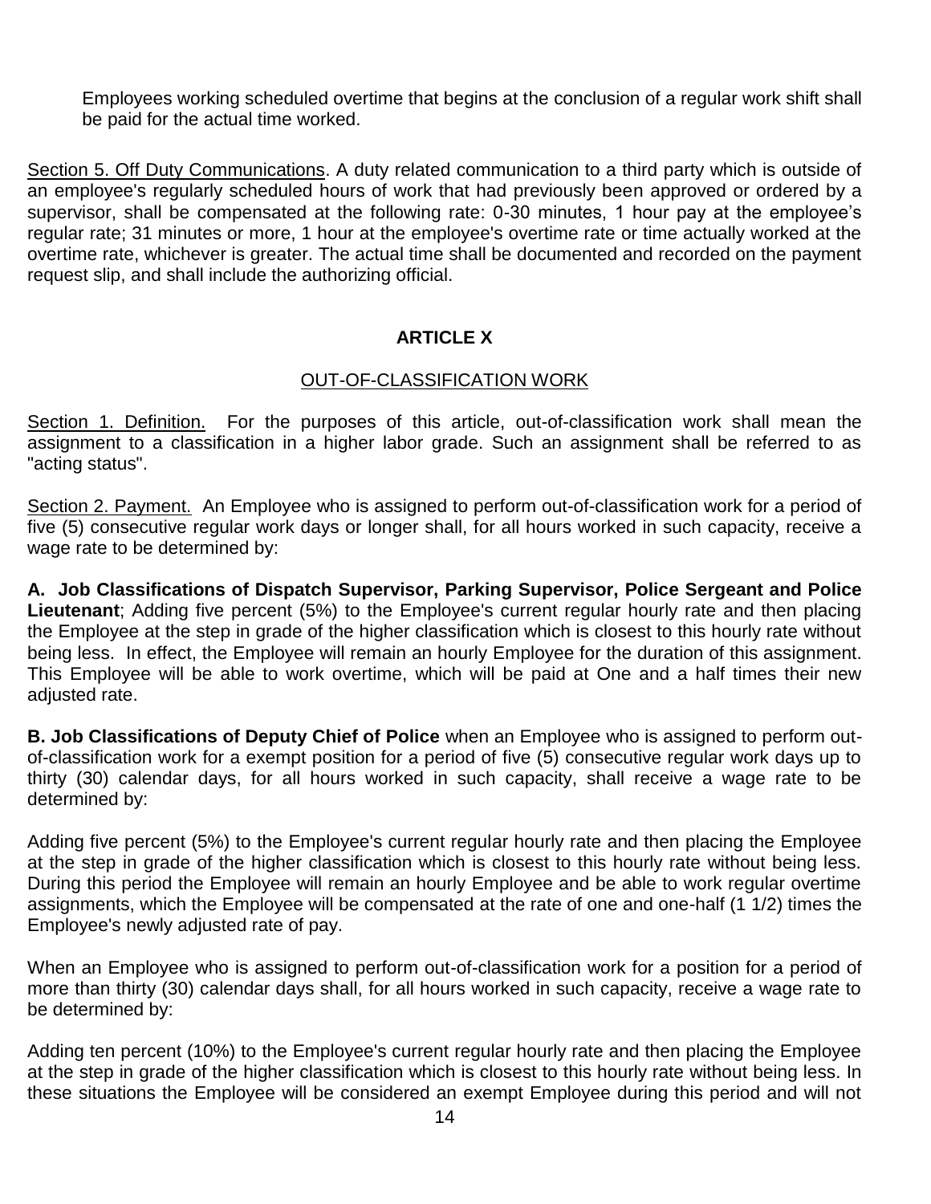Employees working scheduled overtime that begins at the conclusion of a regular work shift shall be paid for the actual time worked.

Section 5. Off Duty Communications. A duty related communication to a third party which is outside of an employee's regularly scheduled hours of work that had previously been approved or ordered by a supervisor, shall be compensated at the following rate: 0-30 minutes, 1 hour pay at the employee's regular rate; 31 minutes or more, 1 hour at the employee's overtime rate or time actually worked at the overtime rate, whichever is greater. The actual time shall be documented and recorded on the payment request slip, and shall include the authorizing official.

## ARTICLE X

### OUT-OF-CLASSIFICATION WORK

Section 1. Definition. For the purposes of this article, out-of-classification work shall mean the assignment to a classification in a higher labor grade. Such an assignment shall be referred to as "acting status".

Section 2. Payment. An Employee who is assigned to perform out-of-classification work for a period of five (5) consecutive regular work days or longer shall, for all hours worked in such capacity, receive a wage rate to be determined by:

**A. Job Classifications of Dispatch Supervisor, Parking Supervisor, Police Sergeant and Police Lieutenant**; Adding five percent (5%) to the Employee's current regular hourly rate and then placing the Employee at the step in grade of the higher classification which is closest to this hourly rate without being less. In effect, the Employee will remain an hourly Employee for the duration of this assignment. This Employee will be able to work overtime, which will be paid at One and a half times their new adjusted rate.

**B. Job Classifications of Deputy Chief of Police** when an Employee who is assigned to perform out-of-classification work for a exempt position for a period of five (5) consecutive regular work days up to thirty (30) calendar days, for all hours worked in such capacity, shall receive a wage rate to be determined by:

Adding five percent (5%) to the Employee's current regular hourly rate and then placing the Employee at the step in grade of the higher classification which is closest to this hourly rate without being less. During this period the Employee will remain an hourly Employee and be able to work regular overtime assignments, which the Employee will be compensated at the rate of one and one-half (1 1/2) times the Employee's newly adjusted rate of pay.

When an Employee who is assigned to perform out-of-classification work for a position for a period of more than thirty (30) calendar days shall, for all hours worked in such capacity, receive a wage rate to be determined by:

Adding ten percent (10%) to the Employee's current regular hourly rate and then placing the Employee at the step in grade of the higher classification which is closest to this hourly rate without being less. In these situations the Employee will be considered an exempt Employee during this period and will not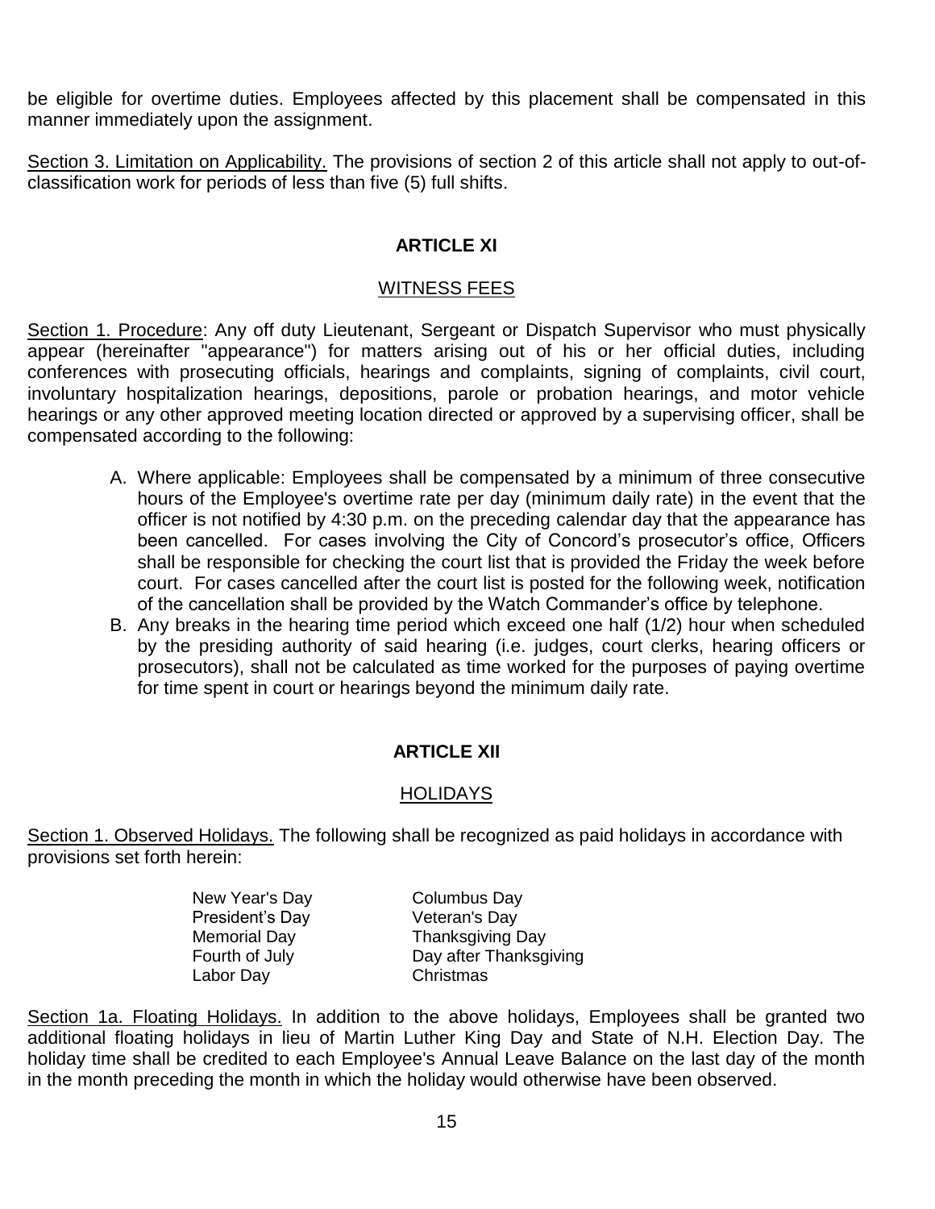be eligible for overtime duties. Employees affected by this placement shall be compensated in this manner immediately upon the assignment.

Section 3. Limitation on Applicability. The provisions of section 2 of this article shall not apply to out-of-classification work for periods of less than five (5) full shifts.

## ARTICLE XI

### WITNESS FEES

Section 1. Procedure: Any off duty Lieutenant, Sergeant or Dispatch Supervisor who must physically appear (hereinafter "appearance") for matters arising out of his or her official duties, including conferences with prosecuting officials, hearings and complaints, signing of complaints, civil court, involuntary hospitalization hearings, depositions, parole or probation hearings, and motor vehicle hearings or any other approved meeting location directed or approved by a supervising officer, shall be compensated according to the following:

A. Where applicable: Employees shall be compensated by a minimum of three consecutive hours of the Employee's overtime rate per day (minimum daily rate) in the event that the officer is not notified by 4:30 p.m. on the preceding calendar day that the appearance has been cancelled. For cases involving the City of Concord's prosecutor's office, Officers shall be responsible for checking the court list that is provided the Friday the week before court. For cases cancelled after the court list is posted for the following week, notification of the cancellation shall be provided by the Watch Commander's office by telephone.

B. Any breaks in the hearing time period which exceed one half (1/2) hour when scheduled by the presiding authority of said hearing (i.e. judges, court clerks, hearing officers or prosecutors), shall not be calculated as time worked for the purposes of paying overtime for time spent in court or hearings beyond the minimum daily rate.

## ARTICLE XII

### HOLIDAYS

Section 1. Observed Holidays. The following shall be recognized as paid holidays in accordance with provisions set forth herein:

| | |
|---|---|
| New Year's Day | Columbus Day |
| President's Day | Veteran's Day |
| Memorial Day | Thanksgiving Day |
| Fourth of July | Day after Thanksgiving |
| Labor Day | Christmas |

Section 1a. Floating Holidays. In addition to the above holidays, Employees shall be granted two additional floating holidays in lieu of Martin Luther King Day and State of N.H. Election Day. The holiday time shall be credited to each Employee's Annual Leave Balance on the last day of the month in the month preceding the month in which the holiday would otherwise have been observed.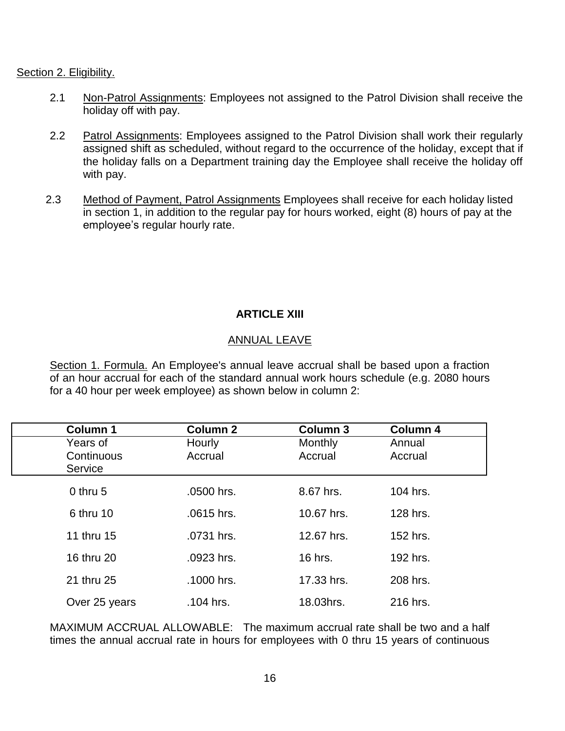Section 2. Eligibility.

2.1 Non-Patrol Assignments: Employees not assigned to the Patrol Division shall receive the holiday off with pay.

2.2 Patrol Assignments: Employees assigned to the Patrol Division shall work their regularly assigned shift as scheduled, without regard to the occurrence of the holiday, except that if the holiday falls on a Department training day the Employee shall receive the holiday off with pay.

2.3 Method of Payment, Patrol Assignments Employees shall receive for each holiday listed in section 1, in addition to the regular pay for hours worked, eight (8) hours of pay at the employee's regular hourly rate.

## ARTICLE XIII

### ANNUAL LEAVE

Section 1. Formula. An Employee's annual leave accrual shall be based upon a fraction of an hour accrual for each of the standard annual work hours schedule (e.g. 2080 hours for a 40 hour per week employee) as shown below in column 2:

| Column 1<br>Years of Continuous Service | Column 2<br>Hourly Accrual | Column 3<br>Monthly Accrual | Column 4<br>Annual Accrual |
|---|---|---|---|
| 0 thru 5 | .0500 hrs. | 8.67 hrs. | 104 hrs. |
| 6 thru 10 | .0615 hrs. | 10.67 hrs. | 128 hrs. |
| 11 thru 15 | .0731 hrs. | 12.67 hrs. | 152 hrs. |
| 16 thru 20 | .0923 hrs. | 16 hrs. | 192 hrs. |
| 21 thru 25 | .1000 hrs. | 17.33 hrs. | 208 hrs. |
| Over 25 years | .104 hrs. | 18.03hrs. | 216 hrs. |

MAXIMUM ACCRUAL ALLOWABLE: The maximum accrual rate shall be two and a half times the annual accrual rate in hours for employees with 0 thru 15 years of continuous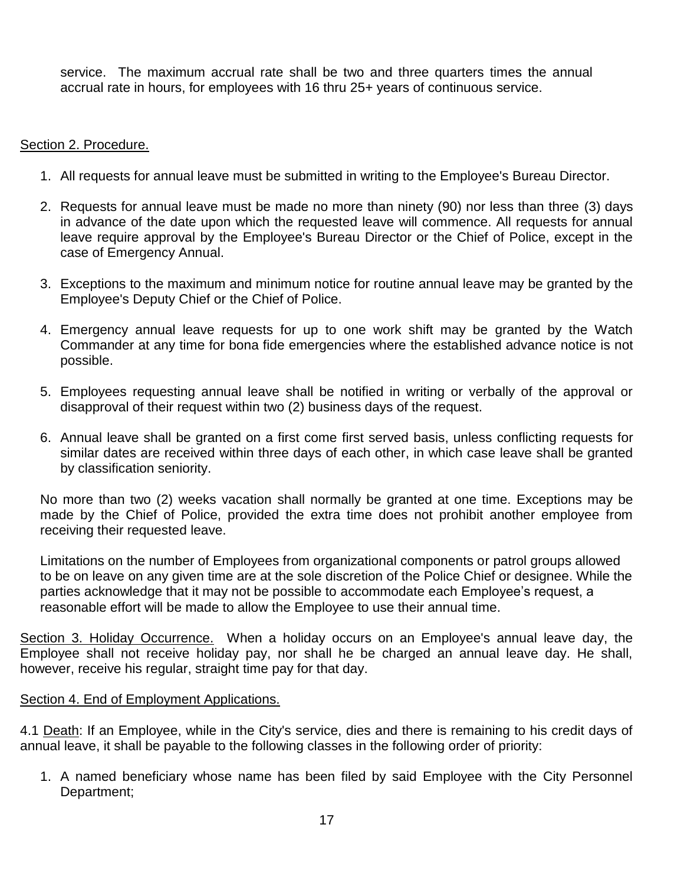service. The maximum accrual rate shall be two and three quarters times the annual accrual rate in hours, for employees with 16 thru 25+ years of continuous service.

Section 2. Procedure.

1. All requests for annual leave must be submitted in writing to the Employee's Bureau Director.
2. Requests for annual leave must be made no more than ninety (90) nor less than three (3) days in advance of the date upon which the requested leave will commence. All requests for annual leave require approval by the Employee's Bureau Director or the Chief of Police, except in the case of Emergency Annual.
3. Exceptions to the maximum and minimum notice for routine annual leave may be granted by the Employee's Deputy Chief or the Chief of Police.
4. Emergency annual leave requests for up to one work shift may be granted by the Watch Commander at any time for bona fide emergencies where the established advance notice is not possible.
5. Employees requesting annual leave shall be notified in writing or verbally of the approval or disapproval of their request within two (2) business days of the request.
6. Annual leave shall be granted on a first come first served basis, unless conflicting requests for similar dates are received within three days of each other, in which case leave shall be granted by classification seniority.

No more than two (2) weeks vacation shall normally be granted at one time. Exceptions may be made by the Chief of Police, provided the extra time does not prohibit another employee from receiving their requested leave.

Limitations on the number of Employees from organizational components or patrol groups allowed to be on leave on any given time are at the sole discretion of the Police Chief or designee. While the parties acknowledge that it may not be possible to accommodate each Employee's request, a reasonable effort will be made to allow the Employee to use their annual time.

Section 3. Holiday Occurrence. When a holiday occurs on an Employee's annual leave day, the Employee shall not receive holiday pay, nor shall he be charged an annual leave day. He shall, however, receive his regular, straight time pay for that day.

Section 4. End of Employment Applications.

4.1 Death: If an Employee, while in the City's service, dies and there is remaining to his credit days of annual leave, it shall be payable to the following classes in the following order of priority:

1. A named beneficiary whose name has been filed by said Employee with the City Personnel Department;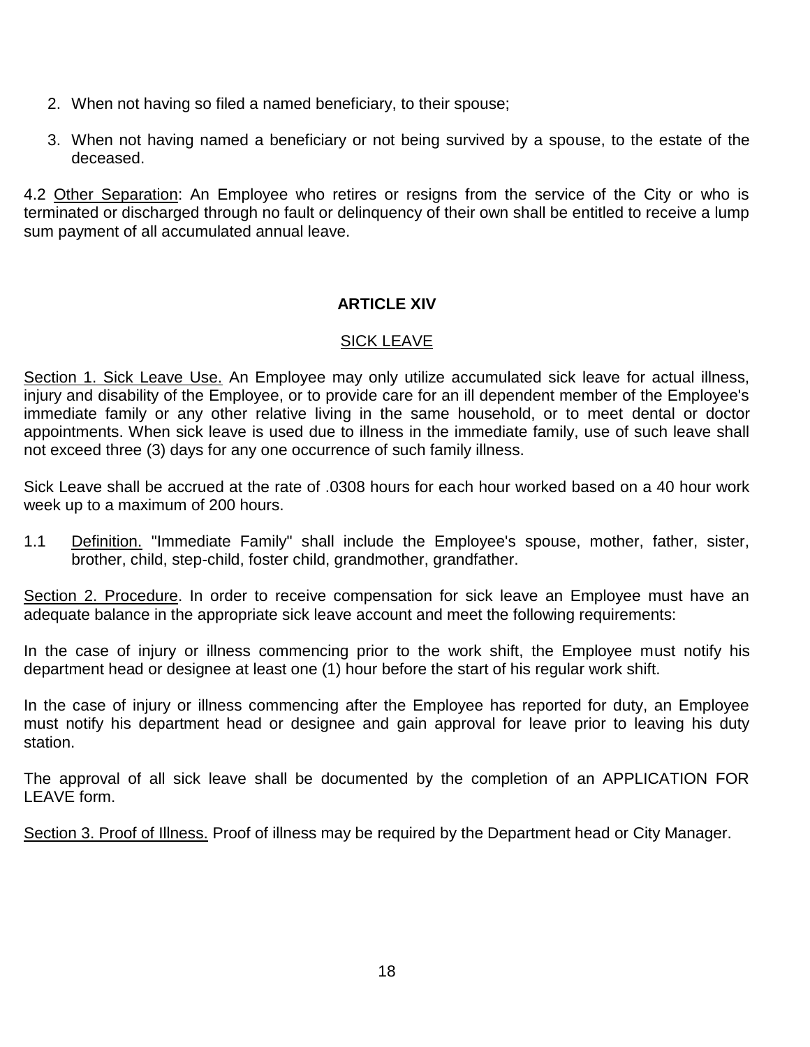2. When not having so filed a named beneficiary, to their spouse;

3. When not having named a beneficiary or not being survived by a spouse, to the estate of the deceased.

4.2 Other Separation: An Employee who retires or resigns from the service of the City or who is terminated or discharged through no fault or delinquency of their own shall be entitled to receive a lump sum payment of all accumulated annual leave.

## ARTICLE XIV

### SICK LEAVE

Section 1. Sick Leave Use. An Employee may only utilize accumulated sick leave for actual illness, injury and disability of the Employee, or to provide care for an ill dependent member of the Employee's immediate family or any other relative living in the same household, or to meet dental or doctor appointments. When sick leave is used due to illness in the immediate family, use of such leave shall not exceed three (3) days for any one occurrence of such family illness.

Sick Leave shall be accrued at the rate of .0308 hours for each hour worked based on a 40 hour work week up to a maximum of 200 hours.

1.1 Definition. "Immediate Family" shall include the Employee's spouse, mother, father, sister, brother, child, step-child, foster child, grandmother, grandfather.

Section 2. Procedure. In order to receive compensation for sick leave an Employee must have an adequate balance in the appropriate sick leave account and meet the following requirements:

In the case of injury or illness commencing prior to the work shift, the Employee must notify his department head or designee at least one (1) hour before the start of his regular work shift.

In the case of injury or illness commencing after the Employee has reported for duty, an Employee must notify his department head or designee and gain approval for leave prior to leaving his duty station.

The approval of all sick leave shall be documented by the completion of an APPLICATION FOR LEAVE form.

Section 3. Proof of Illness. Proof of illness may be required by the Department head or City Manager.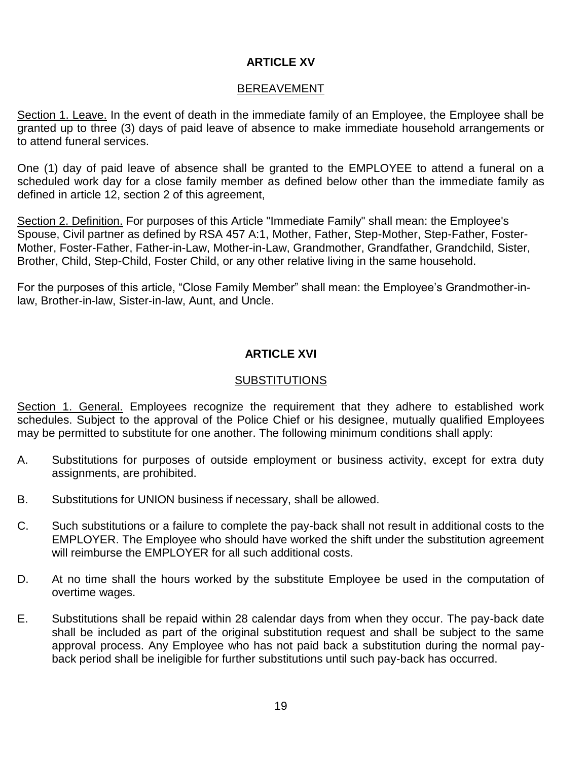## ARTICLE XV

### BEREAVEMENT

Section 1. Leave. In the event of death in the immediate family of an Employee, the Employee shall be granted up to three (3) days of paid leave of absence to make immediate household arrangements or to attend funeral services.

One (1) day of paid leave of absence shall be granted to the EMPLOYEE to attend a funeral on a scheduled work day for a close family member as defined below other than the immediate family as defined in article 12, section 2 of this agreement,

Section 2. Definition. For purposes of this Article "Immediate Family" shall mean: the Employee's Spouse, Civil partner as defined by RSA 457 A:1, Mother, Father, Step-Mother, Step-Father, Foster-Mother, Foster-Father, Father-in-Law, Mother-in-Law, Grandmother, Grandfather, Grandchild, Sister, Brother, Child, Step-Child, Foster Child, or any other relative living in the same household.

For the purposes of this article, "Close Family Member" shall mean: the Employee's Grandmother-in-law, Brother-in-law, Sister-in-law, Aunt, and Uncle.

## ARTICLE XVI

### SUBSTITUTIONS

Section 1. General. Employees recognize the requirement that they adhere to established work schedules. Subject to the approval of the Police Chief or his designee, mutually qualified Employees may be permitted to substitute for one another. The following minimum conditions shall apply:

A. Substitutions for purposes of outside employment or business activity, except for extra duty assignments, are prohibited.

B. Substitutions for UNION business if necessary, shall be allowed.

C. Such substitutions or a failure to complete the pay-back shall not result in additional costs to the EMPLOYER. The Employee who should have worked the shift under the substitution agreement will reimburse the EMPLOYER for all such additional costs.

D. At no time shall the hours worked by the substitute Employee be used in the computation of overtime wages.

E. Substitutions shall be repaid within 28 calendar days from when they occur. The pay-back date shall be included as part of the original substitution request and shall be subject to the same approval process. Any Employee who has not paid back a substitution during the normal pay-back period shall be ineligible for further substitutions until such pay-back has occurred.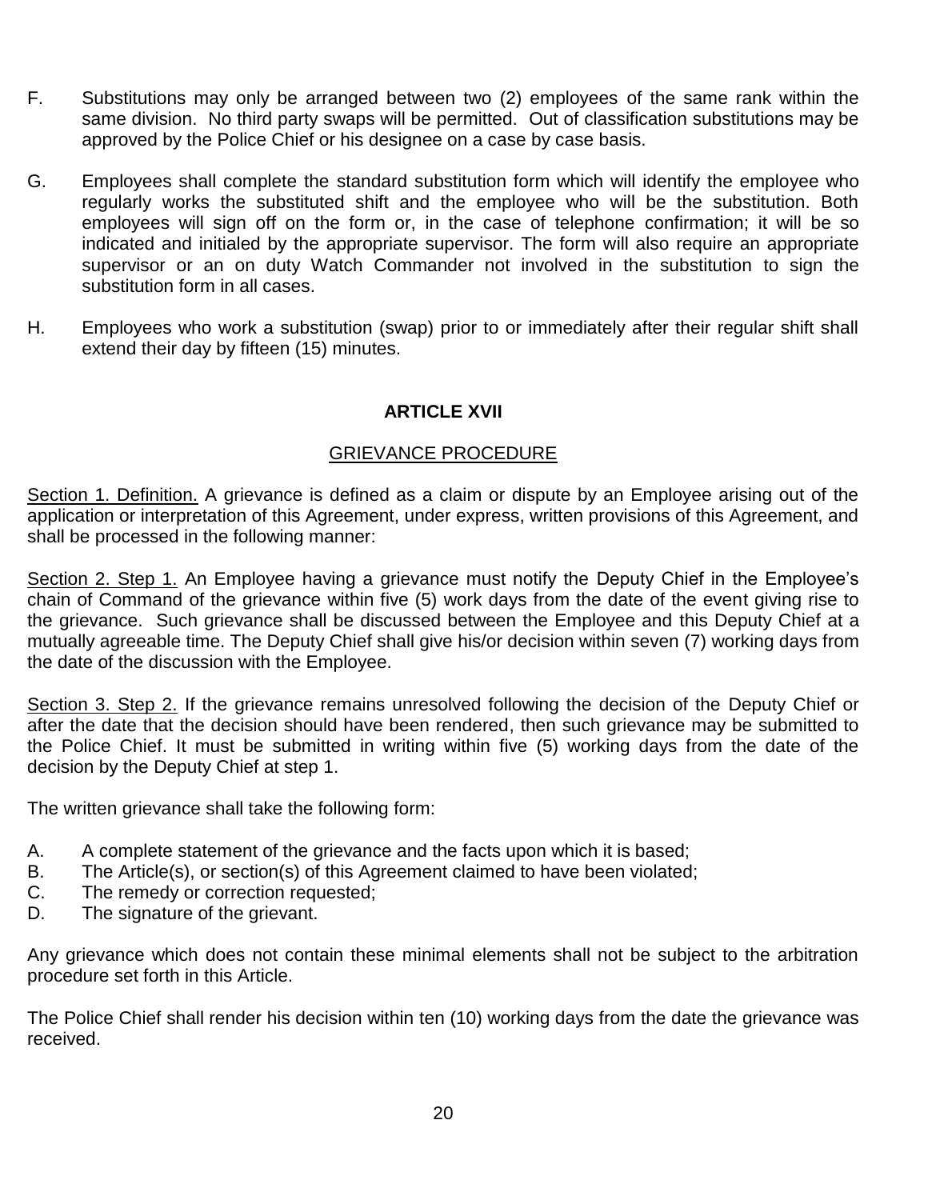F. Substitutions may only be arranged between two (2) employees of the same rank within the same division. No third party swaps will be permitted. Out of classification substitutions may be approved by the Police Chief or his designee on a case by case basis.

G. Employees shall complete the standard substitution form which will identify the employee who regularly works the substituted shift and the employee who will be the substitution. Both employees will sign off on the form or, in the case of telephone confirmation; it will be so indicated and initialed by the appropriate supervisor. The form will also require an appropriate supervisor or an on duty Watch Commander not involved in the substitution to sign the substitution form in all cases.

H. Employees who work a substitution (swap) prior to or immediately after their regular shift shall extend their day by fifteen (15) minutes.

## ARTICLE XVII

### GRIEVANCE PROCEDURE

Section 1. Definition. A grievance is defined as a claim or dispute by an Employee arising out of the application or interpretation of this Agreement, under express, written provisions of this Agreement, and shall be processed in the following manner:

Section 2. Step 1. An Employee having a grievance must notify the Deputy Chief in the Employee's chain of Command of the grievance within five (5) work days from the date of the event giving rise to the grievance. Such grievance shall be discussed between the Employee and this Deputy Chief at a mutually agreeable time. The Deputy Chief shall give his/or decision within seven (7) working days from the date of the discussion with the Employee.

Section 3. Step 2. If the grievance remains unresolved following the decision of the Deputy Chief or after the date that the decision should have been rendered, then such grievance may be submitted to the Police Chief. It must be submitted in writing within five (5) working days from the date of the decision by the Deputy Chief at step 1.

The written grievance shall take the following form:

A. A complete statement of the grievance and the facts upon which it is based;
B. The Article(s), or section(s) of this Agreement claimed to have been violated;
C. The remedy or correction requested;
D. The signature of the grievant.

Any grievance which does not contain these minimal elements shall not be subject to the arbitration procedure set forth in this Article.

The Police Chief shall render his decision within ten (10) working days from the date the grievance was received.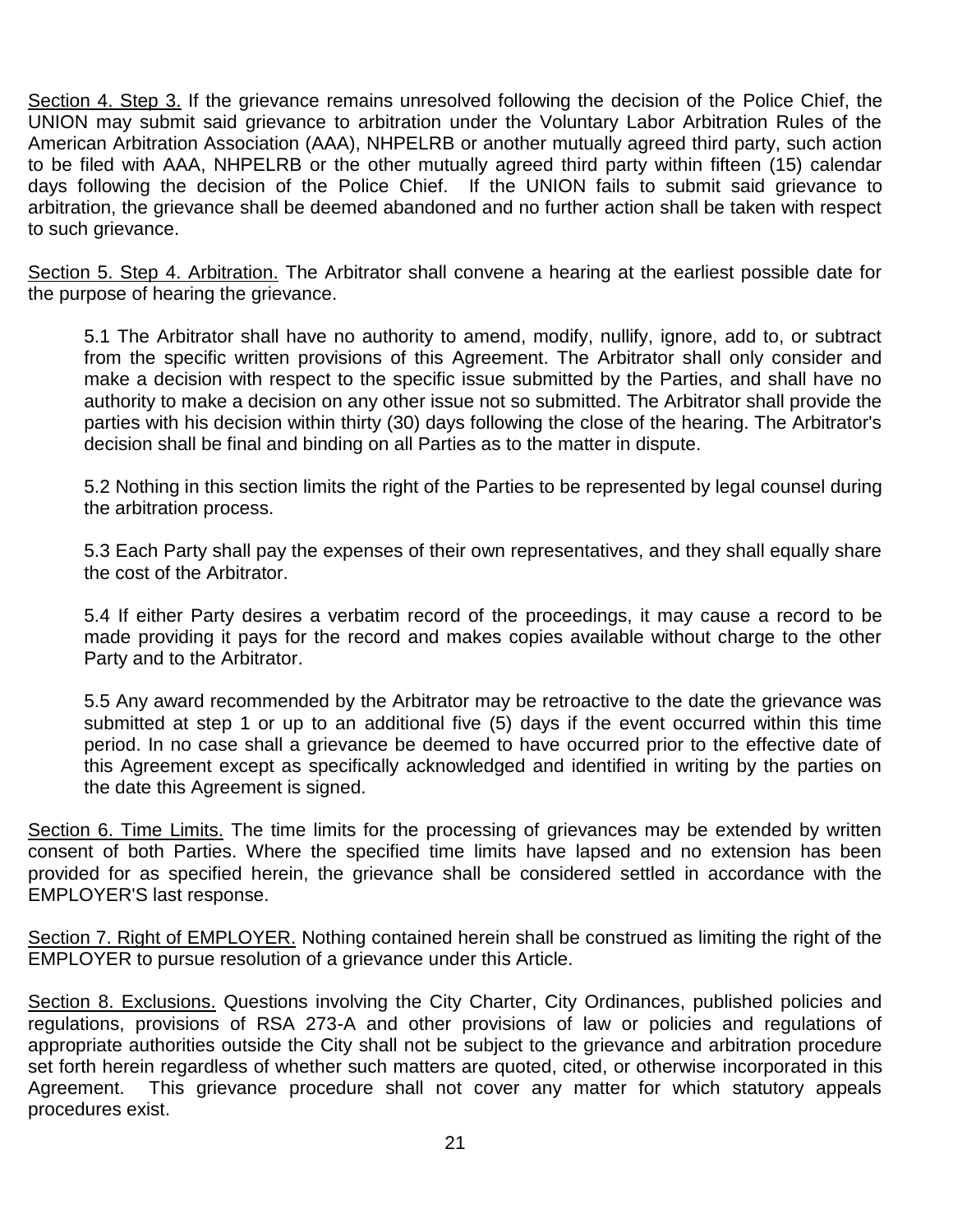<u>Section 4. Step 3.</u> If the grievance remains unresolved following the decision of the Police Chief, the UNION may submit said grievance to arbitration under the Voluntary Labor Arbitration Rules of the American Arbitration Association (AAA), NHPELRB or another mutually agreed third party, such action to be filed with AAA, NHPELRB or the other mutually agreed third party within fifteen (15) calendar days following the decision of the Police Chief. If the UNION fails to submit said grievance to arbitration, the grievance shall be deemed abandoned and no further action shall be taken with respect to such grievance.

<u>Section 5. Step 4. Arbitration.</u> The Arbitrator shall convene a hearing at the earliest possible date for the purpose of hearing the grievance.

> 5.1 The Arbitrator shall have no authority to amend, modify, nullify, ignore, add to, or subtract from the specific written provisions of this Agreement. The Arbitrator shall only consider and make a decision with respect to the specific issue submitted by the Parties, and shall have no authority to make a decision on any other issue not so submitted. The Arbitrator shall provide the parties with his decision within thirty (30) days following the close of the hearing. The Arbitrator's decision shall be final and binding on all Parties as to the matter in dispute.
>
> 5.2 Nothing in this section limits the right of the Parties to be represented by legal counsel during the arbitration process.
>
> 5.3 Each Party shall pay the expenses of their own representatives, and they shall equally share the cost of the Arbitrator.
>
> 5.4 If either Party desires a verbatim record of the proceedings, it may cause a record to be made providing it pays for the record and makes copies available without charge to the other Party and to the Arbitrator.
>
> 5.5 Any award recommended by the Arbitrator may be retroactive to the date the grievance was submitted at step 1 or up to an additional five (5) days if the event occurred within this time period. In no case shall a grievance be deemed to have occurred prior to the effective date of this Agreement except as specifically acknowledged and identified in writing by the parties on the date this Agreement is signed.

<u>Section 6. Time Limits.</u> The time limits for the processing of grievances may be extended by written consent of both Parties. Where the specified time limits have lapsed and no extension has been provided for as specified herein, the grievance shall be considered settled in accordance with the EMPLOYER'S last response.

<u>Section 7. Right of EMPLOYER.</u> Nothing contained herein shall be construed as limiting the right of the EMPLOYER to pursue resolution of a grievance under this Article.

<u>Section 8. Exclusions.</u> Questions involving the City Charter, City Ordinances, published policies and regulations, provisions of RSA 273-A and other provisions of law or policies and regulations of appropriate authorities outside the City shall not be subject to the grievance and arbitration procedure set forth herein regardless of whether such matters are quoted, cited, or otherwise incorporated in this Agreement. This grievance procedure shall not cover any matter for which statutory appeals procedures exist.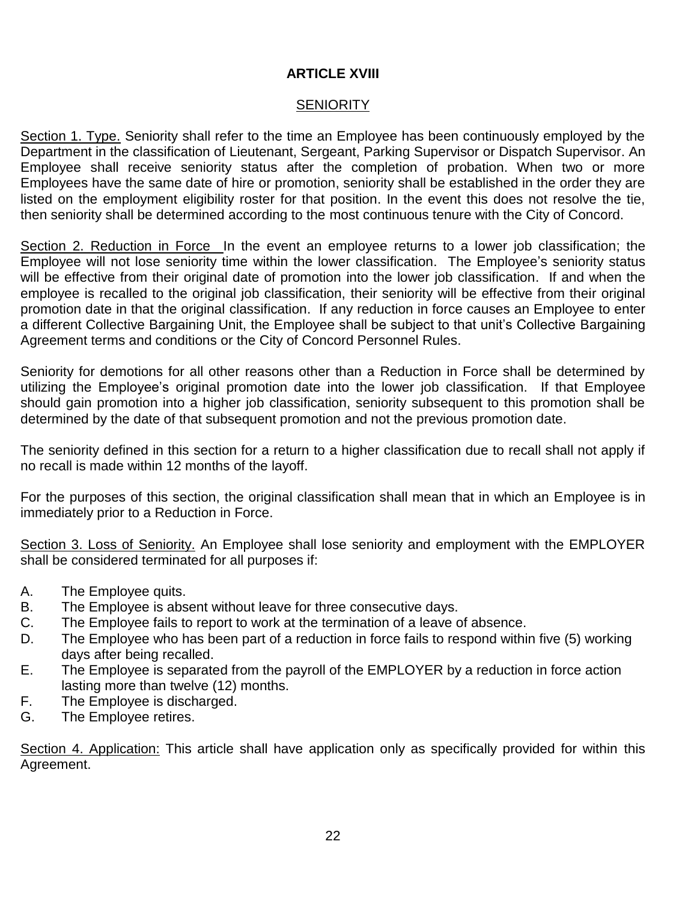# ARTICLE XVIII

## SENIORITY

Section 1. Type. Seniority shall refer to the time an Employee has been continuously employed by the Department in the classification of Lieutenant, Sergeant, Parking Supervisor or Dispatch Supervisor. An Employee shall receive seniority status after the completion of probation. When two or more Employees have the same date of hire or promotion, seniority shall be established in the order they are listed on the employment eligibility roster for that position. In the event this does not resolve the tie, then seniority shall be determined according to the most continuous tenure with the City of Concord.

Section 2. Reduction in Force In the event an employee returns to a lower job classification; the Employee will not lose seniority time within the lower classification. The Employee's seniority status will be effective from their original date of promotion into the lower job classification. If and when the employee is recalled to the original job classification, their seniority will be effective from their original promotion date in that the original classification. If any reduction in force causes an Employee to enter a different Collective Bargaining Unit, the Employee shall be subject to that unit's Collective Bargaining Agreement terms and conditions or the City of Concord Personnel Rules.

Seniority for demotions for all other reasons other than a Reduction in Force shall be determined by utilizing the Employee's original promotion date into the lower job classification. If that Employee should gain promotion into a higher job classification, seniority subsequent to this promotion shall be determined by the date of that subsequent promotion and not the previous promotion date.

The seniority defined in this section for a return to a higher classification due to recall shall not apply if no recall is made within 12 months of the layoff.

For the purposes of this section, the original classification shall mean that in which an Employee is in immediately prior to a Reduction in Force.

Section 3. Loss of Seniority. An Employee shall lose seniority and employment with the EMPLOYER shall be considered terminated for all purposes if:

A. The Employee quits.
B. The Employee is absent without leave for three consecutive days.
C. The Employee fails to report to work at the termination of a leave of absence.
D. The Employee who has been part of a reduction in force fails to respond within five (5) working days after being recalled.
E. The Employee is separated from the payroll of the EMPLOYER by a reduction in force action lasting more than twelve (12) months.
F. The Employee is discharged.
G. The Employee retires.

Section 4. Application: This article shall have application only as specifically provided for within this Agreement.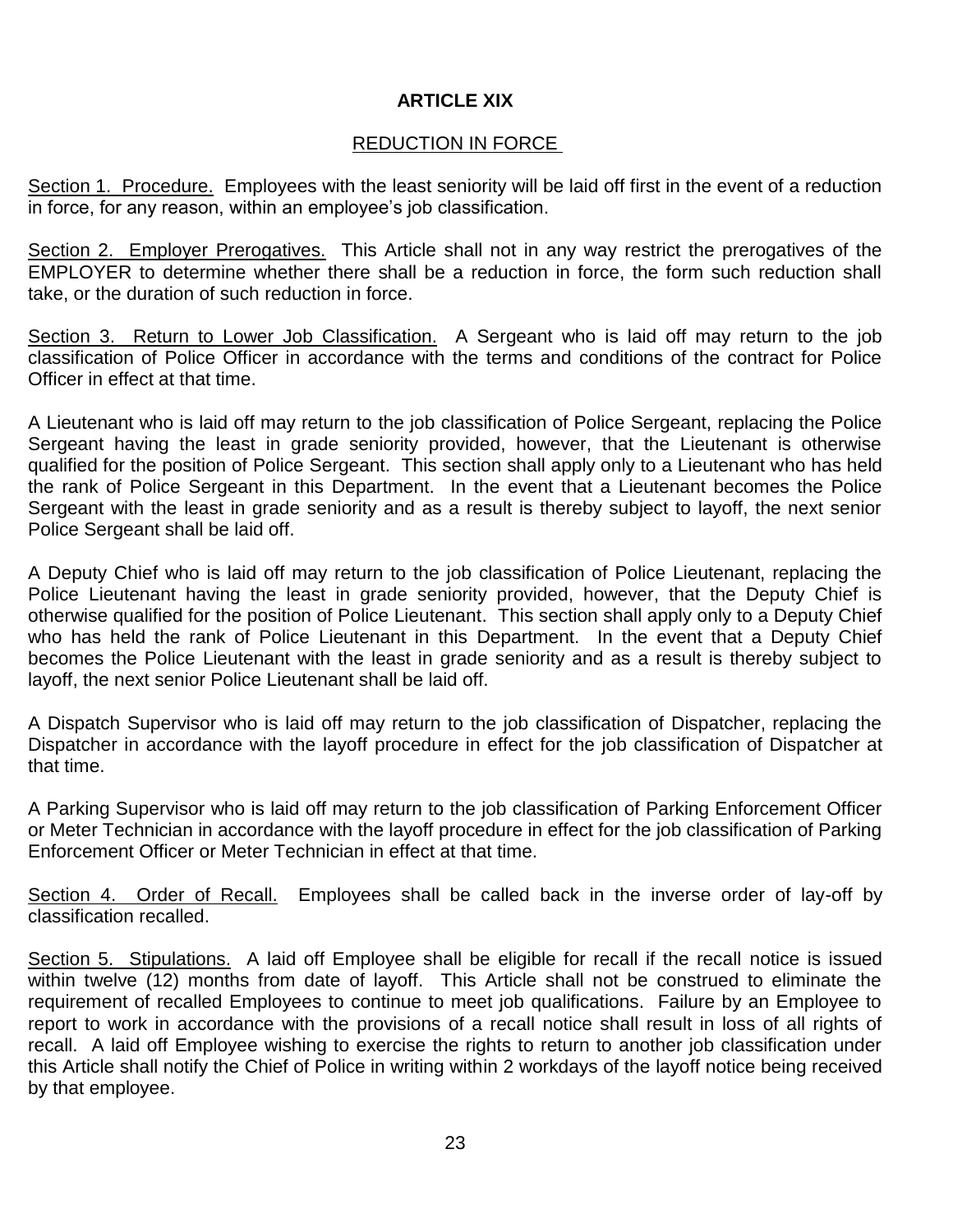# ARTICLE XIX

## REDUCTION IN FORCE

Section 1. Procedure. Employees with the least seniority will be laid off first in the event of a reduction in force, for any reason, within an employee's job classification.

Section 2. Employer Prerogatives. This Article shall not in any way restrict the prerogatives of the EMPLOYER to determine whether there shall be a reduction in force, the form such reduction shall take, or the duration of such reduction in force.

Section 3. Return to Lower Job Classification. A Sergeant who is laid off may return to the job classification of Police Officer in accordance with the terms and conditions of the contract for Police Officer in effect at that time.

A Lieutenant who is laid off may return to the job classification of Police Sergeant, replacing the Police Sergeant having the least in grade seniority provided, however, that the Lieutenant is otherwise qualified for the position of Police Sergeant. This section shall apply only to a Lieutenant who has held the rank of Police Sergeant in this Department. In the event that a Lieutenant becomes the Police Sergeant with the least in grade seniority and as a result is thereby subject to layoff, the next senior Police Sergeant shall be laid off.

A Deputy Chief who is laid off may return to the job classification of Police Lieutenant, replacing the Police Lieutenant having the least in grade seniority provided, however, that the Deputy Chief is otherwise qualified for the position of Police Lieutenant. This section shall apply only to a Deputy Chief who has held the rank of Police Lieutenant in this Department. In the event that a Deputy Chief becomes the Police Lieutenant with the least in grade seniority and as a result is thereby subject to layoff, the next senior Police Lieutenant shall be laid off.

A Dispatch Supervisor who is laid off may return to the job classification of Dispatcher, replacing the Dispatcher in accordance with the layoff procedure in effect for the job classification of Dispatcher at that time.

A Parking Supervisor who is laid off may return to the job classification of Parking Enforcement Officer or Meter Technician in accordance with the layoff procedure in effect for the job classification of Parking Enforcement Officer or Meter Technician in effect at that time.

Section 4. Order of Recall. Employees shall be called back in the inverse order of lay-off by classification recalled.

Section 5. Stipulations. A laid off Employee shall be eligible for recall if the recall notice is issued within twelve (12) months from date of layoff. This Article shall not be construed to eliminate the requirement of recalled Employees to continue to meet job qualifications. Failure by an Employee to report to work in accordance with the provisions of a recall notice shall result in loss of all rights of recall. A laid off Employee wishing to exercise the rights to return to another job classification under this Article shall notify the Chief of Police in writing within 2 workdays of the layoff notice being received by that employee.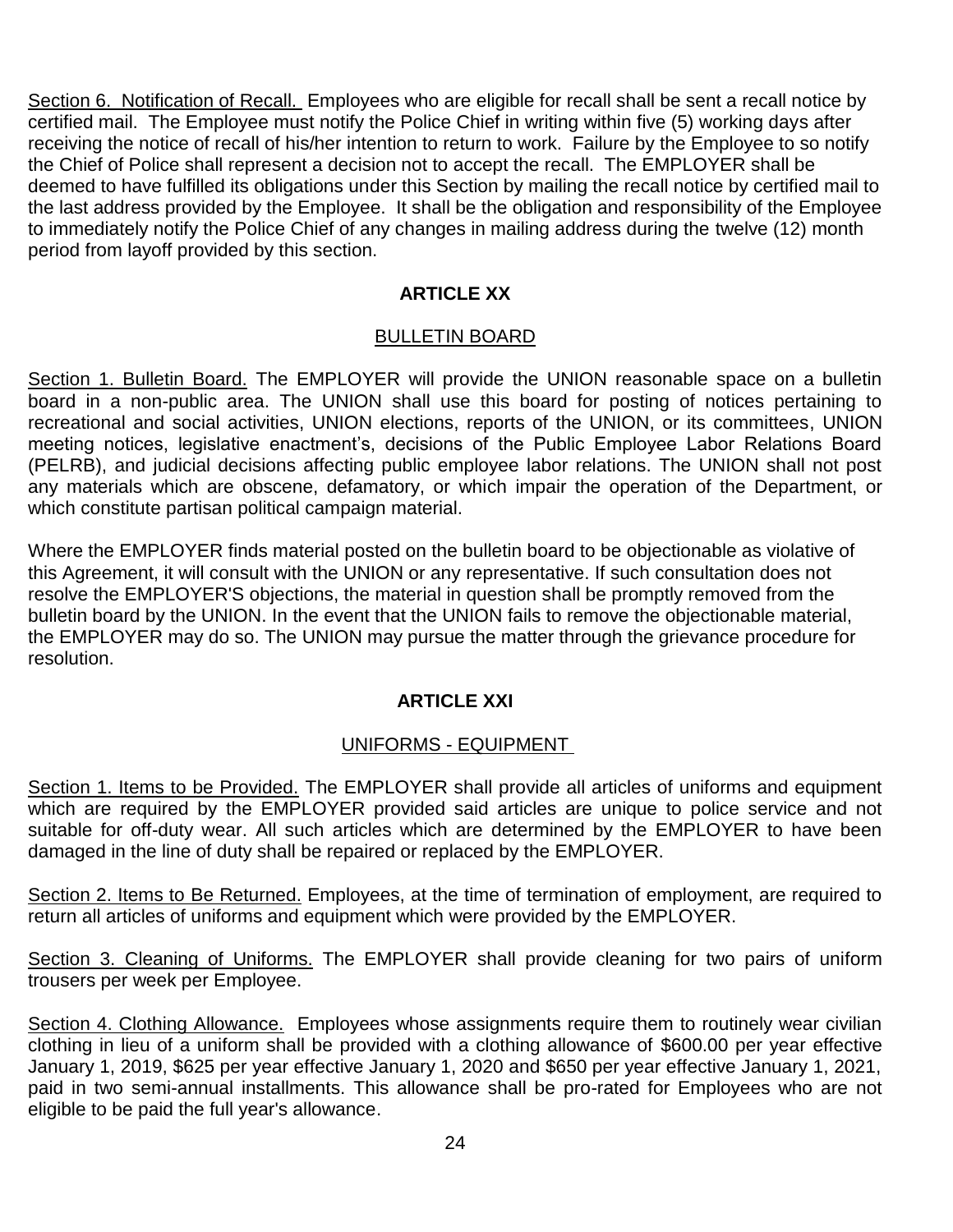Section 6. Notification of Recall. Employees who are eligible for recall shall be sent a recall notice by certified mail. The Employee must notify the Police Chief in writing within five (5) working days after receiving the notice of recall of his/her intention to return to work. Failure by the Employee to so notify the Chief of Police shall represent a decision not to accept the recall. The EMPLOYER shall be deemed to have fulfilled its obligations under this Section by mailing the recall notice by certified mail to the last address provided by the Employee. It shall be the obligation and responsibility of the Employee to immediately notify the Police Chief of any changes in mailing address during the twelve (12) month period from layoff provided by this section.

## ARTICLE XX

### BULLETIN BOARD

Section 1. Bulletin Board. The EMPLOYER will provide the UNION reasonable space on a bulletin board in a non-public area. The UNION shall use this board for posting of notices pertaining to recreational and social activities, UNION elections, reports of the UNION, or its committees, UNION meeting notices, legislative enactment's, decisions of the Public Employee Labor Relations Board (PELRB), and judicial decisions affecting public employee labor relations. The UNION shall not post any materials which are obscene, defamatory, or which impair the operation of the Department, or which constitute partisan political campaign material.

Where the EMPLOYER finds material posted on the bulletin board to be objectionable as violative of this Agreement, it will consult with the UNION or any representative. If such consultation does not resolve the EMPLOYER'S objections, the material in question shall be promptly removed from the bulletin board by the UNION. In the event that the UNION fails to remove the objectionable material, the EMPLOYER may do so. The UNION may pursue the matter through the grievance procedure for resolution.

## ARTICLE XXI

### UNIFORMS - EQUIPMENT

Section 1. Items to be Provided. The EMPLOYER shall provide all articles of uniforms and equipment which are required by the EMPLOYER provided said articles are unique to police service and not suitable for off-duty wear. All such articles which are determined by the EMPLOYER to have been damaged in the line of duty shall be repaired or replaced by the EMPLOYER.

Section 2. Items to Be Returned. Employees, at the time of termination of employment, are required to return all articles of uniforms and equipment which were provided by the EMPLOYER.

Section 3. Cleaning of Uniforms. The EMPLOYER shall provide cleaning for two pairs of uniform trousers per week per Employee.

Section 4. Clothing Allowance. Employees whose assignments require them to routinely wear civilian clothing in lieu of a uniform shall be provided with a clothing allowance of $600.00 per year effective January 1, 2019, $625 per year effective January 1, 2020 and $650 per year effective January 1, 2021, paid in two semi-annual installments. This allowance shall be pro-rated for Employees who are not eligible to be paid the full year's allowance.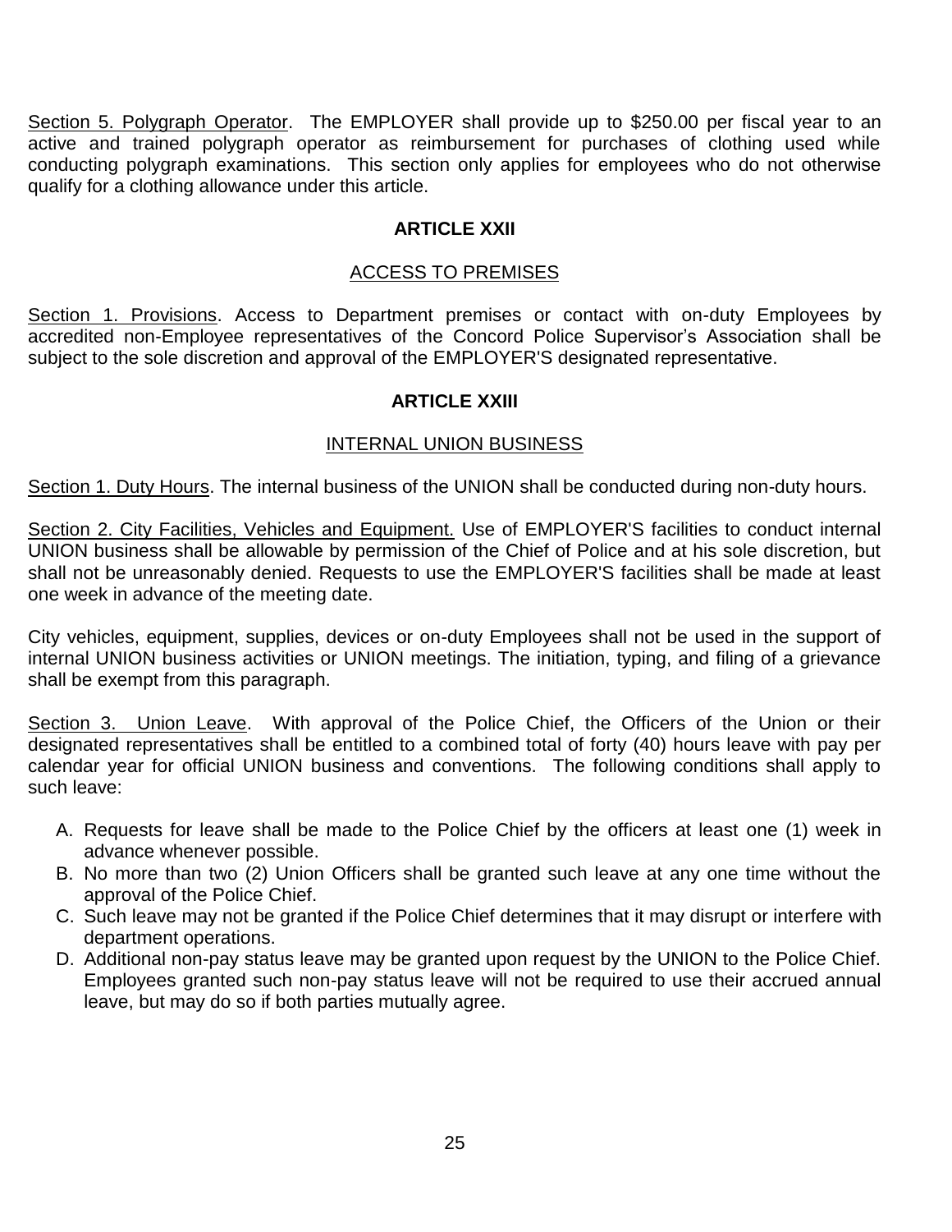Section 5. Polygraph Operator. The EMPLOYER shall provide up to $250.00 per fiscal year to an active and trained polygraph operator as reimbursement for purchases of clothing used while conducting polygraph examinations. This section only applies for employees who do not otherwise qualify for a clothing allowance under this article.

## ARTICLE XXII

### ACCESS TO PREMISES

Section 1. Provisions. Access to Department premises or contact with on-duty Employees by accredited non-Employee representatives of the Concord Police Supervisor's Association shall be subject to the sole discretion and approval of the EMPLOYER'S designated representative.

## ARTICLE XXIII

### INTERNAL UNION BUSINESS

Section 1. Duty Hours. The internal business of the UNION shall be conducted during non-duty hours.

Section 2. City Facilities, Vehicles and Equipment. Use of EMPLOYER'S facilities to conduct internal UNION business shall be allowable by permission of the Chief of Police and at his sole discretion, but shall not be unreasonably denied. Requests to use the EMPLOYER'S facilities shall be made at least one week in advance of the meeting date.

City vehicles, equipment, supplies, devices or on-duty Employees shall not be used in the support of internal UNION business activities or UNION meetings. The initiation, typing, and filing of a grievance shall be exempt from this paragraph.

Section 3. Union Leave. With approval of the Police Chief, the Officers of the Union or their designated representatives shall be entitled to a combined total of forty (40) hours leave with pay per calendar year for official UNION business and conventions. The following conditions shall apply to such leave:

A. Requests for leave shall be made to the Police Chief by the officers at least one (1) week in advance whenever possible.
B. No more than two (2) Union Officers shall be granted such leave at any one time without the approval of the Police Chief.
C. Such leave may not be granted if the Police Chief determines that it may disrupt or interfere with department operations.
D. Additional non-pay status leave may be granted upon request by the UNION to the Police Chief. Employees granted such non-pay status leave will not be required to use their accrued annual leave, but may do so if both parties mutually agree.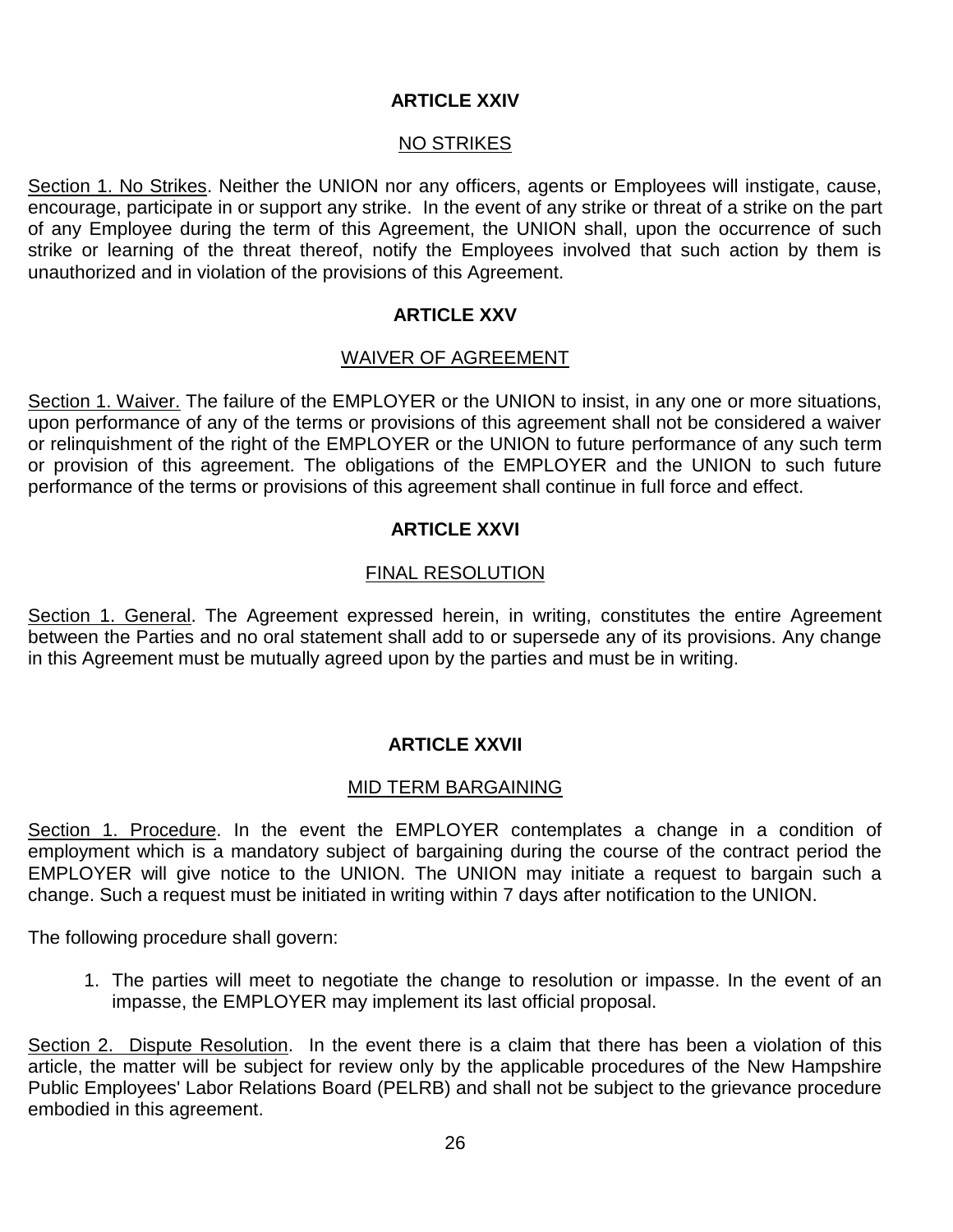## ARTICLE XXIV

### NO STRIKES

Section 1. No Strikes. Neither the UNION nor any officers, agents or Employees will instigate, cause, encourage, participate in or support any strike. In the event of any strike or threat of a strike on the part of any Employee during the term of this Agreement, the UNION shall, upon the occurrence of such strike or learning of the threat thereof, notify the Employees involved that such action by them is unauthorized and in violation of the provisions of this Agreement.

## ARTICLE XXV

### WAIVER OF AGREEMENT

Section 1. Waiver. The failure of the EMPLOYER or the UNION to insist, in any one or more situations, upon performance of any of the terms or provisions of this agreement shall not be considered a waiver or relinquishment of the right of the EMPLOYER or the UNION to future performance of any such term or provision of this agreement. The obligations of the EMPLOYER and the UNION to such future performance of the terms or provisions of this agreement shall continue in full force and effect.

## ARTICLE XXVI

### FINAL RESOLUTION

Section 1. General. The Agreement expressed herein, in writing, constitutes the entire Agreement between the Parties and no oral statement shall add to or supersede any of its provisions. Any change in this Agreement must be mutually agreed upon by the parties and must be in writing.

## ARTICLE XXVII

### MID TERM BARGAINING

Section 1. Procedure. In the event the EMPLOYER contemplates a change in a condition of employment which is a mandatory subject of bargaining during the course of the contract period the EMPLOYER will give notice to the UNION. The UNION may initiate a request to bargain such a change. Such a request must be initiated in writing within 7 days after notification to the UNION.

The following procedure shall govern:

1. The parties will meet to negotiate the change to resolution or impasse. In the event of an impasse, the EMPLOYER may implement its last official proposal.

Section 2. Dispute Resolution. In the event there is a claim that there has been a violation of this article, the matter will be subject for review only by the applicable procedures of the New Hampshire Public Employees' Labor Relations Board (PELRB) and shall not be subject to the grievance procedure embodied in this agreement.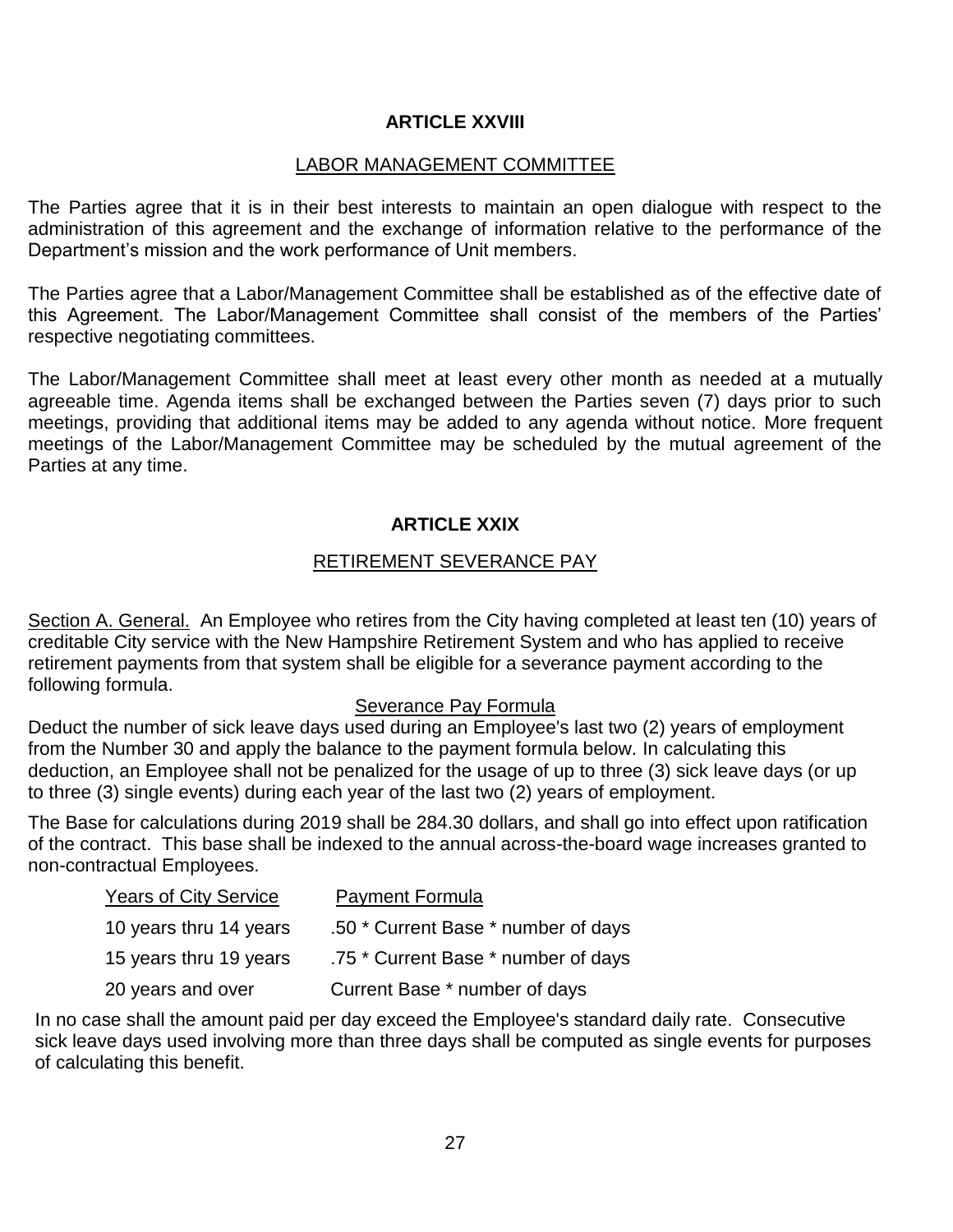## ARTICLE XXVIII

### LABOR MANAGEMENT COMMITTEE

The Parties agree that it is in their best interests to maintain an open dialogue with respect to the administration of this agreement and the exchange of information relative to the performance of the Department's mission and the work performance of Unit members.

The Parties agree that a Labor/Management Committee shall be established as of the effective date of this Agreement. The Labor/Management Committee shall consist of the members of the Parties' respective negotiating committees.

The Labor/Management Committee shall meet at least every other month as needed at a mutually agreeable time. Agenda items shall be exchanged between the Parties seven (7) days prior to such meetings, providing that additional items may be added to any agenda without notice. More frequent meetings of the Labor/Management Committee may be scheduled by the mutual agreement of the Parties at any time.

## ARTICLE XXIX

### RETIREMENT SEVERANCE PAY

Section A. General. An Employee who retires from the City having completed at least ten (10) years of creditable City service with the New Hampshire Retirement System and who has applied to receive retirement payments from that system shall be eligible for a severance payment according to the following formula.

Severance Pay Formula

Deduct the number of sick leave days used during an Employee's last two (2) years of employment from the Number 30 and apply the balance to the payment formula below. In calculating this deduction, an Employee shall not be penalized for the usage of up to three (3) sick leave days (or up to three (3) single events) during each year of the last two (2) years of employment.

The Base for calculations during 2019 shall be 284.30 dollars, and shall go into effect upon ratification of the contract. This base shall be indexed to the annual across-the-board wage increases granted to non-contractual Employees.

| Years of City Service | Payment Formula |
|---|---|
| 10 years thru 14 years | .50 * Current Base * number of days |
| 15 years thru 19 years | .75 * Current Base * number of days |
| 20 years and over | Current Base * number of days |

In no case shall the amount paid per day exceed the Employee's standard daily rate. Consecutive sick leave days used involving more than three days shall be computed as single events for purposes of calculating this benefit.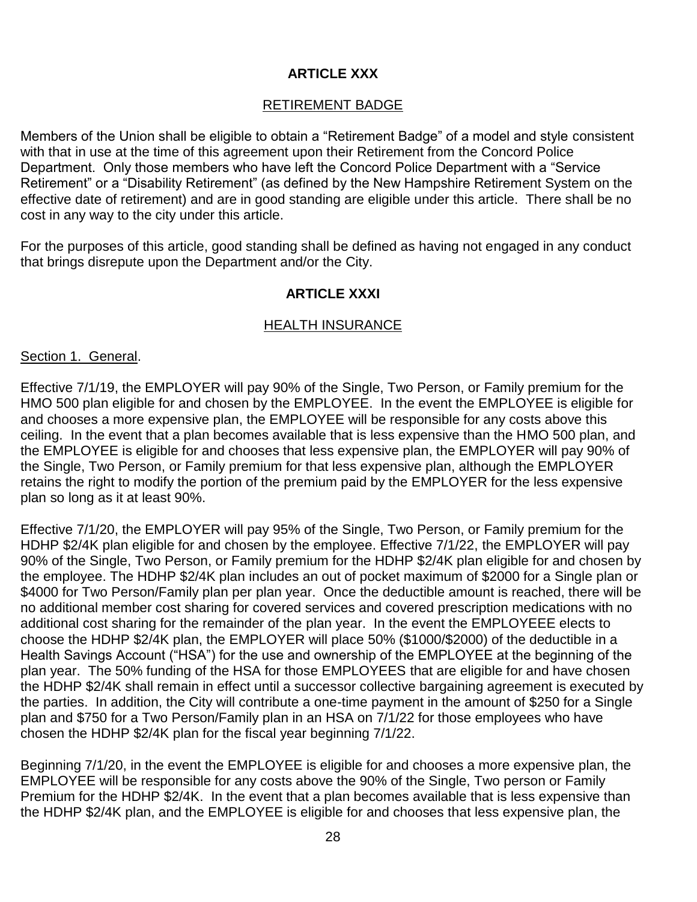## ARTICLE XXX

### RETIREMENT BADGE

Members of the Union shall be eligible to obtain a "Retirement Badge" of a model and style consistent with that in use at the time of this agreement upon their Retirement from the Concord Police Department. Only those members who have left the Concord Police Department with a "Service Retirement" or a "Disability Retirement" (as defined by the New Hampshire Retirement System on the effective date of retirement) and are in good standing are eligible under this article. There shall be no cost in any way to the city under this article.

For the purposes of this article, good standing shall be defined as having not engaged in any conduct that brings disrepute upon the Department and/or the City.

## ARTICLE XXXI

### HEALTH INSURANCE

Section 1. General.

Effective 7/1/19, the EMPLOYER will pay 90% of the Single, Two Person, or Family premium for the HMO 500 plan eligible for and chosen by the EMPLOYEE. In the event the EMPLOYEE is eligible for and chooses a more expensive plan, the EMPLOYEE will be responsible for any costs above this ceiling. In the event that a plan becomes available that is less expensive than the HMO 500 plan, and the EMPLOYEE is eligible for and chooses that less expensive plan, the EMPLOYER will pay 90% of the Single, Two Person, or Family premium for that less expensive plan, although the EMPLOYER retains the right to modify the portion of the premium paid by the EMPLOYER for the less expensive plan so long as it at least 90%.

Effective 7/1/20, the EMPLOYER will pay 95% of the Single, Two Person, or Family premium for the HDHP $2/4K plan eligible for and chosen by the employee. Effective 7/1/22, the EMPLOYER will pay 90% of the Single, Two Person, or Family premium for the HDHP $2/4K plan eligible for and chosen by the employee. The HDHP $2/4K plan includes an out of pocket maximum of $2000 for a Single plan or $4000 for Two Person/Family plan per plan year. Once the deductible amount is reached, there will be no additional member cost sharing for covered services and covered prescription medications with no additional cost sharing for the remainder of the plan year. In the event the EMPLOYEEE elects to choose the HDHP $2/4K plan, the EMPLOYER will place 50% ($1000/$2000) of the deductible in a Health Savings Account ("HSA") for the use and ownership of the EMPLOYEE at the beginning of the plan year. The 50% funding of the HSA for those EMPLOYEES that are eligible for and have chosen the HDHP $2/4K shall remain in effect until a successor collective bargaining agreement is executed by the parties. In addition, the City will contribute a one-time payment in the amount of $250 for a Single plan and $750 for a Two Person/Family plan in an HSA on 7/1/22 for those employees who have chosen the HDHP $2/4K plan for the fiscal year beginning 7/1/22.

Beginning 7/1/20, in the event the EMPLOYEE is eligible for and chooses a more expensive plan, the EMPLOYEE will be responsible for any costs above the 90% of the Single, Two person or Family Premium for the HDHP $2/4K. In the event that a plan becomes available that is less expensive than the HDHP $2/4K plan, and the EMPLOYEE is eligible for and chooses that less expensive plan, the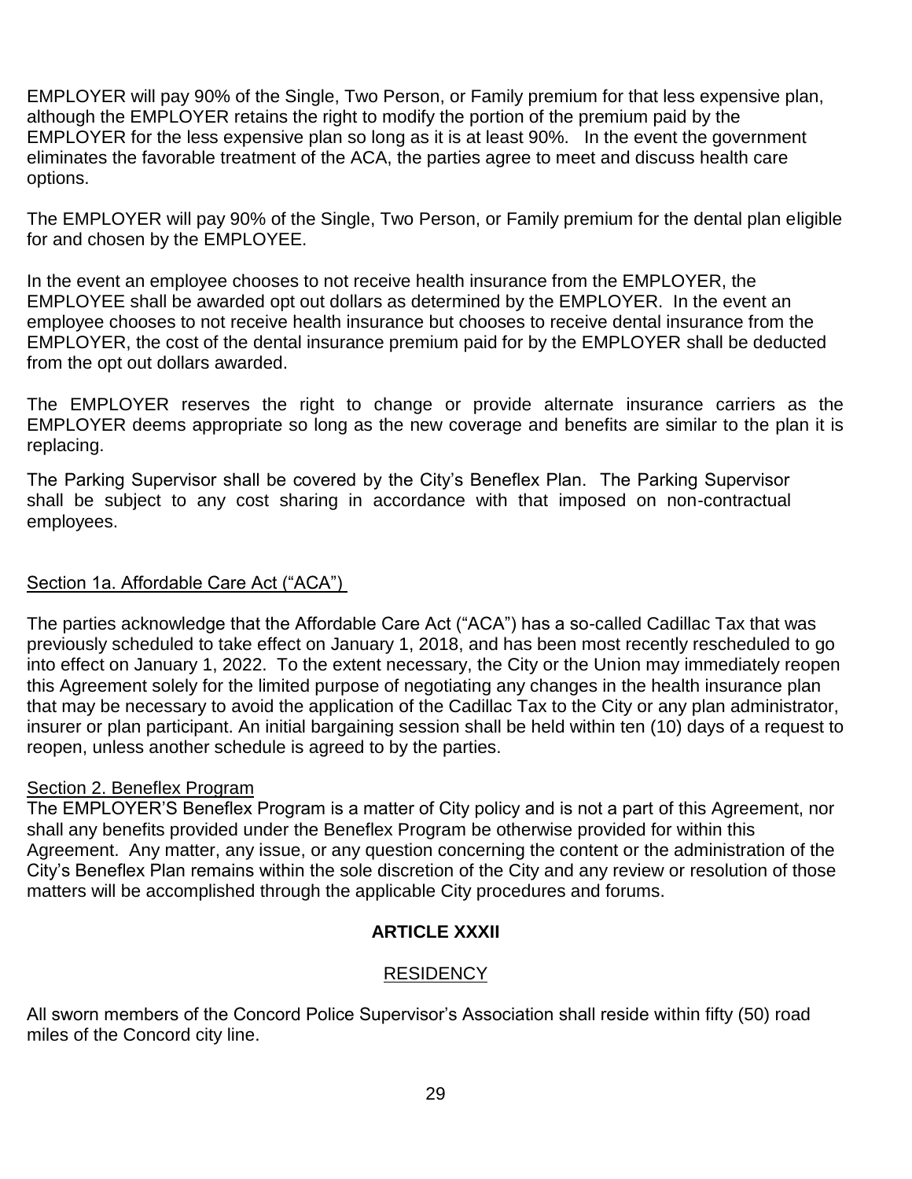EMPLOYER will pay 90% of the Single, Two Person, or Family premium for that less expensive plan, although the EMPLOYER retains the right to modify the portion of the premium paid by the EMPLOYER for the less expensive plan so long as it is at least 90%. In the event the government eliminates the favorable treatment of the ACA, the parties agree to meet and discuss health care options.

The EMPLOYER will pay 90% of the Single, Two Person, or Family premium for the dental plan eligible for and chosen by the EMPLOYEE.

In the event an employee chooses to not receive health insurance from the EMPLOYER, the EMPLOYEE shall be awarded opt out dollars as determined by the EMPLOYER. In the event an employee chooses to not receive health insurance but chooses to receive dental insurance from the EMPLOYER, the cost of the dental insurance premium paid for by the EMPLOYER shall be deducted from the opt out dollars awarded.

The EMPLOYER reserves the right to change or provide alternate insurance carriers as the EMPLOYER deems appropriate so long as the new coverage and benefits are similar to the plan it is replacing.

The Parking Supervisor shall be covered by the City's Beneflex Plan. The Parking Supervisor shall be subject to any cost sharing in accordance with that imposed on non-contractual employees.

Section 1a. Affordable Care Act ("ACA")

The parties acknowledge that the Affordable Care Act ("ACA") has a so-called Cadillac Tax that was previously scheduled to take effect on January 1, 2018, and has been most recently rescheduled to go into effect on January 1, 2022. To the extent necessary, the City or the Union may immediately reopen this Agreement solely for the limited purpose of negotiating any changes in the health insurance plan that may be necessary to avoid the application of the Cadillac Tax to the City or any plan administrator, insurer or plan participant. An initial bargaining session shall be held within ten (10) days of a request to reopen, unless another schedule is agreed to by the parties.

Section 2. Beneflex Program

The EMPLOYER'S Beneflex Program is a matter of City policy and is not a part of this Agreement, nor shall any benefits provided under the Beneflex Program be otherwise provided for within this Agreement. Any matter, any issue, or any question concerning the content or the administration of the City's Beneflex Plan remains within the sole discretion of the City and any review or resolution of those matters will be accomplished through the applicable City procedures and forums.

## ARTICLE XXXII

### RESIDENCY

All sworn members of the Concord Police Supervisor's Association shall reside within fifty (50) road miles of the Concord city line.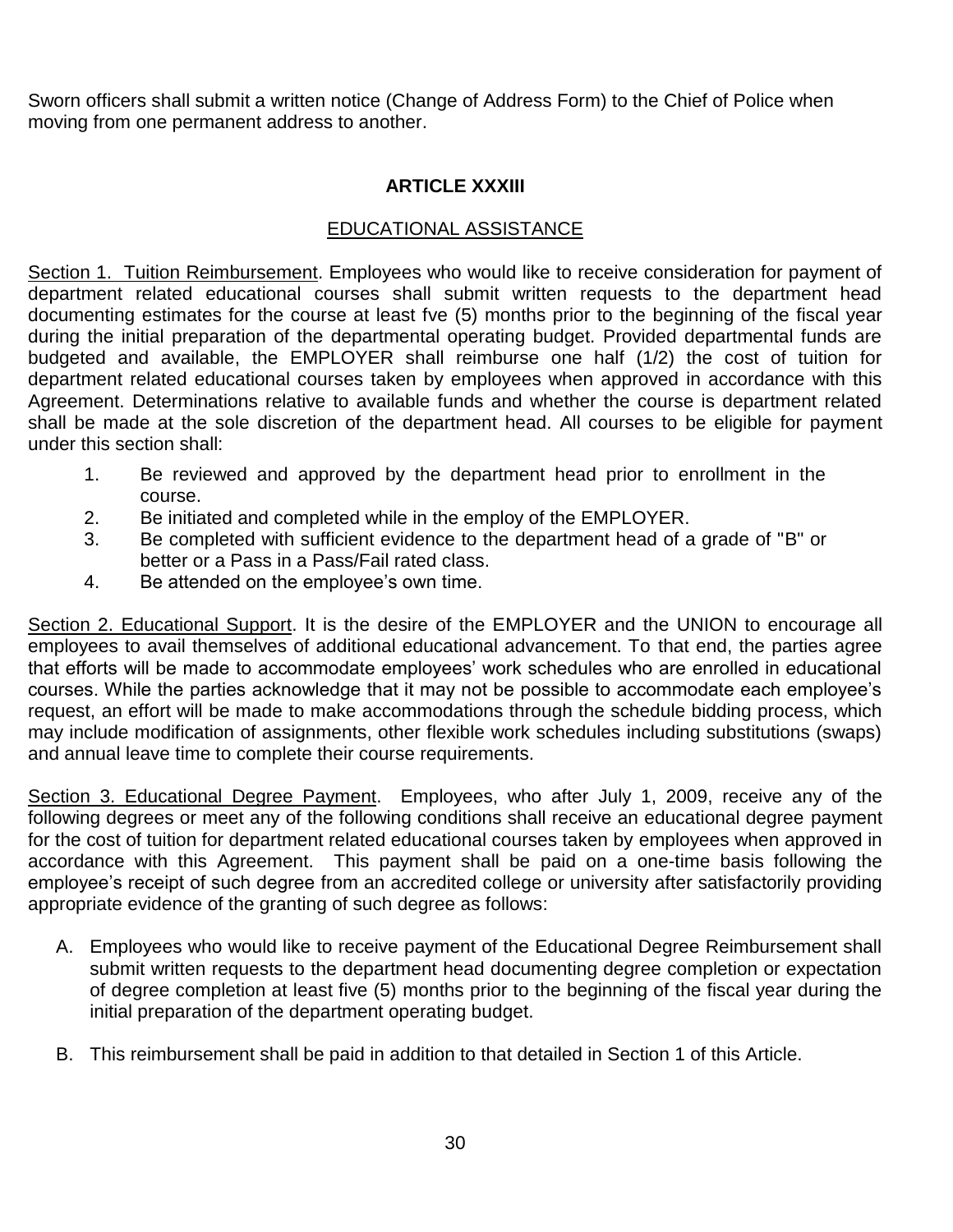Sworn officers shall submit a written notice (Change of Address Form) to the Chief of Police when moving from one permanent address to another.

## ARTICLE XXXIII

### EDUCATIONAL ASSISTANCE

Section 1. Tuition Reimbursement. Employees who would like to receive consideration for payment of department related educational courses shall submit written requests to the department head documenting estimates for the course at least fve (5) months prior to the beginning of the fiscal year during the initial preparation of the departmental operating budget. Provided departmental funds are budgeted and available, the EMPLOYER shall reimburse one half (1/2) the cost of tuition for department related educational courses taken by employees when approved in accordance with this Agreement. Determinations relative to available funds and whether the course is department related shall be made at the sole discretion of the department head. All courses to be eligible for payment under this section shall:

1. Be reviewed and approved by the department head prior to enrollment in the course.
2. Be initiated and completed while in the employ of the EMPLOYER.
3. Be completed with sufficient evidence to the department head of a grade of "B" or better or a Pass in a Pass/Fail rated class.
4. Be attended on the employee's own time.

Section 2. Educational Support. It is the desire of the EMPLOYER and the UNION to encourage all employees to avail themselves of additional educational advancement. To that end, the parties agree that efforts will be made to accommodate employees' work schedules who are enrolled in educational courses. While the parties acknowledge that it may not be possible to accommodate each employee's request, an effort will be made to make accommodations through the schedule bidding process, which may include modification of assignments, other flexible work schedules including substitutions (swaps) and annual leave time to complete their course requirements.

Section 3. Educational Degree Payment. Employees, who after July 1, 2009, receive any of the following degrees or meet any of the following conditions shall receive an educational degree payment for the cost of tuition for department related educational courses taken by employees when approved in accordance with this Agreement. This payment shall be paid on a one-time basis following the employee's receipt of such degree from an accredited college or university after satisfactorily providing appropriate evidence of the granting of such degree as follows:

A. Employees who would like to receive payment of the Educational Degree Reimbursement shall submit written requests to the department head documenting degree completion or expectation of degree completion at least five (5) months prior to the beginning of the fiscal year during the initial preparation of the department operating budget.

B. This reimbursement shall be paid in addition to that detailed in Section 1 of this Article.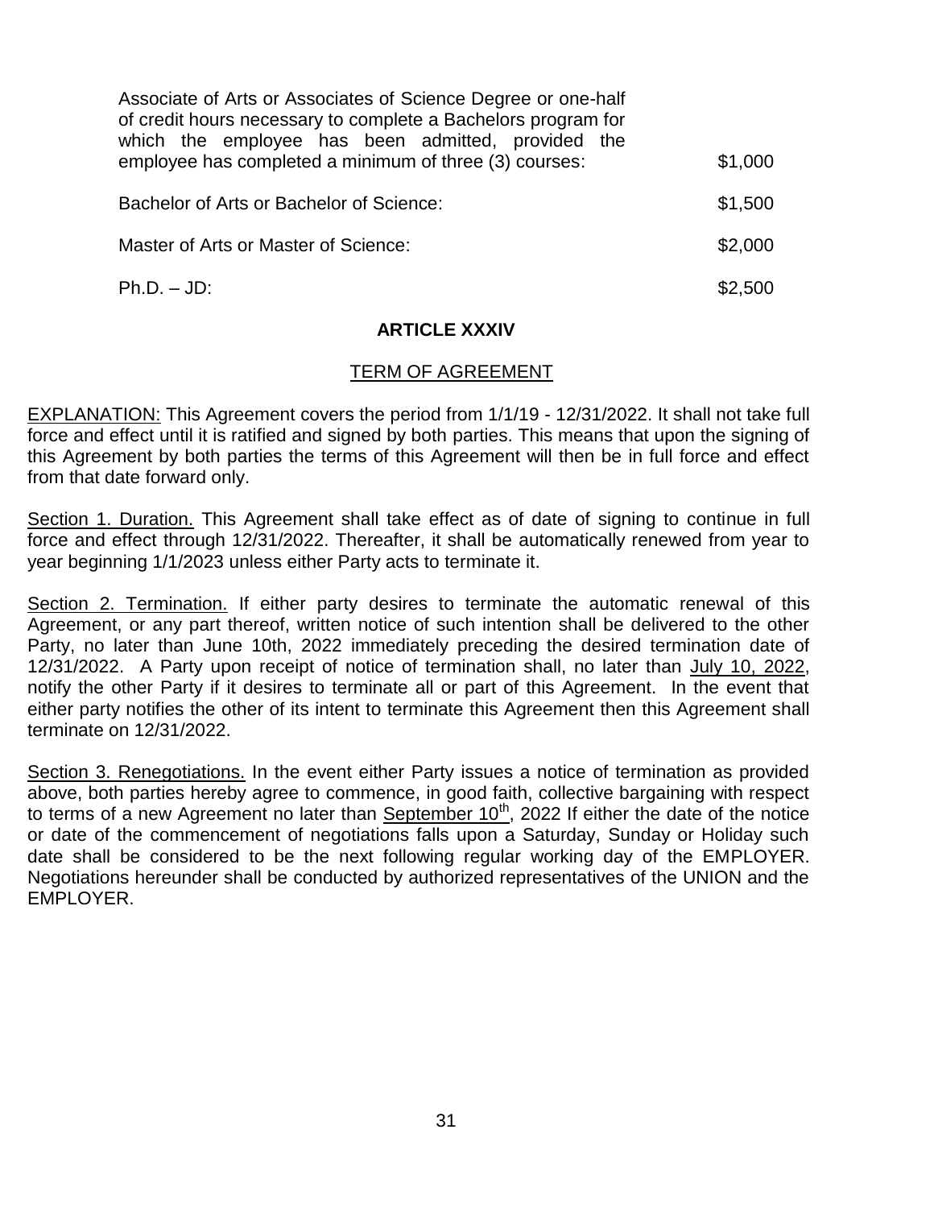| | |
|---|---|
| Associate of Arts or Associates of Science Degree or one-half of credit hours necessary to complete a Bachelors program for which the employee has been admitted, provided the employee has completed a minimum of three (3) courses: | $1,000 |
| Bachelor of Arts or Bachelor of Science: | $1,500 |
| Master of Arts or Master of Science: | $2,000 |
| Ph.D. – JD: | $2,500 |

## ARTICLE XXXIV

### TERM OF AGREEMENT

EXPLANATION: This Agreement covers the period from 1/1/19 - 12/31/2022. It shall not take full force and effect until it is ratified and signed by both parties. This means that upon the signing of this Agreement by both parties the terms of this Agreement will then be in full force and effect from that date forward only.

Section 1. Duration. This Agreement shall take effect as of date of signing to continue in full force and effect through 12/31/2022. Thereafter, it shall be automatically renewed from year to year beginning 1/1/2023 unless either Party acts to terminate it.

Section 2. Termination. If either party desires to terminate the automatic renewal of this Agreement, or any part thereof, written notice of such intention shall be delivered to the other Party, no later than June 10th, 2022 immediately preceding the desired termination date of 12/31/2022. A Party upon receipt of notice of termination shall, no later than July 10, 2022, notify the other Party if it desires to terminate all or part of this Agreement. In the event that either party notifies the other of its intent to terminate this Agreement then this Agreement shall terminate on 12/31/2022.

Section 3. Renegotiations. In the event either Party issues a notice of termination as provided above, both parties hereby agree to commence, in good faith, collective bargaining with respect to terms of a new Agreement no later than September 10th, 2022 If either the date of the notice or date of the commencement of negotiations falls upon a Saturday, Sunday or Holiday such date shall be considered to be the next following regular working day of the EMPLOYER. Negotiations hereunder shall be conducted by authorized representatives of the UNION and the EMPLOYER.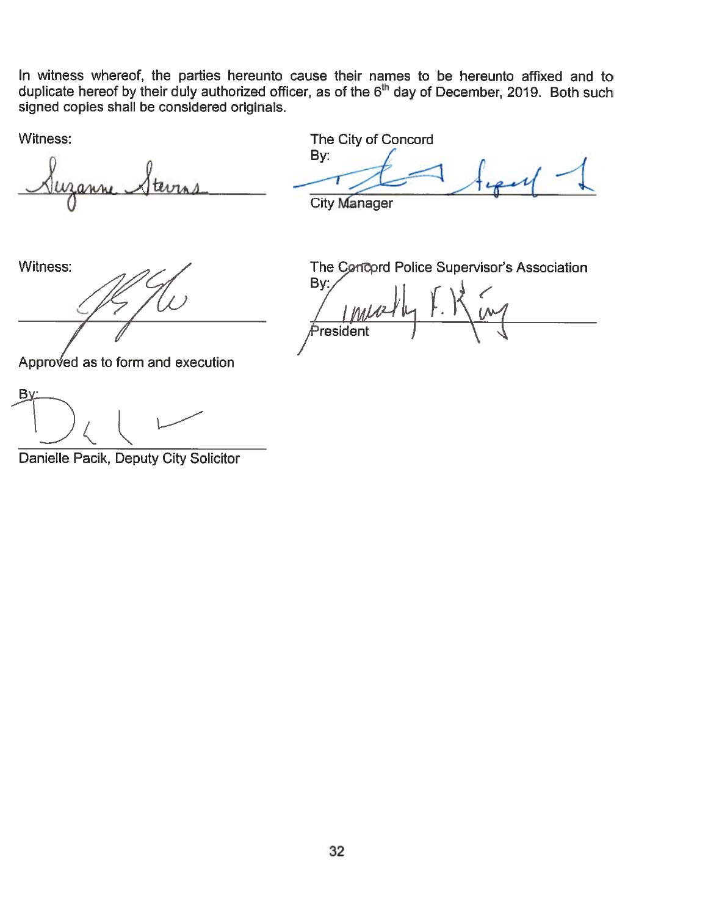In witness whereof, the parties hereunto cause their names to be hereunto affixed and to duplicate hereof by their duly authorized officer, as of the 6th day of December, 2019. Both such signed copies shall be considered originals.

| Witness: | The City of Concord |
|---|---|
| | By: |
| Suzanne Stevens | |
| | City Manager |

| Witness: | The Concord Police Supervisor's Association |
|---|---|
| | By: |
| | Timothy F. King |
| | President |

Approved as to form and execution

By:

Danielle Pacik, Deputy City Solicitor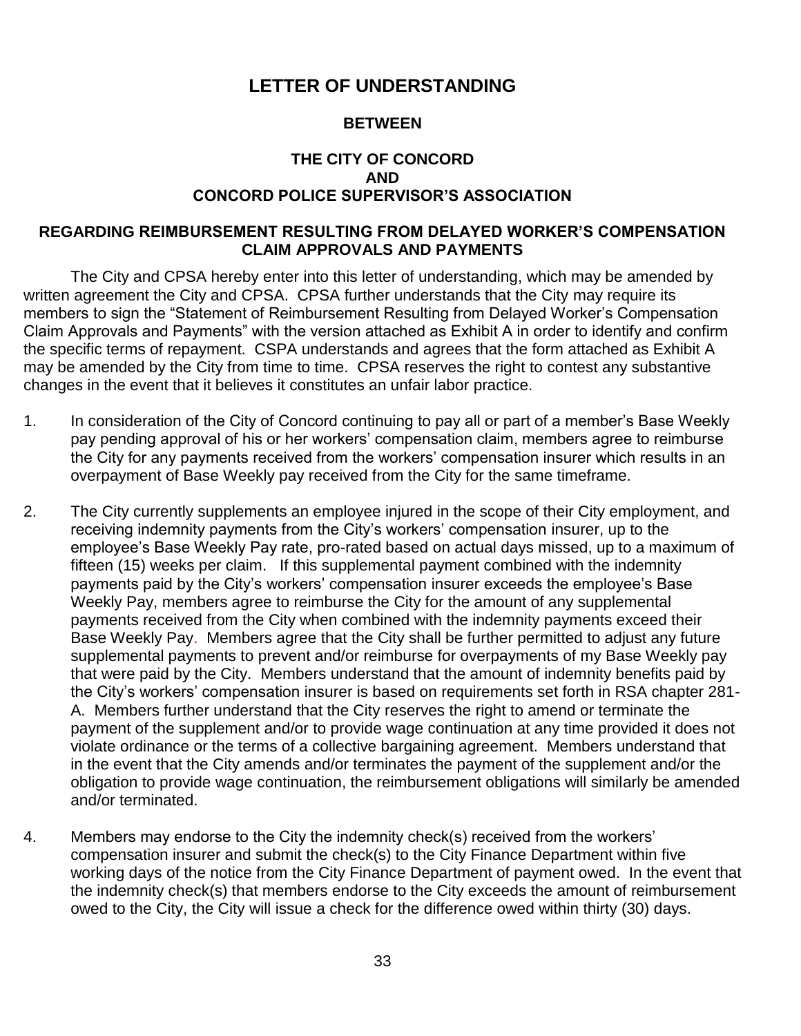# LETTER OF UNDERSTANDING

## BETWEEN

## THE CITY OF CONCORD
## AND
## CONCORD POLICE SUPERVISOR'S ASSOCIATION

### REGARDING REIMBURSEMENT RESULTING FROM DELAYED WORKER'S COMPENSATION CLAIM APPROVALS AND PAYMENTS

The City and CPSA hereby enter into this letter of understanding, which may be amended by written agreement the City and CPSA. CPSA further understands that the City may require its members to sign the "Statement of Reimbursement Resulting from Delayed Worker's Compensation Claim Approvals and Payments" with the version attached as Exhibit A in order to identify and confirm the specific terms of repayment. CSPA understands and agrees that the form attached as Exhibit A may be amended by the City from time to time. CPSA reserves the right to contest any substantive changes in the event that it believes it constitutes an unfair labor practice.

1. In consideration of the City of Concord continuing to pay all or part of a member's Base Weekly pay pending approval of his or her workers' compensation claim, members agree to reimburse the City for any payments received from the workers' compensation insurer which results in an overpayment of Base Weekly pay received from the City for the same timeframe.

2. The City currently supplements an employee injured in the scope of their City employment, and receiving indemnity payments from the City's workers' compensation insurer, up to the employee's Base Weekly Pay rate, pro-rated based on actual days missed, up to a maximum of fifteen (15) weeks per claim. If this supplemental payment combined with the indemnity payments paid by the City's workers' compensation insurer exceeds the employee's Base Weekly Pay, members agree to reimburse the City for the amount of any supplemental payments received from the City when combined with the indemnity payments exceed their Base Weekly Pay. Members agree that the City shall be further permitted to adjust any future supplemental payments to prevent and/or reimburse for overpayments of my Base Weekly pay that were paid by the City. Members understand that the amount of indemnity benefits paid by the City's workers' compensation insurer is based on requirements set forth in RSA chapter 281-A. Members further understand that the City reserves the right to amend or terminate the payment of the supplement and/or to provide wage continuation at any time provided it does not violate ordinance or the terms of a collective bargaining agreement. Members understand that in the event that the City amends and/or terminates the payment of the supplement and/or the obligation to provide wage continuation, the reimbursement obligations will similarly be amended and/or terminated.

4. Members may endorse to the City the indemnity check(s) received from the workers' compensation insurer and submit the check(s) to the City Finance Department within five working days of the notice from the City Finance Department of payment owed. In the event that the indemnity check(s) that members endorse to the City exceeds the amount of reimbursement owed to the City, the City will issue a check for the difference owed within thirty (30) days.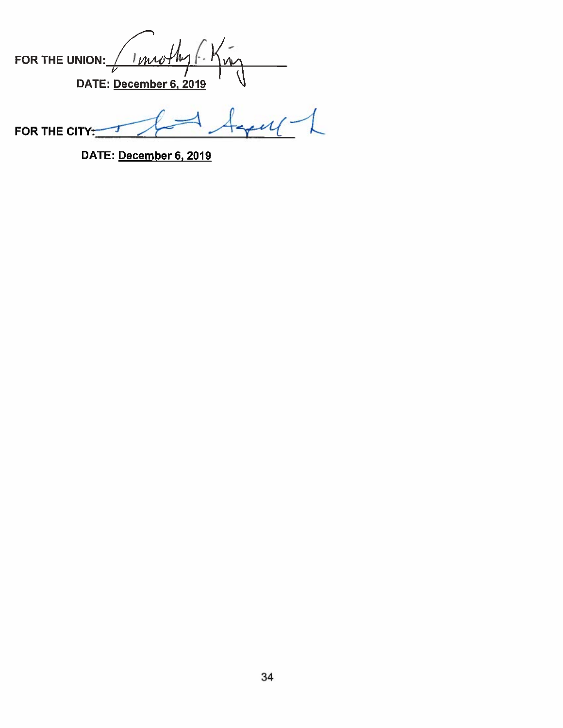**FOR THE UNION:** Timothy F. King

**DATE: December 6, 2019**

**FOR THE CITY:** ______________________________

**DATE: December 6, 2019**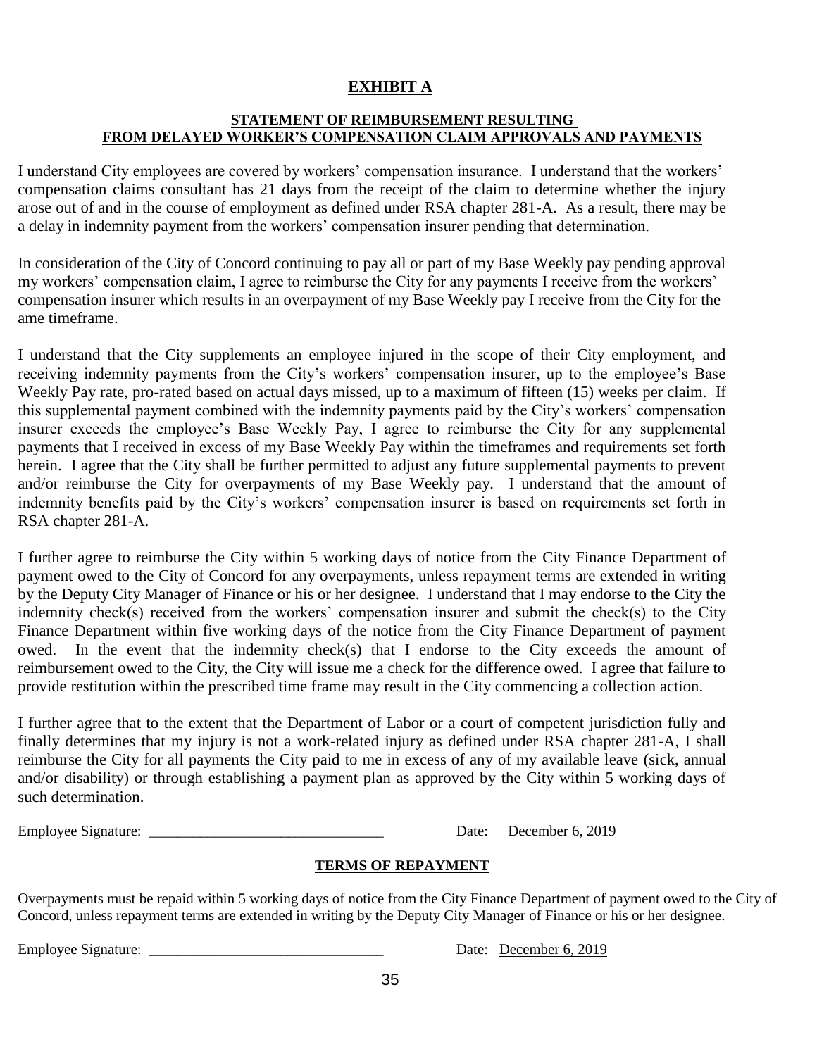# EXHIBIT A

## STATEMENT OF REIMBURSEMENT RESULTING FROM DELAYED WORKER'S COMPENSATION CLAIM APPROVALS AND PAYMENTS

I understand City employees are covered by workers' compensation insurance. I understand that the workers' compensation claims consultant has 21 days from the receipt of the claim to determine whether the injury arose out of and in the course of employment as defined under RSA chapter 281-A. As a result, there may be a delay in indemnity payment from the workers' compensation insurer pending that determination.

In consideration of the City of Concord continuing to pay all or part of my Base Weekly pay pending approval my workers' compensation claim, I agree to reimburse the City for any payments I receive from the workers' compensation insurer which results in an overpayment of my Base Weekly pay I receive from the City for the ame timeframe.

I understand that the City supplements an employee injured in the scope of their City employment, and receiving indemnity payments from the City's workers' compensation insurer, up to the employee's Base Weekly Pay rate, pro-rated based on actual days missed, up to a maximum of fifteen (15) weeks per claim. If this supplemental payment combined with the indemnity payments paid by the City's workers' compensation insurer exceeds the employee's Base Weekly Pay, I agree to reimburse the City for any supplemental payments that I received in excess of my Base Weekly Pay within the timeframes and requirements set forth herein. I agree that the City shall be further permitted to adjust any future supplemental payments to prevent and/or reimburse the City for overpayments of my Base Weekly pay. I understand that the amount of indemnity benefits paid by the City's workers' compensation insurer is based on requirements set forth in RSA chapter 281-A.

I further agree to reimburse the City within 5 working days of notice from the City Finance Department of payment owed to the City of Concord for any overpayments, unless repayment terms are extended in writing by the Deputy City Manager of Finance or his or her designee. I understand that I may endorse to the City the indemnity check(s) received from the workers' compensation insurer and submit the check(s) to the City Finance Department within five working days of the notice from the City Finance Department of payment owed. In the event that the indemnity check(s) that I endorse to the City exceeds the amount of reimbursement owed to the City, the City will issue me a check for the difference owed. I agree that failure to provide restitution within the prescribed time frame may result in the City commencing a collection action.

I further agree that to the extent that the Department of Labor or a court of competent jurisdiction fully and finally determines that my injury is not a work-related injury as defined under RSA chapter 281-A, I shall reimburse the City for all payments the City paid to me in excess of any of my available leave (sick, annual and/or disability) or through establishing a payment plan as approved by the City within 5 working days of such determination.

Employee Signature: ________________________________ Date: December 6, 2019

## TERMS OF REPAYMENT

Overpayments must be repaid within 5 working days of notice from the City Finance Department of payment owed to the City of Concord, unless repayment terms are extended in writing by the Deputy City Manager of Finance or his or her designee.

Employee Signature: ________________________________ Date: December 6, 2019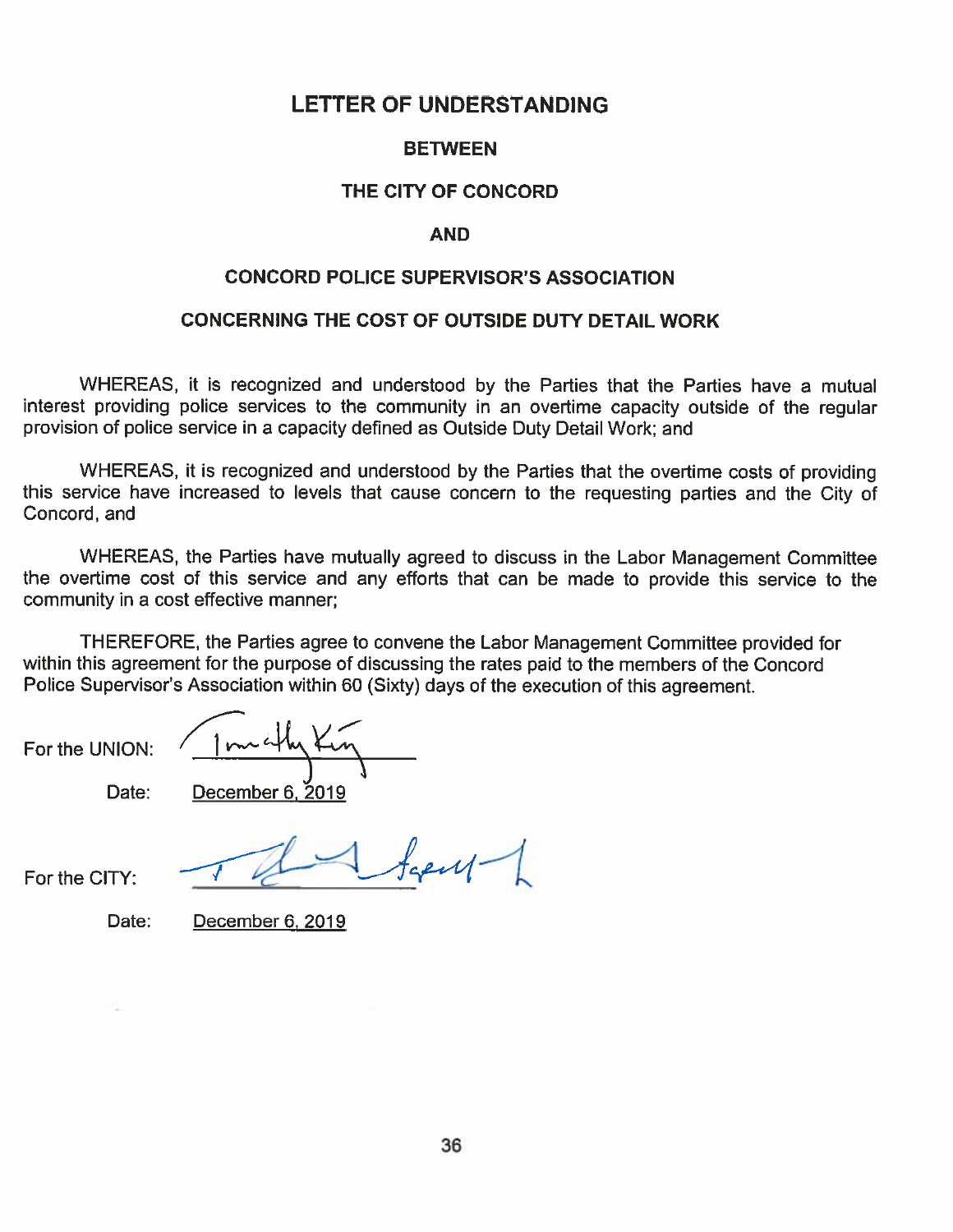# LETTER OF UNDERSTANDING

## BETWEEN

## THE CITY OF CONCORD

## AND

## CONCORD POLICE SUPERVISOR'S ASSOCIATION

## CONCERNING THE COST OF OUTSIDE DUTY DETAIL WORK

WHEREAS, it is recognized and understood by the Parties that the Parties have a mutual interest providing police services to the community in an overtime capacity outside of the regular provision of police service in a capacity defined as Outside Duty Detail Work; and

WHEREAS, it is recognized and understood by the Parties that the overtime costs of providing this service have increased to levels that cause concern to the requesting parties and the City of Concord, and

WHEREAS, the Parties have mutually agreed to discuss in the Labor Management Committee the overtime cost of this service and any efforts that can be made to provide this service to the community in a cost effective manner;

THEREFORE, the Parties agree to convene the Labor Management Committee provided for within this agreement for the purpose of discussing the rates paid to the members of the Concord Police Supervisor's Association within 60 (Sixty) days of the execution of this agreement.

For the UNION: Timothy King

Date: December 6, 2019

For the CITY: [signature]

Date: December 6, 2019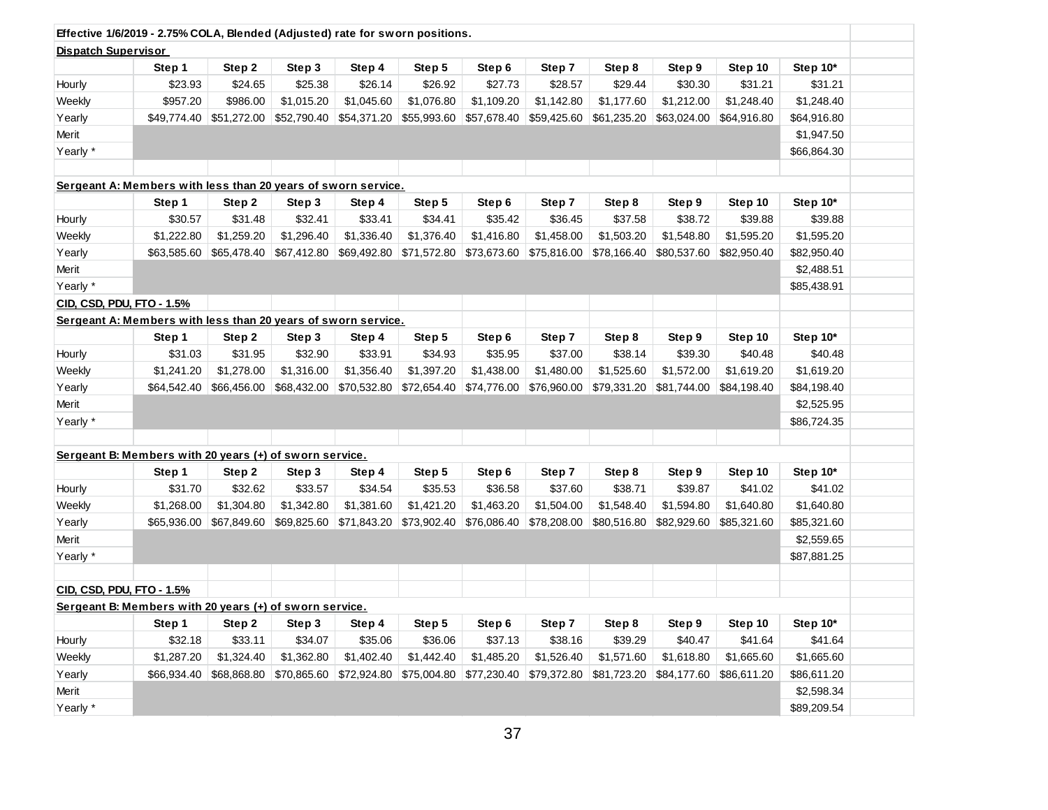**Effective 1/6/2019 - 2.75% COLA, Blended (Adjusted) rate for sworn positions.**

**Dispatch Supervisor**

| | Step 1 | Step 2 | Step 3 | Step 4 | Step 5 | Step 6 | Step 7 | Step 8 | Step 9 | Step 10 | Step 10* |
|---|---|---|---|---|---|---|---|---|---|---|---|
| Hourly | $23.93 | $24.65 | $25.38 | $26.14 | $26.92 | $27.73 | $28.57 | $29.44 | $30.30 | $31.21 | $31.21 |
| Weekly | $957.20 | $986.00 | $1,015.20 | $1,045.60 | $1,076.80 | $1,109.20 | $1,142.80 | $1,177.60 | $1,212.00 | $1,248.40 | $1,248.40 |
| Yearly | $49,774.40 | $51,272.00 | $52,790.40 | $54,371.20 | $55,993.60 | $57,678.40 | $59,425.60 | $61,235.20 | $63,024.00 | $64,916.80 | $64,916.80 |
| Merit | | | | | | | | | | | $1,947.50 |
| Yearly * | | | | | | | | | | | $66,864.30 |

**Sergeant A: Members with less than 20 years of sworn service.**

| | Step 1 | Step 2 | Step 3 | Step 4 | Step 5 | Step 6 | Step 7 | Step 8 | Step 9 | Step 10 | Step 10* |
|---|---|---|---|---|---|---|---|---|---|---|---|
| Hourly | $30.57 | $31.48 | $32.41 | $33.41 | $34.41 | $35.42 | $36.45 | $37.58 | $38.72 | $39.88 | $39.88 |
| Weekly | $1,222.80 | $1,259.20 | $1,296.40 | $1,336.40 | $1,376.40 | $1,416.80 | $1,458.00 | $1,503.20 | $1,548.80 | $1,595.20 | $1,595.20 |
| Yearly | $63,585.60 | $65,478.40 | $67,412.80 | $69,492.80 | $71,572.80 | $73,673.60 | $75,816.00 | $78,166.40 | $80,537.60 | $82,950.40 | $82,950.40 |
| Merit | | | | | | | | | | | $2,488.51 |
| Yearly * | | | | | | | | | | | $85,438.91 |

**CID, CSD, PDU, FTO - 1.5%**

**Sergeant A: Members with less than 20 years of sworn service.**

| | Step 1 | Step 2 | Step 3 | Step 4 | Step 5 | Step 6 | Step 7 | Step 8 | Step 9 | Step 10 | Step 10* |
|---|---|---|---|---|---|---|---|---|---|---|---|
| Hourly | $31.03 | $31.95 | $32.90 | $33.91 | $34.93 | $35.95 | $37.00 | $38.14 | $39.30 | $40.48 | $40.48 |
| Weekly | $1,241.20 | $1,278.00 | $1,316.00 | $1,356.40 | $1,397.20 | $1,438.00 | $1,480.00 | $1,525.60 | $1,572.00 | $1,619.20 | $1,619.20 |
| Yearly | $64,542.40 | $66,456.00 | $68,432.00 | $70,532.80 | $72,654.40 | $74,776.00 | $76,960.00 | $79,331.20 | $81,744.00 | $84,198.40 | $84,198.40 |
| Merit | | | | | | | | | | | $2,525.95 |
| Yearly * | | | | | | | | | | | $86,724.35 |

**Sergeant B: Members with 20 years (+) of sworn service.**

| | Step 1 | Step 2 | Step 3 | Step 4 | Step 5 | Step 6 | Step 7 | Step 8 | Step 9 | Step 10 | Step 10* |
|---|---|---|---|---|---|---|---|---|---|---|---|
| Hourly | $31.70 | $32.62 | $33.57 | $34.54 | $35.53 | $36.58 | $37.60 | $38.71 | $39.87 | $41.02 | $41.02 |
| Weekly | $1,268.00 | $1,304.80 | $1,342.80 | $1,381.60 | $1,421.20 | $1,463.20 | $1,504.00 | $1,548.40 | $1,594.80 | $1,640.80 | $1,640.80 |
| Yearly | $65,936.00 | $67,849.60 | $69,825.60 | $71,843.20 | $73,902.40 | $76,086.40 | $78,208.00 | $80,516.80 | $82,929.60 | $85,321.60 | $85,321.60 |
| Merit | | | | | | | | | | | $2,559.65 |
| Yearly * | | | | | | | | | | | $87,881.25 |

**CID, CSD, PDU, FTO - 1.5%**

**Sergeant B: Members with 20 years (+) of sworn service.**

| | Step 1 | Step 2 | Step 3 | Step 4 | Step 5 | Step 6 | Step 7 | Step 8 | Step 9 | Step 10 | Step 10* |
|---|---|---|---|---|---|---|---|---|---|---|---|
| Hourly | $32.18 | $33.11 | $34.07 | $35.06 | $36.06 | $37.13 | $38.16 | $39.29 | $40.47 | $41.64 | $41.64 |
| Weekly | $1,287.20 | $1,324.40 | $1,362.80 | $1,402.40 | $1,442.40 | $1,485.20 | $1,526.40 | $1,571.60 | $1,618.80 | $1,665.60 | $1,665.60 |
| Yearly | $66,934.40 | $68,868.80 | $70,865.60 | $72,924.80 | $75,004.80 | $77,230.40 | $79,372.80 | $81,723.20 | $84,177.60 | $86,611.20 | $86,611.20 |
| Merit | | | | | | | | | | | $2,598.34 |
| Yearly * | | | | | | | | | | | $89,209.54 |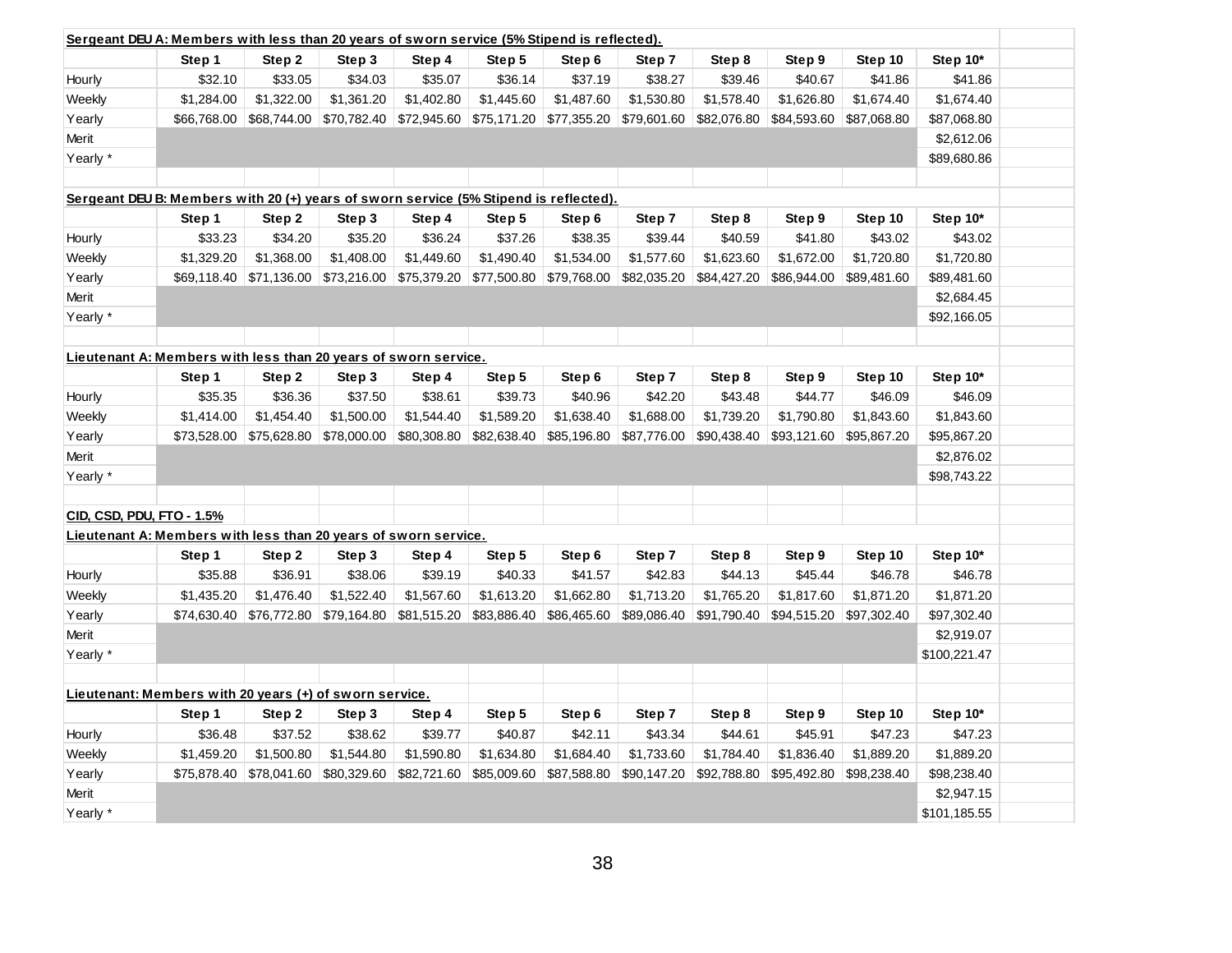**Sergeant DEU A: Members with less than 20 years of sworn service (5% Stipend is reflected).**

| | Step 1 | Step 2 | Step 3 | Step 4 | Step 5 | Step 6 | Step 7 | Step 8 | Step 9 | Step 10 | Step 10* |
|---|---|---|---|---|---|---|---|---|---|---|---|
| Hourly | $32.10 | $33.05 | $34.03 | $35.07 | $36.14 | $37.19 | $38.27 | $39.46 | $40.67 | $41.86 | $41.86 |
| Weekly | $1,284.00 | $1,322.00 | $1,361.20 | $1,402.80 | $1,445.60 | $1,487.60 | $1,530.80 | $1,578.40 | $1,626.80 | $1,674.40 | $1,674.40 |
| Yearly | $66,768.00 | $68,744.00 | $70,782.40 | $72,945.60 | $75,171.20 | $77,355.20 | $79,601.60 | $82,076.80 | $84,593.60 | $87,068.80 | $87,068.80 |
| Merit | | | | | | | | | | | $2,612.06 |
| Yearly * | | | | | | | | | | | $89,680.86 |

**Sergeant DEU B: Members with 20 (+) years of sworn service (5% Stipend is reflected).**

| | Step 1 | Step 2 | Step 3 | Step 4 | Step 5 | Step 6 | Step 7 | Step 8 | Step 9 | Step 10 | Step 10* |
|---|---|---|---|---|---|---|---|---|---|---|---|
| Hourly | $33.23 | $34.20 | $35.20 | $36.24 | $37.26 | $38.35 | $39.44 | $40.59 | $41.80 | $43.02 | $43.02 |
| Weekly | $1,329.20 | $1,368.00 | $1,408.00 | $1,449.60 | $1,490.40 | $1,534.00 | $1,577.60 | $1,623.60 | $1,672.00 | $1,720.80 | $1,720.80 |
| Yearly | $69,118.40 | $71,136.00 | $73,216.00 | $75,379.20 | $77,500.80 | $79,768.00 | $82,035.20 | $84,427.20 | $86,944.00 | $89,481.60 | $89,481.60 |
| Merit | | | | | | | | | | | $2,684.45 |
| Yearly * | | | | | | | | | | | $92,166.05 |

**Lieutenant A: Members with less than 20 years of sworn service.**

| | Step 1 | Step 2 | Step 3 | Step 4 | Step 5 | Step 6 | Step 7 | Step 8 | Step 9 | Step 10 | Step 10* |
|---|---|---|---|---|---|---|---|---|---|---|---|
| Hourly | $35.35 | $36.36 | $37.50 | $38.61 | $39.73 | $40.96 | $42.20 | $43.48 | $44.77 | $46.09 | $46.09 |
| Weekly | $1,414.00 | $1,454.40 | $1,500.00 | $1,544.40 | $1,589.20 | $1,638.40 | $1,688.00 | $1,739.20 | $1,790.80 | $1,843.60 | $1,843.60 |
| Yearly | $73,528.00 | $75,628.80 | $78,000.00 | $80,308.80 | $82,638.40 | $85,196.80 | $87,776.00 | $90,438.40 | $93,121.60 | $95,867.20 | $95,867.20 |
| Merit | | | | | | | | | | | $2,876.02 |
| Yearly * | | | | | | | | | | | $98,743.22 |

**CID, CSD, PDU, FTO - 1.5%**

**Lieutenant A: Members with less than 20 years of sworn service.**

| | Step 1 | Step 2 | Step 3 | Step 4 | Step 5 | Step 6 | Step 7 | Step 8 | Step 9 | Step 10 | Step 10* |
|---|---|---|---|---|---|---|---|---|---|---|---|
| Hourly | $35.88 | $36.91 | $38.06 | $39.19 | $40.33 | $41.57 | $42.83 | $44.13 | $45.44 | $46.78 | $46.78 |
| Weekly | $1,435.20 | $1,476.40 | $1,522.40 | $1,567.60 | $1,613.20 | $1,662.80 | $1,713.20 | $1,765.20 | $1,817.60 | $1,871.20 | $1,871.20 |
| Yearly | $74,630.40 | $76,772.80 | $79,164.80 | $81,515.20 | $83,886.40 | $86,465.60 | $89,086.40 | $91,790.40 | $94,515.20 | $97,302.40 | $97,302.40 |
| Merit | | | | | | | | | | | $2,919.07 |
| Yearly * | | | | | | | | | | | $100,221.47 |

**Lieutenant: Members with 20 years (+) of sworn service.**

| | Step 1 | Step 2 | Step 3 | Step 4 | Step 5 | Step 6 | Step 7 | Step 8 | Step 9 | Step 10 | Step 10* |
|---|---|---|---|---|---|---|---|---|---|---|---|
| Hourly | $36.48 | $37.52 | $38.62 | $39.77 | $40.87 | $42.11 | $43.34 | $44.61 | $45.91 | $47.23 | $47.23 |
| Weekly | $1,459.20 | $1,500.80 | $1,544.80 | $1,590.80 | $1,634.80 | $1,684.40 | $1,733.60 | $1,784.40 | $1,836.40 | $1,889.20 | $1,889.20 |
| Yearly | $75,878.40 | $78,041.60 | $80,329.60 | $82,721.60 | $85,009.60 | $87,588.80 | $90,147.20 | $92,788.80 | $95,492.80 | $98,238.40 | $98,238.40 |
| Merit | | | | | | | | | | | $2,947.15 |
| Yearly * | | | | | | | | | | | $101,185.55 |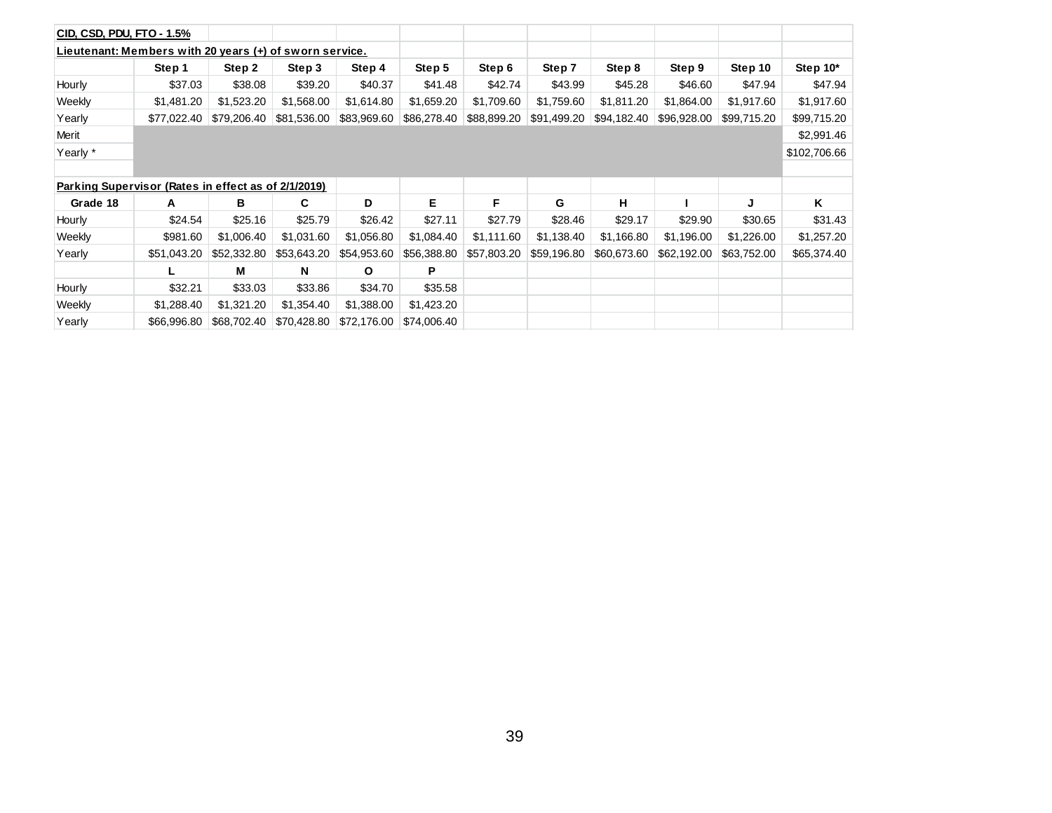| CID, CSD, PDU, FTO - 1.5% | | | | | | | | | | | |
|---|---|---|---|---|---|---|---|---|---|---|---|
| **Lieutenant: Members with 20 years (+) of sworn service.** | | | | | | | | | | | |
| | **Step 1** | **Step 2** | **Step 3** | **Step 4** | **Step 5** | **Step 6** | **Step 7** | **Step 8** | **Step 9** | **Step 10** | **Step 10*** |
| Hourly | $37.03 | $38.08 | $39.20 | $40.37 | $41.48 | $42.74 | $43.99 | $45.28 | $46.60 | $47.94 | $47.94 |
| Weekly | $1,481.20 | $1,523.20 | $1,568.00 | $1,614.80 | $1,659.20 | $1,709.60 | $1,759.60 | $1,811.20 | $1,864.00 | $1,917.60 | $1,917.60 |
| Yearly | $77,022.40 | $79,206.40 | $81,536.00 | $83,969.60 | $86,278.40 | $88,899.20 | $91,499.20 | $94,182.40 | $96,928.00 | $99,715.20 | $99,715.20 |
| Merit | | | | | | | | | | | $2,991.46 |
| Yearly * | | | | | | | | | | | $102,706.66 |

| **Parking Supervisor (Rates in effect as of 2/1/2019)** | | | | | | | | | | | |
|---|---|---|---|---|---|---|---|---|---|---|---|
| **Grade 18** | **A** | **B** | **C** | **D** | **E** | **F** | **G** | **H** | **I** | **J** | **K** |
| Hourly | $24.54 | $25.16 | $25.79 | $26.42 | $27.11 | $27.79 | $28.46 | $29.17 | $29.90 | $30.65 | $31.43 |
| Weekly | $981.60 | $1,006.40 | $1,031.60 | $1,056.80 | $1,084.40 | $1,111.60 | $1,138.40 | $1,166.80 | $1,196.00 | $1,226.00 | $1,257.20 |
| Yearly | $51,043.20 | $52,332.80 | $53,643.20 | $54,953.60 | $56,388.80 | $57,803.20 | $59,196.80 | $60,673.60 | $62,192.00 | $63,752.00 | $65,374.40 |
| | **L** | **M** | **N** | **O** | **P** | | | | | | |
| Hourly | $32.21 | $33.03 | $33.86 | $34.70 | $35.58 | | | | | | |
| Weekly | $1,288.40 | $1,321.20 | $1,354.40 | $1,388.00 | $1,423.20 | | | | | | |
| Yearly | $66,996.80 | $68,702.40 | $70,428.80 | $72,176.00 | $74,006.40 | | | | | | |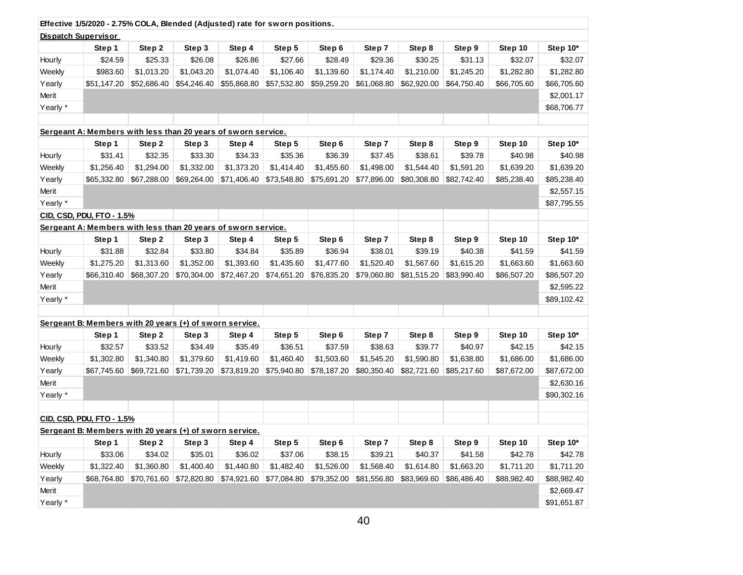**Effective 1/5/2020 - 2.75% COLA, Blended (Adjusted) rate for sworn positions.**

**Dispatch Supervisor**

| | Step 1 | Step 2 | Step 3 | Step 4 | Step 5 | Step 6 | Step 7 | Step 8 | Step 9 | Step 10 | Step 10* |
|---|---|---|---|---|---|---|---|---|---|---|---|
| Hourly | $24.59 | $25.33 | $26.08 | $26.86 | $27.66 | $28.49 | $29.36 | $30.25 | $31.13 | $32.07 | $32.07 |
| Weekly | $983.60 | $1,013.20 | $1,043.20 | $1,074.40 | $1,106.40 | $1,139.60 | $1,174.40 | $1,210.00 | $1,245.20 | $1,282.80 | $1,282.80 |
| Yearly | $51,147.20 | $52,686.40 | $54,246.40 | $55,868.80 | $57,532.80 | $59,259.20 | $61,068.80 | $62,920.00 | $64,750.40 | $66,705.60 | $66,705.60 |
| Merit | | | | | | | | | | | $2,001.17 |
| Yearly * | | | | | | | | | | | $68,706.77 |

**Sergeant A: Members with less than 20 years of sworn service.**

| | Step 1 | Step 2 | Step 3 | Step 4 | Step 5 | Step 6 | Step 7 | Step 8 | Step 9 | Step 10 | Step 10* |
|---|---|---|---|---|---|---|---|---|---|---|---|
| Hourly | $31.41 | $32.35 | $33.30 | $34.33 | $35.36 | $36.39 | $37.45 | $38.61 | $39.78 | $40.98 | $40.98 |
| Weekly | $1,256.40 | $1,294.00 | $1,332.00 | $1,373.20 | $1,414.40 | $1,455.60 | $1,498.00 | $1,544.40 | $1,591.20 | $1,639.20 | $1,639.20 |
| Yearly | $65,332.80 | $67,288.00 | $69,264.00 | $71,406.40 | $73,548.80 | $75,691.20 | $77,896.00 | $80,308.80 | $82,742.40 | $85,238.40 | $85,238.40 |
| Merit | | | | | | | | | | | $2,557.15 |
| Yearly * | | | | | | | | | | | $87,795.55 |

**CID, CSD, PDU, FTO - 1.5%**

**Sergeant A: Members with less than 20 years of sworn service.**

| | Step 1 | Step 2 | Step 3 | Step 4 | Step 5 | Step 6 | Step 7 | Step 8 | Step 9 | Step 10 | Step 10* |
|---|---|---|---|---|---|---|---|---|---|---|---|
| Hourly | $31.88 | $32.84 | $33.80 | $34.84 | $35.89 | $36.94 | $38.01 | $39.19 | $40.38 | $41.59 | $41.59 |
| Weekly | $1,275.20 | $1,313.60 | $1,352.00 | $1,393.60 | $1,435.60 | $1,477.60 | $1,520.40 | $1,567.60 | $1,615.20 | $1,663.60 | $1,663.60 |
| Yearly | $66,310.40 | $68,307.20 | $70,304.00 | $72,467.20 | $74,651.20 | $76,835.20 | $79,060.80 | $81,515.20 | $83,990.40 | $86,507.20 | $86,507.20 |
| Merit | | | | | | | | | | | $2,595.22 |
| Yearly * | | | | | | | | | | | $89,102.42 |

**Sergeant B: Members with 20 years (+) of sworn service.**

| | Step 1 | Step 2 | Step 3 | Step 4 | Step 5 | Step 6 | Step 7 | Step 8 | Step 9 | Step 10 | Step 10* |
|---|---|---|---|---|---|---|---|---|---|---|---|
| Hourly | $32.57 | $33.52 | $34.49 | $35.49 | $36.51 | $37.59 | $38.63 | $39.77 | $40.97 | $42.15 | $42.15 |
| Weekly | $1,302.80 | $1,340.80 | $1,379.60 | $1,419.60 | $1,460.40 | $1,503.60 | $1,545.20 | $1,590.80 | $1,638.80 | $1,686.00 | $1,686.00 |
| Yearly | $67,745.60 | $69,721.60 | $71,739.20 | $73,819.20 | $75,940.80 | $78,187.20 | $80,350.40 | $82,721.60 | $85,217.60 | $87,672.00 | $87,672.00 |
| Merit | | | | | | | | | | | $2,630.16 |
| Yearly * | | | | | | | | | | | $90,302.16 |

**CID, CSD, PDU, FTO - 1.5%**

**Sergeant B: Members with 20 years (+) of sworn service.**

| | Step 1 | Step 2 | Step 3 | Step 4 | Step 5 | Step 6 | Step 7 | Step 8 | Step 9 | Step 10 | Step 10* |
|---|---|---|---|---|---|---|---|---|---|---|---|
| Hourly | $33.06 | $34.02 | $35.01 | $36.02 | $37.06 | $38.15 | $39.21 | $40.37 | $41.58 | $42.78 | $42.78 |
| Weekly | $1,322.40 | $1,360.80 | $1,400.40 | $1,440.80 | $1,482.40 | $1,526.00 | $1,568.40 | $1,614.80 | $1,663.20 | $1,711.20 | $1,711.20 |
| Yearly | $68,764.80 | $70,761.60 | $72,820.80 | $74,921.60 | $77,084.80 | $79,352.00 | $81,556.80 | $83,969.60 | $86,486.40 | $88,982.40 | $88,982.40 |
| Merit | | | | | | | | | | | $2,669.47 |
| Yearly * | | | | | | | | | | | $91,651.87 |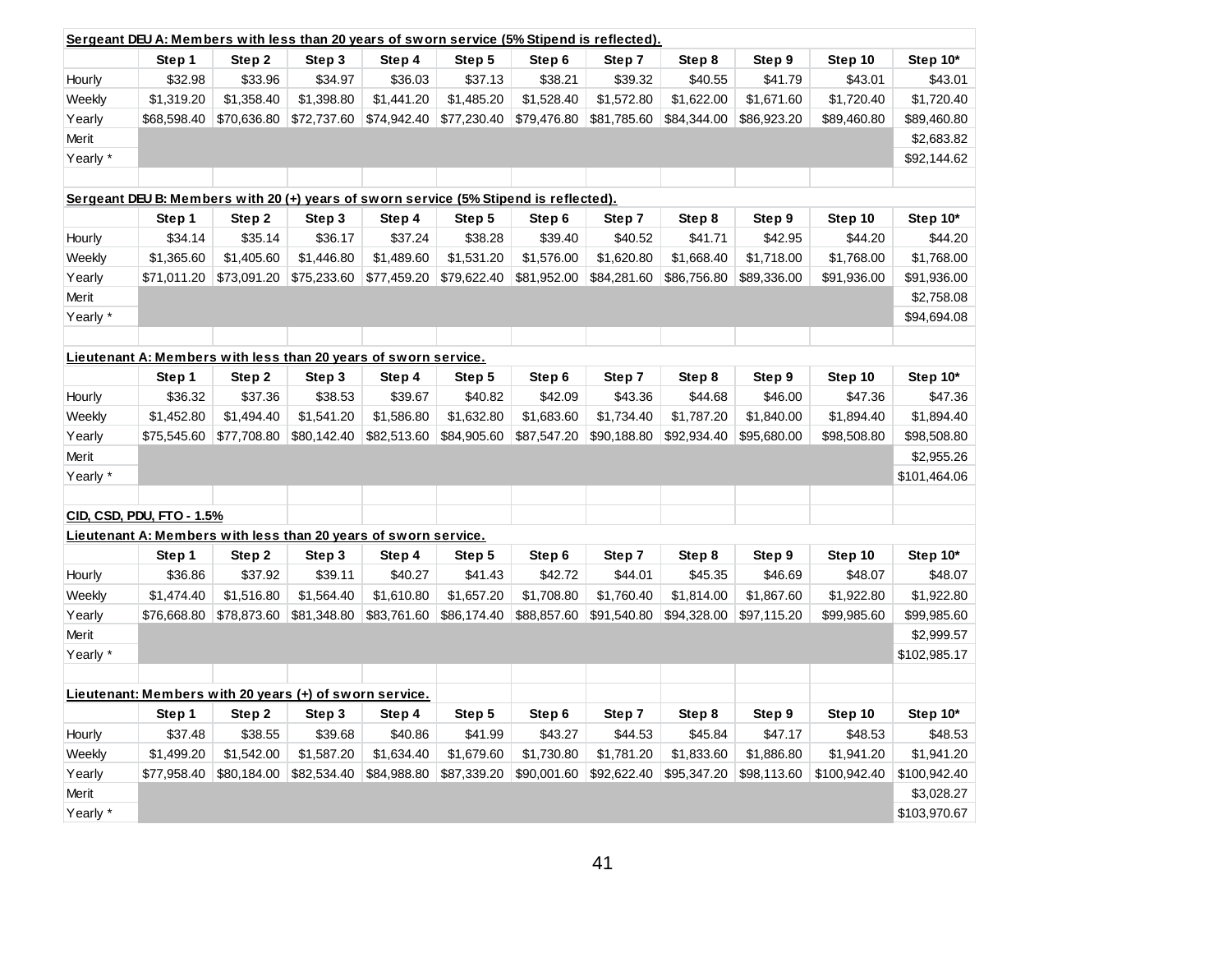**Sergeant DEU A: Members with less than 20 years of sworn service (5% Stipend is reflected).**

| | Step 1 | Step 2 | Step 3 | Step 4 | Step 5 | Step 6 | Step 7 | Step 8 | Step 9 | Step 10 | Step 10* |
|---|---|---|---|---|---|---|---|---|---|---|---|
| Hourly | $32.98 | $33.96 | $34.97 | $36.03 | $37.13 | $38.21 | $39.32 | $40.55 | $41.79 | $43.01 | $43.01 |
| Weekly | $1,319.20 | $1,358.40 | $1,398.80 | $1,441.20 | $1,485.20 | $1,528.40 | $1,572.80 | $1,622.00 | $1,671.60 | $1,720.40 | $1,720.40 |
| Yearly | $68,598.40 | $70,636.80 | $72,737.60 | $74,942.40 | $77,230.40 | $79,476.80 | $81,785.60 | $84,344.00 | $86,923.20 | $89,460.80 | $89,460.80 |
| Merit | | | | | | | | | | | $2,683.82 |
| Yearly * | | | | | | | | | | | $92,144.62 |

**Sergeant DEU B: Members with 20 (+) years of sworn service (5% Stipend is reflected).**

| | Step 1 | Step 2 | Step 3 | Step 4 | Step 5 | Step 6 | Step 7 | Step 8 | Step 9 | Step 10 | Step 10* |
|---|---|---|---|---|---|---|---|---|---|---|---|
| Hourly | $34.14 | $35.14 | $36.17 | $37.24 | $38.28 | $39.40 | $40.52 | $41.71 | $42.95 | $44.20 | $44.20 |
| Weekly | $1,365.60 | $1,405.60 | $1,446.80 | $1,489.60 | $1,531.20 | $1,576.00 | $1,620.80 | $1,668.40 | $1,718.00 | $1,768.00 | $1,768.00 |
| Yearly | $71,011.20 | $73,091.20 | $75,233.60 | $77,459.20 | $79,622.40 | $81,952.00 | $84,281.60 | $86,756.80 | $89,336.00 | $91,936.00 | $91,936.00 |
| Merit | | | | | | | | | | | $2,758.08 |
| Yearly * | | | | | | | | | | | $94,694.08 |

**Lieutenant A: Members with less than 20 years of sworn service.**

| | Step 1 | Step 2 | Step 3 | Step 4 | Step 5 | Step 6 | Step 7 | Step 8 | Step 9 | Step 10 | Step 10* |
|---|---|---|---|---|---|---|---|---|---|---|---|
| Hourly | $36.32 | $37.36 | $38.53 | $39.67 | $40.82 | $42.09 | $43.36 | $44.68 | $46.00 | $47.36 | $47.36 |
| Weekly | $1,452.80 | $1,494.40 | $1,541.20 | $1,586.80 | $1,632.80 | $1,683.60 | $1,734.40 | $1,787.20 | $1,840.00 | $1,894.40 | $1,894.40 |
| Yearly | $75,545.60 | $77,708.80 | $80,142.40 | $82,513.60 | $84,905.60 | $87,547.20 | $90,188.80 | $92,934.40 | $95,680.00 | $98,508.80 | $98,508.80 |
| Merit | | | | | | | | | | | $2,955.26 |
| Yearly * | | | | | | | | | | | $101,464.06 |

**CID, CSD, PDU, FTO - 1.5%**

**Lieutenant A: Members with less than 20 years of sworn service.**

| | Step 1 | Step 2 | Step 3 | Step 4 | Step 5 | Step 6 | Step 7 | Step 8 | Step 9 | Step 10 | Step 10* |
|---|---|---|---|---|---|---|---|---|---|---|---|
| Hourly | $36.86 | $37.92 | $39.11 | $40.27 | $41.43 | $42.72 | $44.01 | $45.35 | $46.69 | $48.07 | $48.07 |
| Weekly | $1,474.40 | $1,516.80 | $1,564.40 | $1,610.80 | $1,657.20 | $1,708.80 | $1,760.40 | $1,814.00 | $1,867.60 | $1,922.80 | $1,922.80 |
| Yearly | $76,668.80 | $78,873.60 | $81,348.80 | $83,761.60 | $86,174.40 | $88,857.60 | $91,540.80 | $94,328.00 | $97,115.20 | $99,985.60 | $99,985.60 |
| Merit | | | | | | | | | | | $2,999.57 |
| Yearly * | | | | | | | | | | | $102,985.17 |

**Lieutenant: Members with 20 years (+) of sworn service.**

| | Step 1 | Step 2 | Step 3 | Step 4 | Step 5 | Step 6 | Step 7 | Step 8 | Step 9 | Step 10 | Step 10* |
|---|---|---|---|---|---|---|---|---|---|---|---|
| Hourly | $37.48 | $38.55 | $39.68 | $40.86 | $41.99 | $43.27 | $44.53 | $45.84 | $47.17 | $48.53 | $48.53 |
| Weekly | $1,499.20 | $1,542.00 | $1,587.20 | $1,634.40 | $1,679.60 | $1,730.80 | $1,781.20 | $1,833.60 | $1,886.80 | $1,941.20 | $1,941.20 |
| Yearly | $77,958.40 | $80,184.00 | $82,534.40 | $84,988.80 | $87,339.20 | $90,001.60 | $92,622.40 | $95,347.20 | $98,113.60 | $100,942.40 | $100,942.40 |
| Merit | | | | | | | | | | | $3,028.27 |
| Yearly * | | | | | | | | | | | $103,970.67 |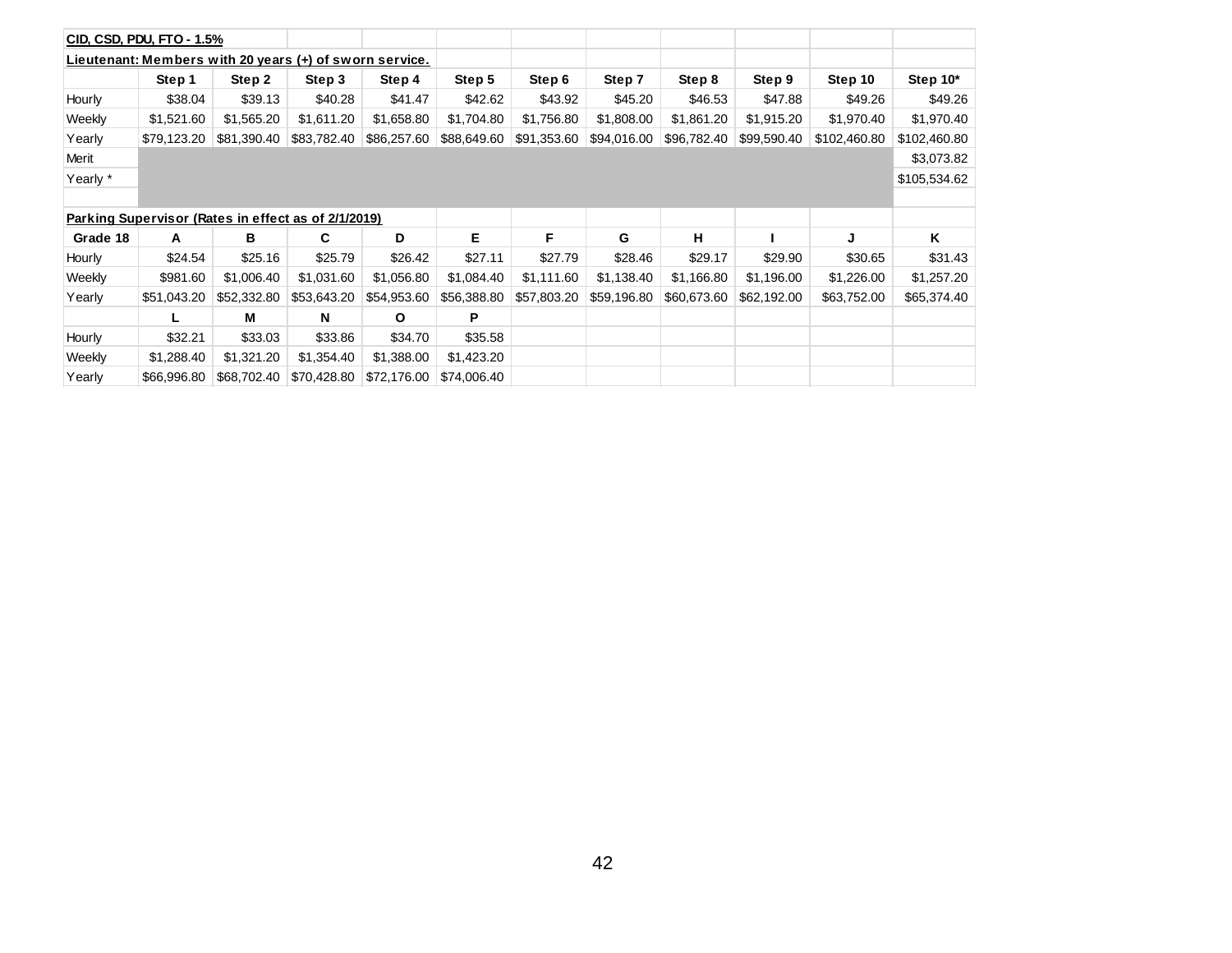| CID, CSD, PDU, FTO - 1.5% | | | | | | | | | | | |
|---|---|---|---|---|---|---|---|---|---|---|---|
| **Lieutenant: Members with 20 years (+) of sworn service.** | | | | | | | | | | | |
| | Step 1 | Step 2 | Step 3 | Step 4 | Step 5 | Step 6 | Step 7 | Step 8 | Step 9 | Step 10 | Step 10* |
| Hourly | $38.04 | $39.13 | $40.28 | $41.47 | $42.62 | $43.92 | $45.20 | $46.53 | $47.88 | $49.26 | $49.26 |
| Weekly | $1,521.60 | $1,565.20 | $1,611.20 | $1,658.80 | $1,704.80 | $1,756.80 | $1,808.00 | $1,861.20 | $1,915.20 | $1,970.40 | $1,970.40 |
| Yearly | $79,123.20 | $81,390.40 | $83,782.40 | $86,257.60 | $88,649.60 | $91,353.60 | $94,016.00 | $96,782.40 | $99,590.40 | $102,460.80 | $102,460.80 |
| Merit | | | | | | | | | | | $3,073.82 |
| Yearly * | | | | | | | | | | | $105,534.62 |
| | | | | | | | | | | | |
| **Parking Supervisor (Rates in effect as of 2/1/2019)** | | | | | | | | | | | |
| Grade 18 | A | B | C | D | E | F | G | H | I | J | K |
| Hourly | $24.54 | $25.16 | $25.79 | $26.42 | $27.11 | $27.79 | $28.46 | $29.17 | $29.90 | $30.65 | $31.43 |
| Weekly | $981.60 | $1,006.40 | $1,031.60 | $1,056.80 | $1,084.40 | $1,111.60 | $1,138.40 | $1,166.80 | $1,196.00 | $1,226.00 | $1,257.20 |
| Yearly | $51,043.20 | $52,332.80 | $53,643.20 | $54,953.60 | $56,388.80 | $57,803.20 | $59,196.80 | $60,673.60 | $62,192.00 | $63,752.00 | $65,374.40 |
| | L | M | N | O | P | | | | | | |
| Hourly | $32.21 | $33.03 | $33.86 | $34.70 | $35.58 | | | | | | |
| Weekly | $1,288.40 | $1,321.20 | $1,354.40 | $1,388.00 | $1,423.20 | | | | | | |
| Yearly | $66,996.80 | $68,702.40 | $70,428.80 | $72,176.00 | $74,006.40 | | | | | | |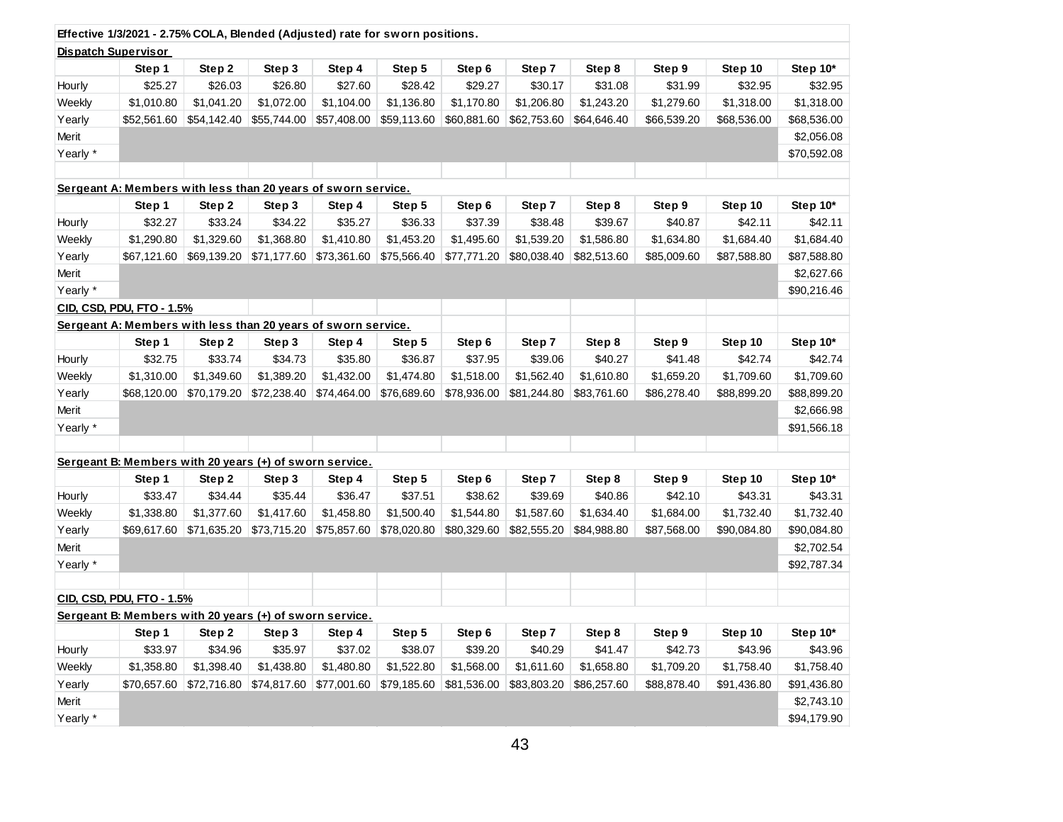**Effective 1/3/2021 - 2.75% COLA, Blended (Adjusted) rate for sworn positions.**

**Dispatch Supervisor**

| | Step 1 | Step 2 | Step 3 | Step 4 | Step 5 | Step 6 | Step 7 | Step 8 | Step 9 | Step 10 | Step 10* |
|---|---|---|---|---|---|---|---|---|---|---|---|
| Hourly | $25.27 | $26.03 | $26.80 | $27.60 | $28.42 | $29.27 | $30.17 | $31.08 | $31.99 | $32.95 | $32.95 |
| Weekly | $1,010.80 | $1,041.20 | $1,072.00 | $1,104.00 | $1,136.80 | $1,170.80 | $1,206.80 | $1,243.20 | $1,279.60 | $1,318.00 | $1,318.00 |
| Yearly | $52,561.60 | $54,142.40 | $55,744.00 | $57,408.00 | $59,113.60 | $60,881.60 | $62,753.60 | $64,646.40 | $66,539.20 | $68,536.00 | $68,536.00 |
| Merit | | | | | | | | | | | $2,056.08 |
| Yearly * | | | | | | | | | | | $70,592.08 |

**Sergeant A: Members with less than 20 years of sworn service.**

| | Step 1 | Step 2 | Step 3 | Step 4 | Step 5 | Step 6 | Step 7 | Step 8 | Step 9 | Step 10 | Step 10* |
|---|---|---|---|---|---|---|---|---|---|---|---|
| Hourly | $32.27 | $33.24 | $34.22 | $35.27 | $36.33 | $37.39 | $38.48 | $39.67 | $40.87 | $42.11 | $42.11 |
| Weekly | $1,290.80 | $1,329.60 | $1,368.80 | $1,410.80 | $1,453.20 | $1,495.60 | $1,539.20 | $1,586.80 | $1,634.80 | $1,684.40 | $1,684.40 |
| Yearly | $67,121.60 | $69,139.20 | $71,177.60 | $73,361.60 | $75,566.40 | $77,771.20 | $80,038.40 | $82,513.60 | $85,009.60 | $87,588.80 | $87,588.80 |
| Merit | | | | | | | | | | | $2,627.66 |
| Yearly * | | | | | | | | | | | $90,216.46 |

**CID, CSD, PDU, FTO - 1.5%**

**Sergeant A: Members with less than 20 years of sworn service.**

| | Step 1 | Step 2 | Step 3 | Step 4 | Step 5 | Step 6 | Step 7 | Step 8 | Step 9 | Step 10 | Step 10* |
|---|---|---|---|---|---|---|---|---|---|---|---|
| Hourly | $32.75 | $33.74 | $34.73 | $35.80 | $36.87 | $37.95 | $39.06 | $40.27 | $41.48 | $42.74 | $42.74 |
| Weekly | $1,310.00 | $1,349.60 | $1,389.20 | $1,432.00 | $1,474.80 | $1,518.00 | $1,562.40 | $1,610.80 | $1,659.20 | $1,709.60 | $1,709.60 |
| Yearly | $68,120.00 | $70,179.20 | $72,238.40 | $74,464.00 | $76,689.60 | $78,936.00 | $81,244.80 | $83,761.60 | $86,278.40 | $88,899.20 | $88,899.20 |
| Merit | | | | | | | | | | | $2,666.98 |
| Yearly * | | | | | | | | | | | $91,566.18 |

**Sergeant B: Members with 20 years (+) of sworn service.**

| | Step 1 | Step 2 | Step 3 | Step 4 | Step 5 | Step 6 | Step 7 | Step 8 | Step 9 | Step 10 | Step 10* |
|---|---|---|---|---|---|---|---|---|---|---|---|
| Hourly | $33.47 | $34.44 | $35.44 | $36.47 | $37.51 | $38.62 | $39.69 | $40.86 | $42.10 | $43.31 | $43.31 |
| Weekly | $1,338.80 | $1,377.60 | $1,417.60 | $1,458.80 | $1,500.40 | $1,544.80 | $1,587.60 | $1,634.40 | $1,684.00 | $1,732.40 | $1,732.40 |
| Yearly | $69,617.60 | $71,635.20 | $73,715.20 | $75,857.60 | $78,020.80 | $80,329.60 | $82,555.20 | $84,988.80 | $87,568.00 | $90,084.80 | $90,084.80 |
| Merit | | | | | | | | | | | $2,702.54 |
| Yearly * | | | | | | | | | | | $92,787.34 |

**CID, CSD, PDU, FTO - 1.5%**

**Sergeant B: Members with 20 years (+) of sworn service.**

| | Step 1 | Step 2 | Step 3 | Step 4 | Step 5 | Step 6 | Step 7 | Step 8 | Step 9 | Step 10 | Step 10* |
|---|---|---|---|---|---|---|---|---|---|---|---|
| Hourly | $33.97 | $34.96 | $35.97 | $37.02 | $38.07 | $39.20 | $40.29 | $41.47 | $42.73 | $43.96 | $43.96 |
| Weekly | $1,358.80 | $1,398.40 | $1,438.80 | $1,480.80 | $1,522.80 | $1,568.00 | $1,611.60 | $1,658.80 | $1,709.20 | $1,758.40 | $1,758.40 |
| Yearly | $70,657.60 | $72,716.80 | $74,817.60 | $77,001.60 | $79,185.60 | $81,536.00 | $83,803.20 | $86,257.60 | $88,878.40 | $91,436.80 | $91,436.80 |
| Merit | | | | | | | | | | | $2,743.10 |
| Yearly * | | | | | | | | | | | $94,179.90 |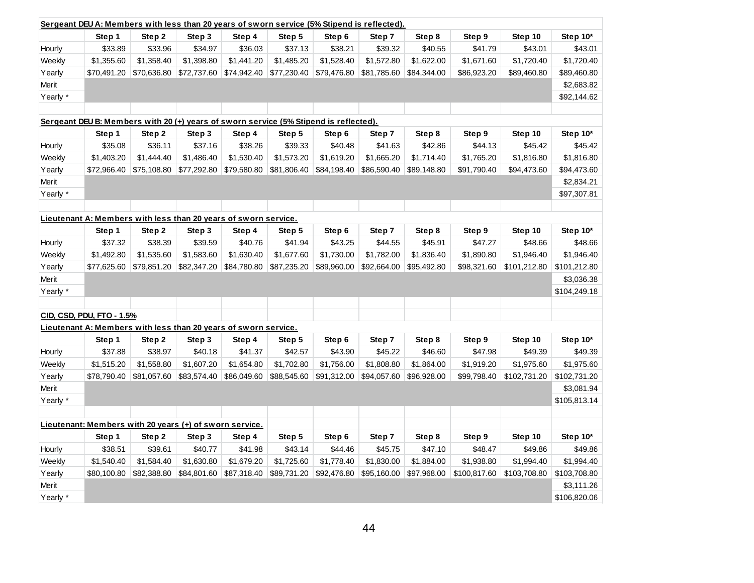**Sergeant DEU A: Members with less than 20 years of sworn service (5% Stipend is reflected).**

| | Step 1 | Step 2 | Step 3 | Step 4 | Step 5 | Step 6 | Step 7 | Step 8 | Step 9 | Step 10 | Step 10* |
|---|---|---|---|---|---|---|---|---|---|---|---|
| Hourly | $33.89 | $33.96 | $34.97 | $36.03 | $37.13 | $38.21 | $39.32 | $40.55 | $41.79 | $43.01 | $43.01 |
| Weekly | $1,355.60 | $1,358.40 | $1,398.80 | $1,441.20 | $1,485.20 | $1,528.40 | $1,572.80 | $1,622.00 | $1,671.60 | $1,720.40 | $1,720.40 |
| Yearly | $70,491.20 | $70,636.80 | $72,737.60 | $74,942.40 | $77,230.40 | $79,476.80 | $81,785.60 | $84,344.00 | $86,923.20 | $89,460.80 | $89,460.80 |
| Merit | | | | | | | | | | | $2,683.82 |
| Yearly * | | | | | | | | | | | $92,144.62 |

**Sergeant DEU B: Members with 20 (+) years of sworn service (5% Stipend is reflected).**

| | Step 1 | Step 2 | Step 3 | Step 4 | Step 5 | Step 6 | Step 7 | Step 8 | Step 9 | Step 10 | Step 10* |
|---|---|---|---|---|---|---|---|---|---|---|---|
| Hourly | $35.08 | $36.11 | $37.16 | $38.26 | $39.33 | $40.48 | $41.63 | $42.86 | $44.13 | $45.42 | $45.42 |
| Weekly | $1,403.20 | $1,444.40 | $1,486.40 | $1,530.40 | $1,573.20 | $1,619.20 | $1,665.20 | $1,714.40 | $1,765.20 | $1,816.80 | $1,816.80 |
| Yearly | $72,966.40 | $75,108.80 | $77,292.80 | $79,580.80 | $81,806.40 | $84,198.40 | $86,590.40 | $89,148.80 | $91,790.40 | $94,473.60 | $94,473.60 |
| Merit | | | | | | | | | | | $2,834.21 |
| Yearly * | | | | | | | | | | | $97,307.81 |

**Lieutenant A: Members with less than 20 years of sworn service.**

| | Step 1 | Step 2 | Step 3 | Step 4 | Step 5 | Step 6 | Step 7 | Step 8 | Step 9 | Step 10 | Step 10* |
|---|---|---|---|---|---|---|---|---|---|---|---|
| Hourly | $37.32 | $38.39 | $39.59 | $40.76 | $41.94 | $43.25 | $44.55 | $45.91 | $47.27 | $48.66 | $48.66 |
| Weekly | $1,492.80 | $1,535.60 | $1,583.60 | $1,630.40 | $1,677.60 | $1,730.00 | $1,782.00 | $1,836.40 | $1,890.80 | $1,946.40 | $1,946.40 |
| Yearly | $77,625.60 | $79,851.20 | $82,347.20 | $84,780.80 | $87,235.20 | $89,960.00 | $92,664.00 | $95,492.80 | $98,321.60 | $101,212.80 | $101,212.80 |
| Merit | | | | | | | | | | | $3,036.38 |
| Yearly * | | | | | | | | | | | $104,249.18 |

**CID, CSD, PDU, FTO - 1.5%**

**Lieutenant A: Members with less than 20 years of sworn service.**

| | Step 1 | Step 2 | Step 3 | Step 4 | Step 5 | Step 6 | Step 7 | Step 8 | Step 9 | Step 10 | Step 10* |
|---|---|---|---|---|---|---|---|---|---|---|---|
| Hourly | $37.88 | $38.97 | $40.18 | $41.37 | $42.57 | $43.90 | $45.22 | $46.60 | $47.98 | $49.39 | $49.39 |
| Weekly | $1,515.20 | $1,558.80 | $1,607.20 | $1,654.80 | $1,702.80 | $1,756.00 | $1,808.80 | $1,864.00 | $1,919.20 | $1,975.60 | $1,975.60 |
| Yearly | $78,790.40 | $81,057.60 | $83,574.40 | $86,049.60 | $88,545.60 | $91,312.00 | $94,057.60 | $96,928.00 | $99,798.40 | $102,731.20 | $102,731.20 |
| Merit | | | | | | | | | | | $3,081.94 |
| Yearly * | | | | | | | | | | | $105,813.14 |

**Lieutenant: Members with 20 years (+) of sworn service.**

| | Step 1 | Step 2 | Step 3 | Step 4 | Step 5 | Step 6 | Step 7 | Step 8 | Step 9 | Step 10 | Step 10* |
|---|---|---|---|---|---|---|---|---|---|---|---|
| Hourly | $38.51 | $39.61 | $40.77 | $41.98 | $43.14 | $44.46 | $45.75 | $47.10 | $48.47 | $49.86 | $49.86 |
| Weekly | $1,540.40 | $1,584.40 | $1,630.80 | $1,679.20 | $1,725.60 | $1,778.40 | $1,830.00 | $1,884.00 | $1,938.80 | $1,994.40 | $1,994.40 |
| Yearly | $80,100.80 | $82,388.80 | $84,801.60 | $87,318.40 | $89,731.20 | $92,476.80 | $95,160.00 | $97,968.00 | $100,817.60 | $103,708.80 | $103,708.80 |
| Merit | | | | | | | | | | | $3,111.26 |
| Yearly * | | | | | | | | | | | $106,820.06 |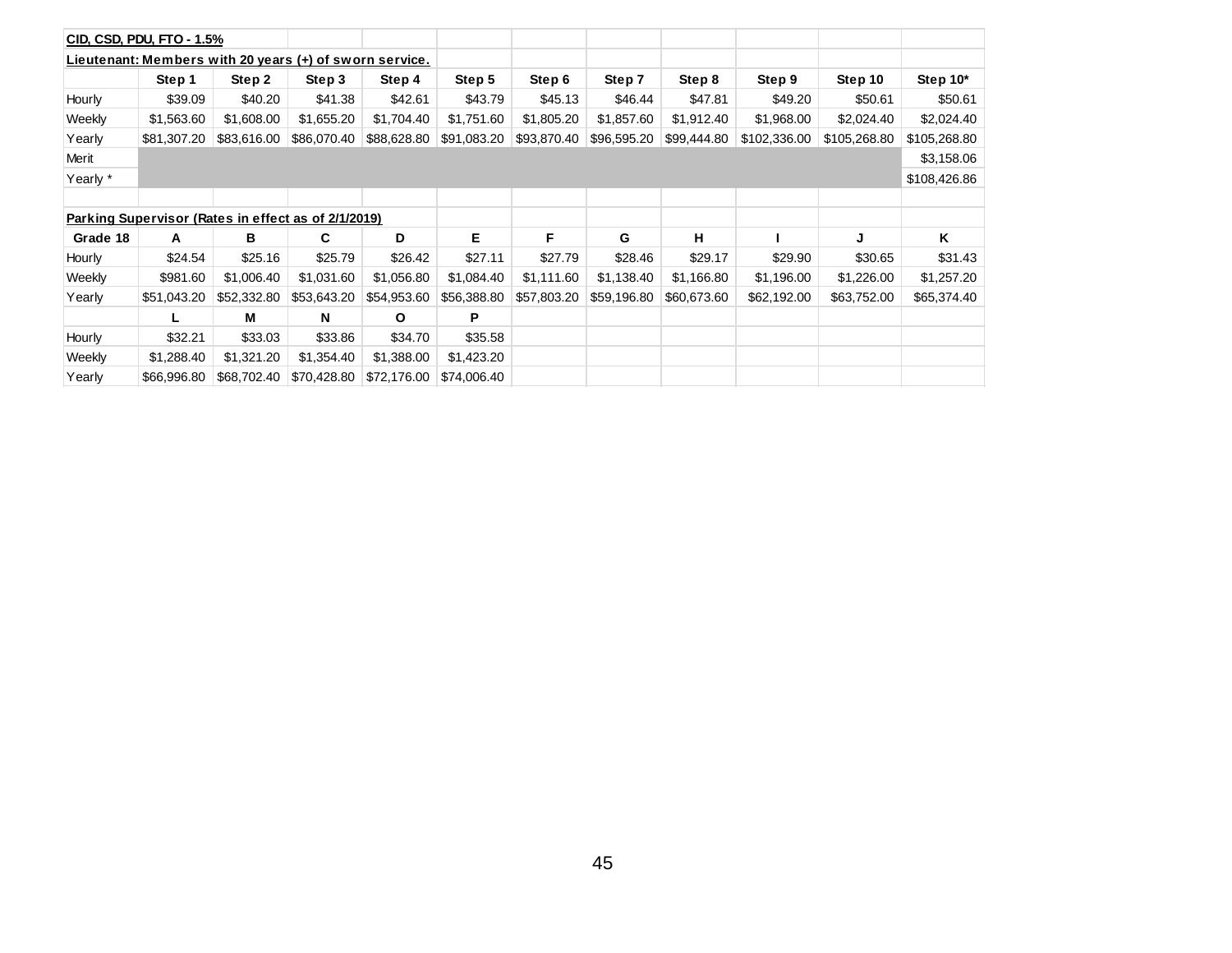**CID, CSD, PDU, FTO - 1.5%**

**Lieutenant: Members with 20 years (+) of sworn service.**

| | Step 1 | Step 2 | Step 3 | Step 4 | Step 5 | Step 6 | Step 7 | Step 8 | Step 9 | Step 10 | Step 10* |
|---|---|---|---|---|---|---|---|---|---|---|---|
| Hourly | $39.09 | $40.20 | $41.38 | $42.61 | $43.79 | $45.13 | $46.44 | $47.81 | $49.20 | $50.61 | $50.61 |
| Weekly | $1,563.60 | $1,608.00 | $1,655.20 | $1,704.40 | $1,751.60 | $1,805.20 | $1,857.60 | $1,912.40 | $1,968.00 | $2,024.40 | $2,024.40 |
| Yearly | $81,307.20 | $83,616.00 | $86,070.40 | $88,628.80 | $91,083.20 | $93,870.40 | $96,595.20 | $99,444.80 | $102,336.00 | $105,268.80 | $105,268.80 |
| Merit | | | | | | | | | | | $3,158.06 |
| Yearly * | | | | | | | | | | | $108,426.86 |

**Parking Supervisor (Rates in effect as of 2/1/2019)**

| Grade 18 | A | B | C | D | E | F | G | H | I | J | K |
|---|---|---|---|---|---|---|---|---|---|---|---|
| Hourly | $24.54 | $25.16 | $25.79 | $26.42 | $27.11 | $27.79 | $28.46 | $29.17 | $29.90 | $30.65 | $31.43 |
| Weekly | $981.60 | $1,006.40 | $1,031.60 | $1,056.80 | $1,084.40 | $1,111.60 | $1,138.40 | $1,166.80 | $1,196.00 | $1,226.00 | $1,257.20 |
| Yearly | $51,043.20 | $52,332.80 | $53,643.20 | $54,953.60 | $56,388.80 | $57,803.20 | $59,196.80 | $60,673.60 | $62,192.00 | $63,752.00 | $65,374.40 |
| | **L** | **M** | **N** | **O** | **P** | | | | | | |
| Hourly | $32.21 | $33.03 | $33.86 | $34.70 | $35.58 | | | | | | |
| Weekly | $1,288.40 | $1,321.20 | $1,354.40 | $1,388.00 | $1,423.20 | | | | | | |
| Yearly | $66,996.80 | $68,702.40 | $70,428.80 | $72,176.00 | $74,006.40 | | | | | | |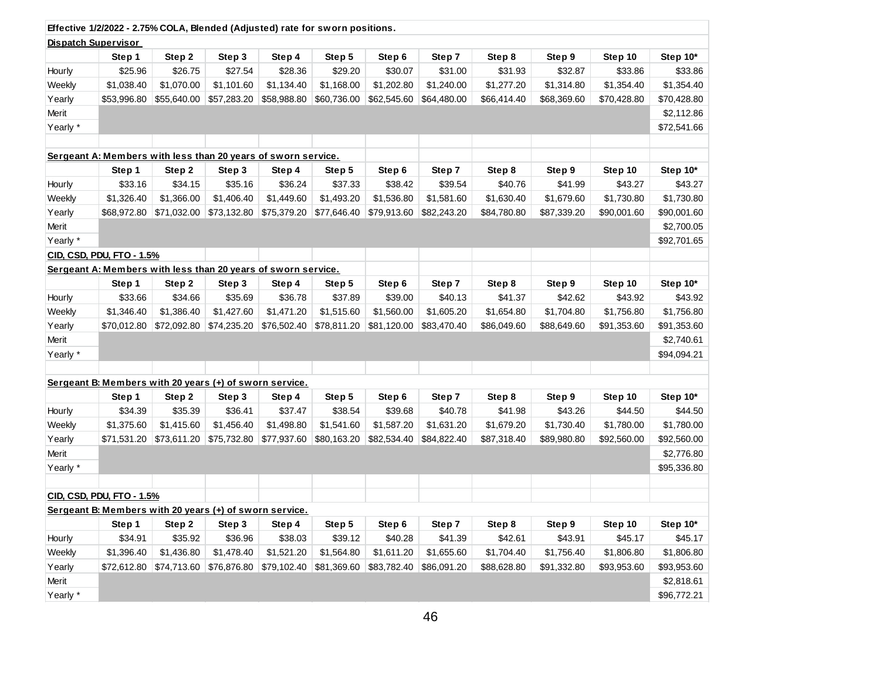**Effective 1/2/2022 - 2.75% COLA, Blended (Adjusted) rate for sworn positions.**

**Dispatch Supervisor**

| | Step 1 | Step 2 | Step 3 | Step 4 | Step 5 | Step 6 | Step 7 | Step 8 | Step 9 | Step 10 | Step 10* |
|---|---|---|---|---|---|---|---|---|---|---|---|
| Hourly | $25.96 | $26.75 | $27.54 | $28.36 | $29.20 | $30.07 | $31.00 | $31.93 | $32.87 | $33.86 | $33.86 |
| Weekly | $1,038.40 | $1,070.00 | $1,101.60 | $1,134.40 | $1,168.00 | $1,202.80 | $1,240.00 | $1,277.20 | $1,314.80 | $1,354.40 | $1,354.40 |
| Yearly | $53,996.80 | $55,640.00 | $57,283.20 | $58,988.80 | $60,736.00 | $62,545.60 | $64,480.00 | $66,414.40 | $68,369.60 | $70,428.80 | $70,428.80 |
| Merit | | | | | | | | | | | $2,112.86 |
| Yearly * | | | | | | | | | | | $72,541.66 |

**Sergeant A: Members with less than 20 years of sworn service.**

| | Step 1 | Step 2 | Step 3 | Step 4 | Step 5 | Step 6 | Step 7 | Step 8 | Step 9 | Step 10 | Step 10* |
|---|---|---|---|---|---|---|---|---|---|---|---|
| Hourly | $33.16 | $34.15 | $35.16 | $36.24 | $37.33 | $38.42 | $39.54 | $40.76 | $41.99 | $43.27 | $43.27 |
| Weekly | $1,326.40 | $1,366.00 | $1,406.40 | $1,449.60 | $1,493.20 | $1,536.80 | $1,581.60 | $1,630.40 | $1,679.60 | $1,730.80 | $1,730.80 |
| Yearly | $68,972.80 | $71,032.00 | $73,132.80 | $75,379.20 | $77,646.40 | $79,913.60 | $82,243.20 | $84,780.80 | $87,339.20 | $90,001.60 | $90,001.60 |
| Merit | | | | | | | | | | | $2,700.05 |
| Yearly * | | | | | | | | | | | $92,701.65 |

**CID, CSD, PDU, FTO - 1.5%**

**Sergeant A: Members with less than 20 years of sworn service.**

| | Step 1 | Step 2 | Step 3 | Step 4 | Step 5 | Step 6 | Step 7 | Step 8 | Step 9 | Step 10 | Step 10* |
|---|---|---|---|---|---|---|---|---|---|---|---|
| Hourly | $33.66 | $34.66 | $35.69 | $36.78 | $37.89 | $39.00 | $40.13 | $41.37 | $42.62 | $43.92 | $43.92 |
| Weekly | $1,346.40 | $1,386.40 | $1,427.60 | $1,471.20 | $1,515.60 | $1,560.00 | $1,605.20 | $1,654.80 | $1,704.80 | $1,756.80 | $1,756.80 |
| Yearly | $70,012.80 | $72,092.80 | $74,235.20 | $76,502.40 | $78,811.20 | $81,120.00 | $83,470.40 | $86,049.60 | $88,649.60 | $91,353.60 | $91,353.60 |
| Merit | | | | | | | | | | | $2,740.61 |
| Yearly * | | | | | | | | | | | $94,094.21 |

**Sergeant B: Members with 20 years (+) of sworn service.**

| | Step 1 | Step 2 | Step 3 | Step 4 | Step 5 | Step 6 | Step 7 | Step 8 | Step 9 | Step 10 | Step 10* |
|---|---|---|---|---|---|---|---|---|---|---|---|
| Hourly | $34.39 | $35.39 | $36.41 | $37.47 | $38.54 | $39.68 | $40.78 | $41.98 | $43.26 | $44.50 | $44.50 |
| Weekly | $1,375.60 | $1,415.60 | $1,456.40 | $1,498.80 | $1,541.60 | $1,587.20 | $1,631.20 | $1,679.20 | $1,730.40 | $1,780.00 | $1,780.00 |
| Yearly | $71,531.20 | $73,611.20 | $75,732.80 | $77,937.60 | $80,163.20 | $82,534.40 | $84,822.40 | $87,318.40 | $89,980.80 | $92,560.00 | $92,560.00 |
| Merit | | | | | | | | | | | $2,776.80 |
| Yearly * | | | | | | | | | | | $95,336.80 |

**CID, CSD, PDU, FTO - 1.5%**

**Sergeant B: Members with 20 years (+) of sworn service.**

| | Step 1 | Step 2 | Step 3 | Step 4 | Step 5 | Step 6 | Step 7 | Step 8 | Step 9 | Step 10 | Step 10* |
|---|---|---|---|---|---|---|---|---|---|---|---|
| Hourly | $34.91 | $35.92 | $36.96 | $38.03 | $39.12 | $40.28 | $41.39 | $42.61 | $43.91 | $45.17 | $45.17 |
| Weekly | $1,396.40 | $1,436.80 | $1,478.40 | $1,521.20 | $1,564.80 | $1,611.20 | $1,655.60 | $1,704.40 | $1,756.40 | $1,806.80 | $1,806.80 |
| Yearly | $72,612.80 | $74,713.60 | $76,876.80 | $79,102.40 | $81,369.60 | $83,782.40 | $86,091.20 | $88,628.80 | $91,332.80 | $93,953.60 | $93,953.60 |
| Merit | | | | | | | | | | | $2,818.61 |
| Yearly * | | | | | | | | | | | $96,772.21 |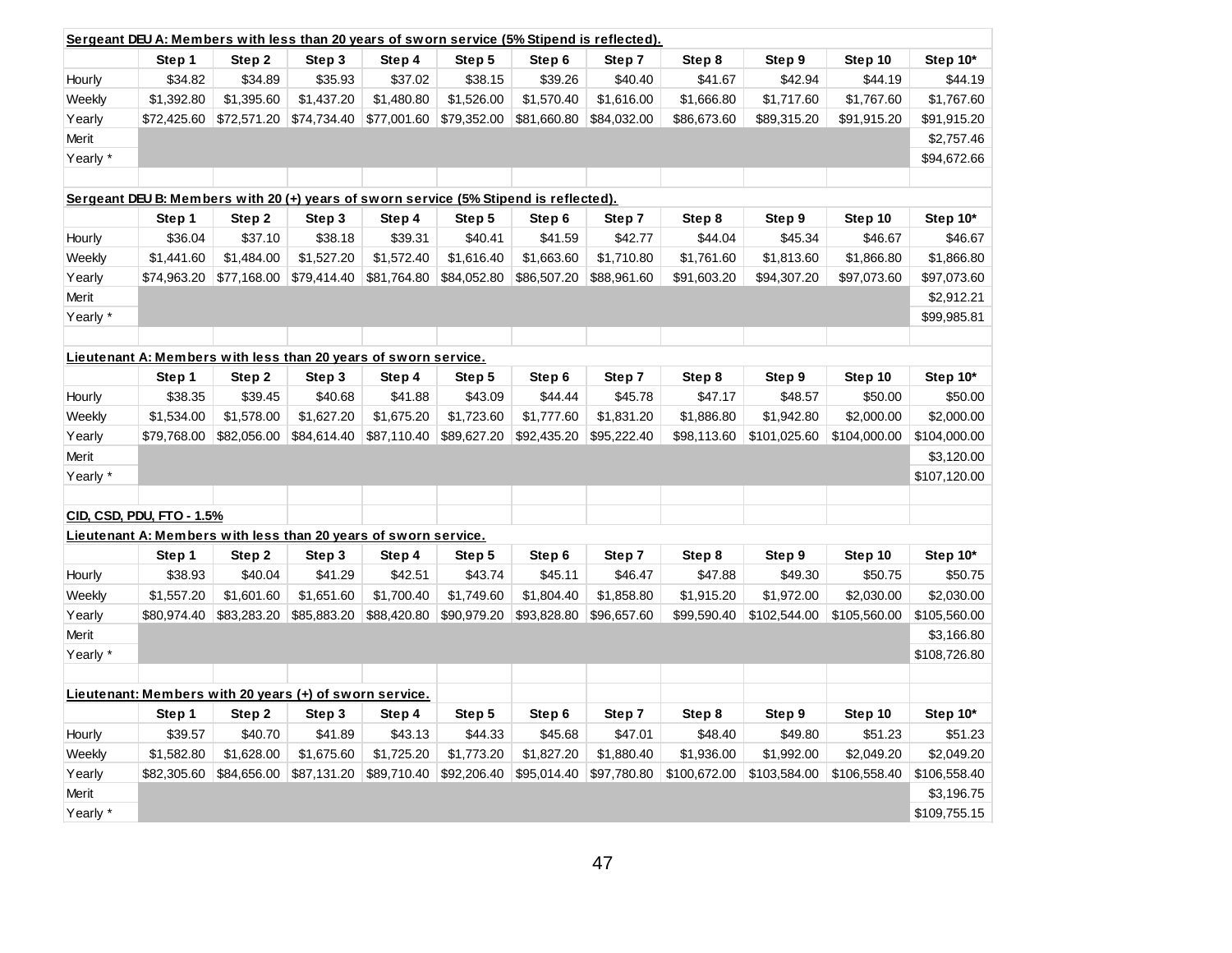**Sergeant DEU A: Members with less than 20 years of sworn service (5% Stipend is reflected).**

| | Step 1 | Step 2 | Step 3 | Step 4 | Step 5 | Step 6 | Step 7 | Step 8 | Step 9 | Step 10 | Step 10* |
|---|---|---|---|---|---|---|---|---|---|---|---|
| Hourly | $34.82 | $34.89 | $35.93 | $37.02 | $38.15 | $39.26 | $40.40 | $41.67 | $42.94 | $44.19 | $44.19 |
| Weekly | $1,392.80 | $1,395.60 | $1,437.20 | $1,480.80 | $1,526.00 | $1,570.40 | $1,616.00 | $1,666.80 | $1,717.60 | $1,767.60 | $1,767.60 |
| Yearly | $72,425.60 | $72,571.20 | $74,734.40 | $77,001.60 | $79,352.00 | $81,660.80 | $84,032.00 | $86,673.60 | $89,315.20 | $91,915.20 | $91,915.20 |
| Merit | | | | | | | | | | | $2,757.46 |
| Yearly * | | | | | | | | | | | $94,672.66 |

**Sergeant DEU B: Members with 20 (+) years of sworn service (5% Stipend is reflected).**

| | Step 1 | Step 2 | Step 3 | Step 4 | Step 5 | Step 6 | Step 7 | Step 8 | Step 9 | Step 10 | Step 10* |
|---|---|---|---|---|---|---|---|---|---|---|---|
| Hourly | $36.04 | $37.10 | $38.18 | $39.31 | $40.41 | $41.59 | $42.77 | $44.04 | $45.34 | $46.67 | $46.67 |
| Weekly | $1,441.60 | $1,484.00 | $1,527.20 | $1,572.40 | $1,616.40 | $1,663.60 | $1,710.80 | $1,761.60 | $1,813.60 | $1,866.80 | $1,866.80 |
| Yearly | $74,963.20 | $77,168.00 | $79,414.40 | $81,764.80 | $84,052.80 | $86,507.20 | $88,961.60 | $91,603.20 | $94,307.20 | $97,073.60 | $97,073.60 |
| Merit | | | | | | | | | | | $2,912.21 |
| Yearly * | | | | | | | | | | | $99,985.81 |

**Lieutenant A: Members with less than 20 years of sworn service.**

| | Step 1 | Step 2 | Step 3 | Step 4 | Step 5 | Step 6 | Step 7 | Step 8 | Step 9 | Step 10 | Step 10* |
|---|---|---|---|---|---|---|---|---|---|---|---|
| Hourly | $38.35 | $39.45 | $40.68 | $41.88 | $43.09 | $44.44 | $45.78 | $47.17 | $48.57 | $50.00 | $50.00 |
| Weekly | $1,534.00 | $1,578.00 | $1,627.20 | $1,675.20 | $1,723.60 | $1,777.60 | $1,831.20 | $1,886.80 | $1,942.80 | $2,000.00 | $2,000.00 |
| Yearly | $79,768.00 | $82,056.00 | $84,614.40 | $87,110.40 | $89,627.20 | $92,435.20 | $95,222.40 | $98,113.60 | $101,025.60 | $104,000.00 | $104,000.00 |
| Merit | | | | | | | | | | | $3,120.00 |
| Yearly * | | | | | | | | | | | $107,120.00 |

**CID, CSD, PDU, FTO - 1.5%**

**Lieutenant A: Members with less than 20 years of sworn service.**

| | Step 1 | Step 2 | Step 3 | Step 4 | Step 5 | Step 6 | Step 7 | Step 8 | Step 9 | Step 10 | Step 10* |
|---|---|---|---|---|---|---|---|---|---|---|---|
| Hourly | $38.93 | $40.04 | $41.29 | $42.51 | $43.74 | $45.11 | $46.47 | $47.88 | $49.30 | $50.75 | $50.75 |
| Weekly | $1,557.20 | $1,601.60 | $1,651.60 | $1,700.40 | $1,749.60 | $1,804.40 | $1,858.80 | $1,915.20 | $1,972.00 | $2,030.00 | $2,030.00 |
| Yearly | $80,974.40 | $83,283.20 | $85,883.20 | $88,420.80 | $90,979.20 | $93,828.80 | $96,657.60 | $99,590.40 | $102,544.00 | $105,560.00 | $105,560.00 |
| Merit | | | | | | | | | | | $3,166.80 |
| Yearly * | | | | | | | | | | | $108,726.80 |

**Lieutenant: Members with 20 years (+) of sworn service.**

| | Step 1 | Step 2 | Step 3 | Step 4 | Step 5 | Step 6 | Step 7 | Step 8 | Step 9 | Step 10 | Step 10* |
|---|---|---|---|---|---|---|---|---|---|---|---|
| Hourly | $39.57 | $40.70 | $41.89 | $43.13 | $44.33 | $45.68 | $47.01 | $48.40 | $49.80 | $51.23 | $51.23 |
| Weekly | $1,582.80 | $1,628.00 | $1,675.60 | $1,725.20 | $1,773.20 | $1,827.20 | $1,880.40 | $1,936.00 | $1,992.00 | $2,049.20 | $2,049.20 |
| Yearly | $82,305.60 | $84,656.00 | $87,131.20 | $89,710.40 | $92,206.40 | $95,014.40 | $97,780.80 | $100,672.00 | $103,584.00 | $106,558.40 | $106,558.40 |
| Merit | | | | | | | | | | | $3,196.75 |
| Yearly * | | | | | | | | | | | $109,755.15 |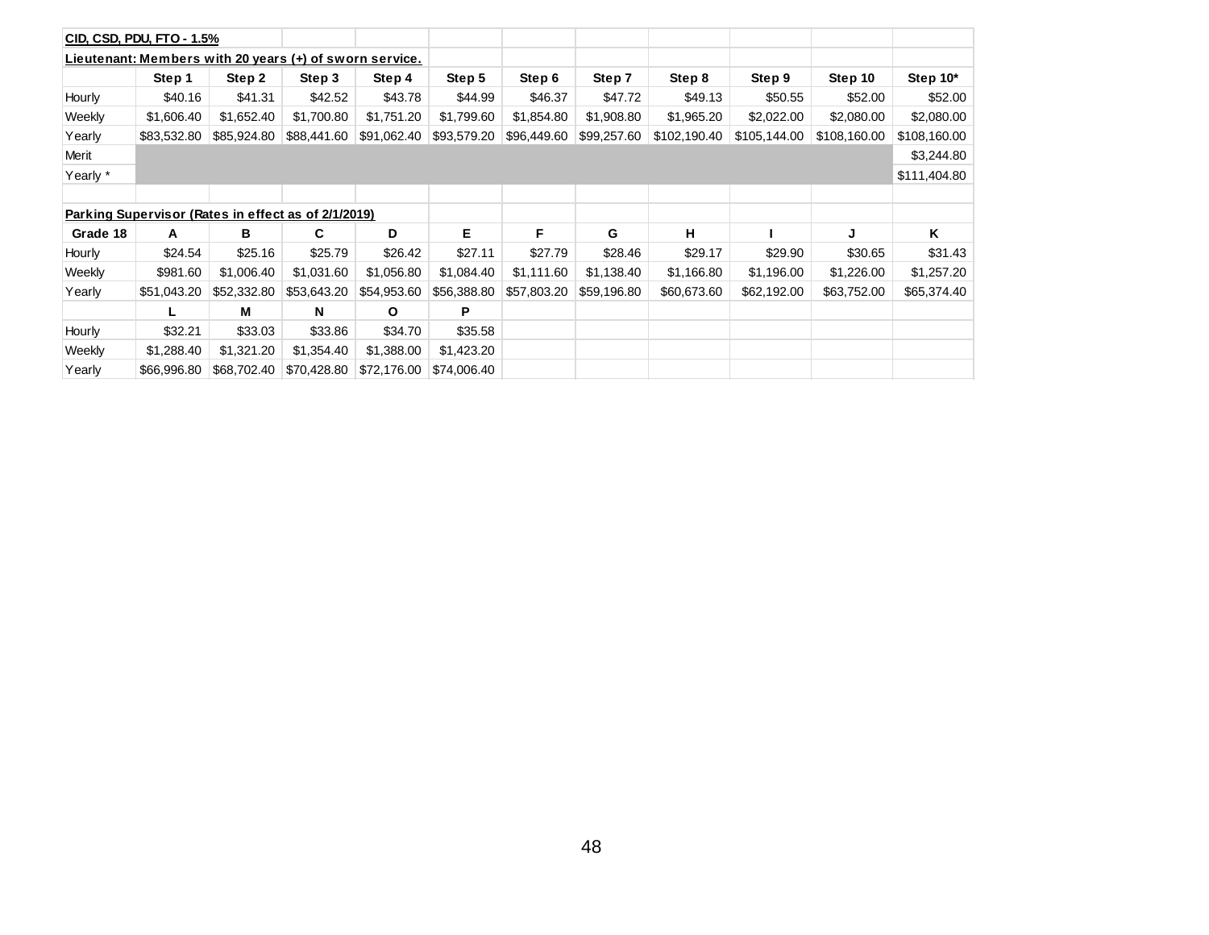| CID, CSD, PDU, FTO - 1.5% | | | | | | | | | | | |
|---|---|---|---|---|---|---|---|---|---|---|---|
| **Lieutenant: Members with 20 years (+) of sworn service.** | | | | | | | | | | | |
| | **Step 1** | **Step 2** | **Step 3** | **Step 4** | **Step 5** | **Step 6** | **Step 7** | **Step 8** | **Step 9** | **Step 10** | **Step 10*** |
| Hourly | $40.16 | $41.31 | $42.52 | $43.78 | $44.99 | $46.37 | $47.72 | $49.13 | $50.55 | $52.00 | $52.00 |
| Weekly | $1,606.40 | $1,652.40 | $1,700.80 | $1,751.20 | $1,799.60 | $1,854.80 | $1,908.80 | $1,965.20 | $2,022.00 | $2,080.00 | $2,080.00 |
| Yearly | $83,532.80 | $85,924.80 | $88,441.60 | $91,062.40 | $93,579.20 | $96,449.60 | $99,257.60 | $102,190.40 | $105,144.00 | $108,160.00 | $108,160.00 |
| Merit | | | | | | | | | | | $3,244.80 |
| Yearly * | | | | | | | | | | | $111,404.80 |

| Parking Supervisor (Rates in effect as of 2/1/2019) | | | | | | | | | | | |
|---|---|---|---|---|---|---|---|---|---|---|---|
| **Grade 18** | **A** | **B** | **C** | **D** | **E** | **F** | **G** | **H** | **I** | **J** | **K** |
| Hourly | $24.54 | $25.16 | $25.79 | $26.42 | $27.11 | $27.79 | $28.46 | $29.17 | $29.90 | $30.65 | $31.43 |
| Weekly | $981.60 | $1,006.40 | $1,031.60 | $1,056.80 | $1,084.40 | $1,111.60 | $1,138.40 | $1,166.80 | $1,196.00 | $1,226.00 | $1,257.20 |
| Yearly | $51,043.20 | $52,332.80 | $53,643.20 | $54,953.60 | $56,388.80 | $57,803.20 | $59,196.80 | $60,673.60 | $62,192.00 | $63,752.00 | $65,374.40 |
| | **L** | **M** | **N** | **O** | **P** | | | | | | |
| Hourly | $32.21 | $33.03 | $33.86 | $34.70 | $35.58 | | | | | | |
| Weekly | $1,288.40 | $1,321.20 | $1,354.40 | $1,388.00 | $1,423.20 | | | | | | |
| Yearly | $66,996.80 | $68,702.40 | $70,428.80 | $72,176.00 | $74,006.40 | | | | | | |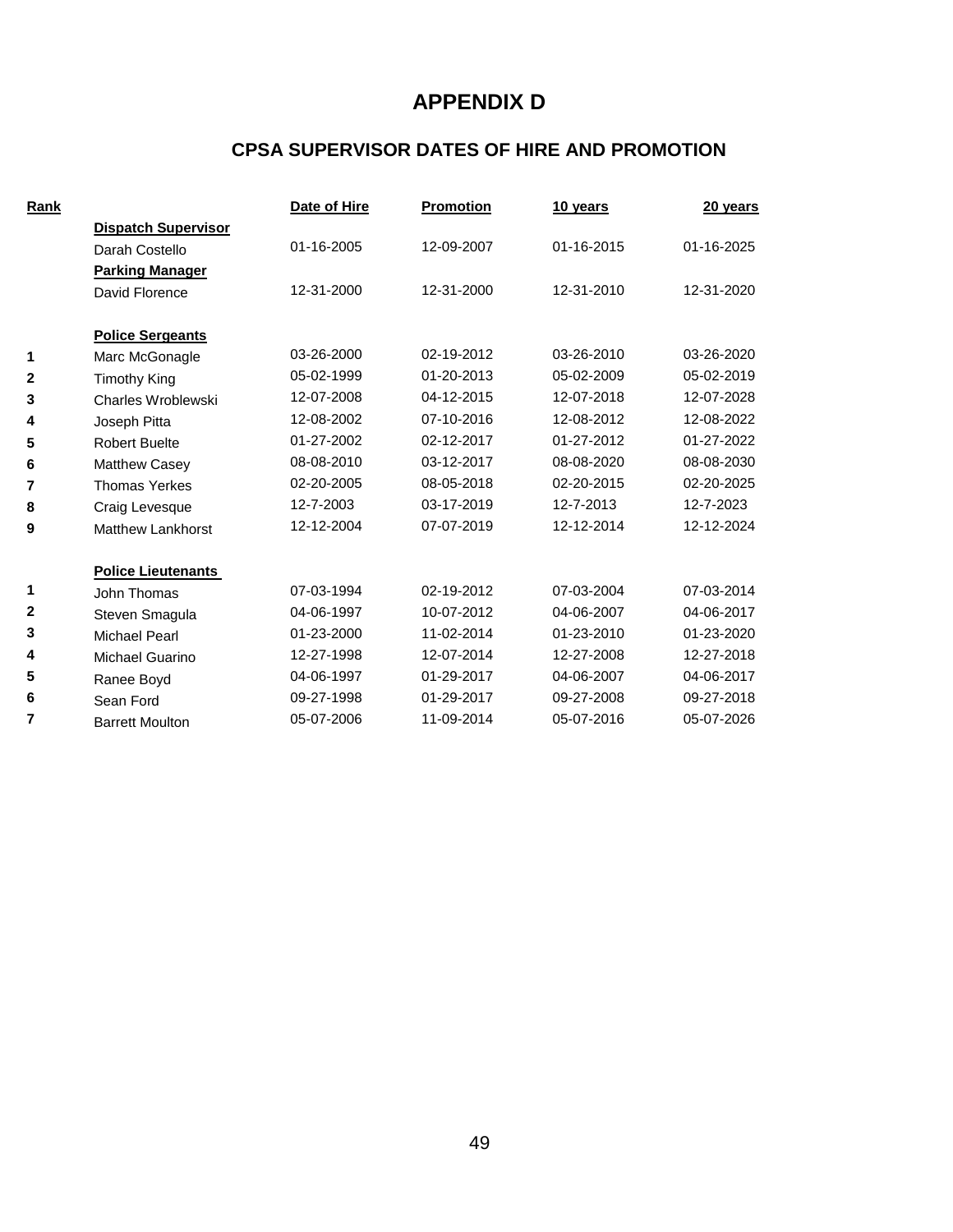# APPENDIX D

## CPSA SUPERVISOR DATES OF HIRE AND PROMOTION

| Rank | | Date of Hire | Promotion | 10 years | 20 years |
|---|---|---|---|---|---|
| | **Dispatch Supervisor** | | | | |
| | Darah Costello | 01-16-2005 | 12-09-2007 | 01-16-2015 | 01-16-2025 |
| | **Parking Manager** | | | | |
| | David Florence | 12-31-2000 | 12-31-2000 | 12-31-2010 | 12-31-2020 |
| | **Police Sergeants** | | | | |
| 1 | Marc McGonagle | 03-26-2000 | 02-19-2012 | 03-26-2010 | 03-26-2020 |
| 2 | Timothy King | 05-02-1999 | 01-20-2013 | 05-02-2009 | 05-02-2019 |
| 3 | Charles Wroblewski | 12-07-2008 | 04-12-2015 | 12-07-2018 | 12-07-2028 |
| 4 | Joseph Pitta | 12-08-2002 | 07-10-2016 | 12-08-2012 | 12-08-2022 |
| 5 | Robert Buelte | 01-27-2002 | 02-12-2017 | 01-27-2012 | 01-27-2022 |
| 6 | Matthew Casey | 08-08-2010 | 03-12-2017 | 08-08-2020 | 08-08-2030 |
| 7 | Thomas Yerkes | 02-20-2005 | 08-05-2018 | 02-20-2015 | 02-20-2025 |
| 8 | Craig Levesque | 12-7-2003 | 03-17-2019 | 12-7-2013 | 12-7-2023 |
| 9 | Matthew Lankhorst | 12-12-2004 | 07-07-2019 | 12-12-2014 | 12-12-2024 |
| | **Police Lieutenants** | | | | |
| 1 | John Thomas | 07-03-1994 | 02-19-2012 | 07-03-2004 | 07-03-2014 |
| 2 | Steven Smagula | 04-06-1997 | 10-07-2012 | 04-06-2007 | 04-06-2017 |
| 3 | Michael Pearl | 01-23-2000 | 11-02-2014 | 01-23-2010 | 01-23-2020 |
| 4 | Michael Guarino | 12-27-1998 | 12-07-2014 | 12-27-2008 | 12-27-2018 |
| 5 | Ranee Boyd | 04-06-1997 | 01-29-2017 | 04-06-2007 | 04-06-2017 |
| 6 | Sean Ford | 09-27-1998 | 01-29-2017 | 09-27-2008 | 09-27-2018 |
| 7 | Barrett Moulton | 05-07-2006 | 11-09-2014 | 05-07-2016 | 05-07-2026 |